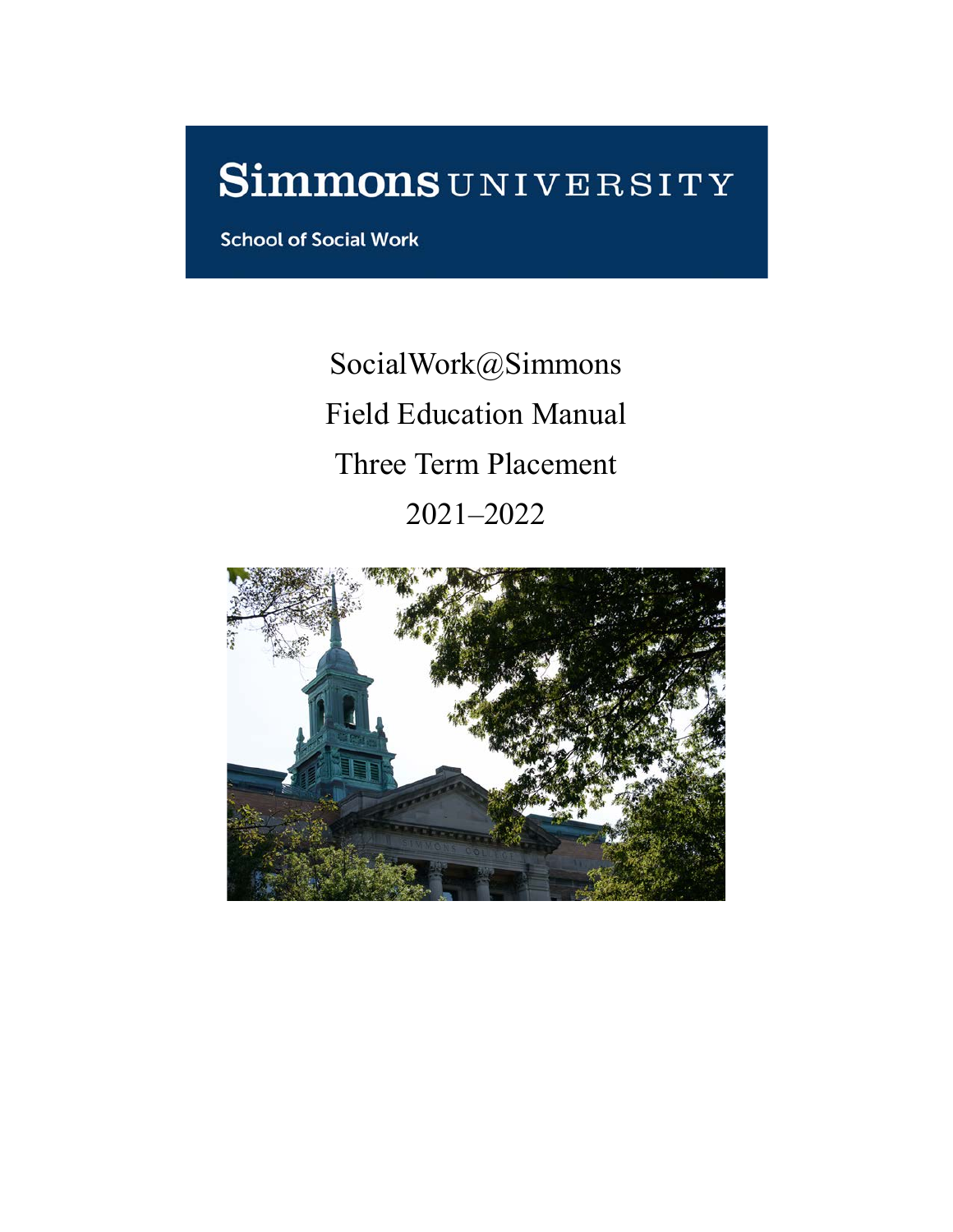# Simmons UNIVERSITY

School of Social Work

SocialWork@Simmons

Field Education Manual

Three Term Placement

2021–2022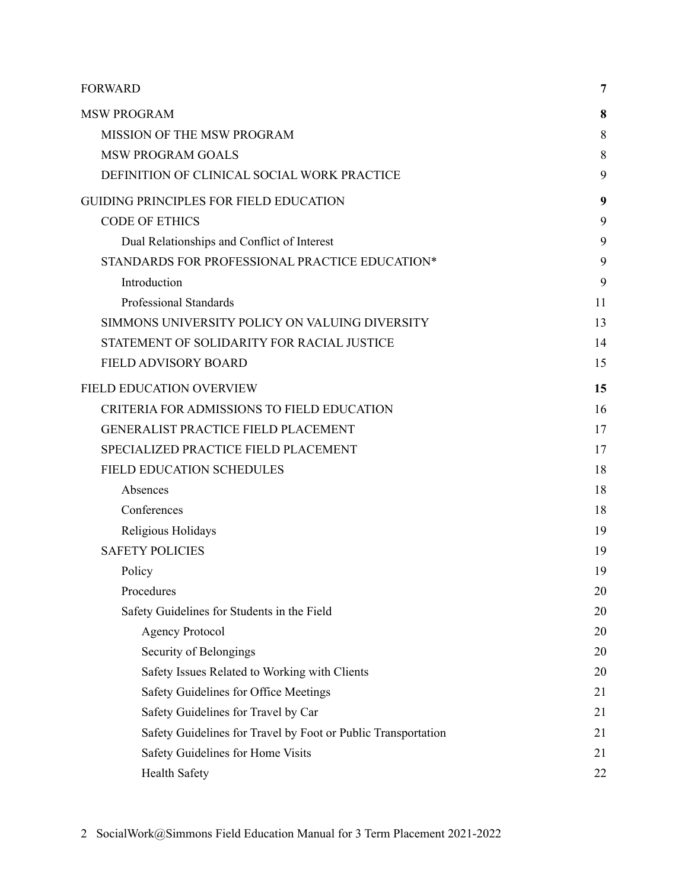| | |
|---|---|
| **FORWARD** | **7** |
| **MSW PROGRAM** | **8** |
| MISSION OF THE MSW PROGRAM | 8 |
| MSW PROGRAM GOALS | 8 |
| DEFINITION OF CLINICAL SOCIAL WORK PRACTICE | 9 |
| **GUIDING PRINCIPLES FOR FIELD EDUCATION** | **9** |
| CODE OF ETHICS | 9 |
| Dual Relationships and Conflict of Interest | 9 |
| STANDARDS FOR PROFESSIONAL PRACTICE EDUCATION* | 9 |
| Introduction | 9 |
| Professional Standards | 11 |
| SIMMONS UNIVERSITY POLICY ON VALUING DIVERSITY | 13 |
| STATEMENT OF SOLIDARITY FOR RACIAL JUSTICE | 14 |
| FIELD ADVISORY BOARD | 15 |
| **FIELD EDUCATION OVERVIEW** | **15** |
| CRITERIA FOR ADMISSIONS TO FIELD EDUCATION | 16 |
| GENERALIST PRACTICE FIELD PLACEMENT | 17 |
| SPECIALIZED PRACTICE FIELD PLACEMENT | 17 |
| FIELD EDUCATION SCHEDULES | 18 |
| Absences | 18 |
| Conferences | 18 |
| Religious Holidays | 19 |
| SAFETY POLICIES | 19 |
| Policy | 19 |
| Procedures | 20 |
| Safety Guidelines for Students in the Field | 20 |
| Agency Protocol | 20 |
| Security of Belongings | 20 |
| Safety Issues Related to Working with Clients | 20 |
| Safety Guidelines for Office Meetings | 21 |
| Safety Guidelines for Travel by Car | 21 |
| Safety Guidelines for Travel by Foot or Public Transportation | 21 |
| Safety Guidelines for Home Visits | 21 |
| Health Safety | 22 |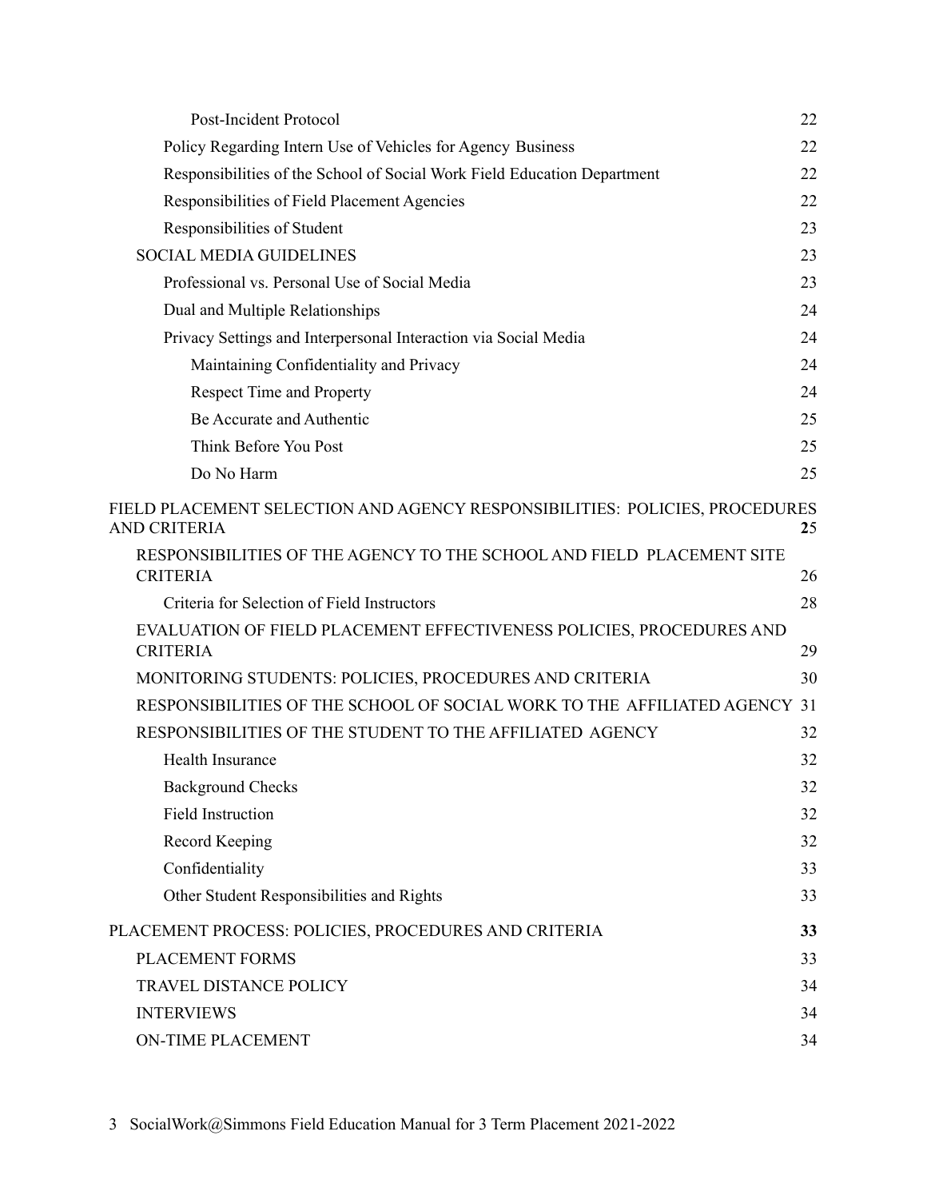Post-Incident Protocol 22

Policy Regarding Intern Use of Vehicles for Agency Business 22

Responsibilities of the School of Social Work Field Education Department 22

Responsibilities of Field Placement Agencies 22

Responsibilities of Student 23

SOCIAL MEDIA GUIDELINES 23

Professional vs. Personal Use of Social Media 23

Dual and Multiple Relationships 24

Privacy Settings and Interpersonal Interaction via Social Media 24

Maintaining Confidentiality and Privacy 24

Respect Time and Property 24

Be Accurate and Authentic 25

Think Before You Post 25

Do No Harm 25

FIELD PLACEMENT SELECTION AND AGENCY RESPONSIBILITIES: POLICIES, PROCEDURES AND CRITERIA **2**5

RESPONSIBILITIES OF THE AGENCY TO THE SCHOOL AND FIELD PLACEMENT SITE CRITERIA 26

Criteria for Selection of Field Instructors 28

EVALUATION OF FIELD PLACEMENT EFFECTIVENESS POLICIES, PROCEDURES AND CRITERIA 29

MONITORING STUDENTS: POLICIES, PROCEDURES AND CRITERIA 30

RESPONSIBILITIES OF THE SCHOOL OF SOCIAL WORK TO THE AFFILIATED AGENCY 31

RESPONSIBILITIES OF THE STUDENT TO THE AFFILIATED AGENCY 32

Health Insurance 32

Background Checks 32

Field Instruction 32

Record Keeping 32

Confidentiality 33

Other Student Responsibilities and Rights 33

PLACEMENT PROCESS: POLICIES, PROCEDURES AND CRITERIA **33**

PLACEMENT FORMS 33

TRAVEL DISTANCE POLICY 34

INTERVIEWS 34

ON-TIME PLACEMENT 34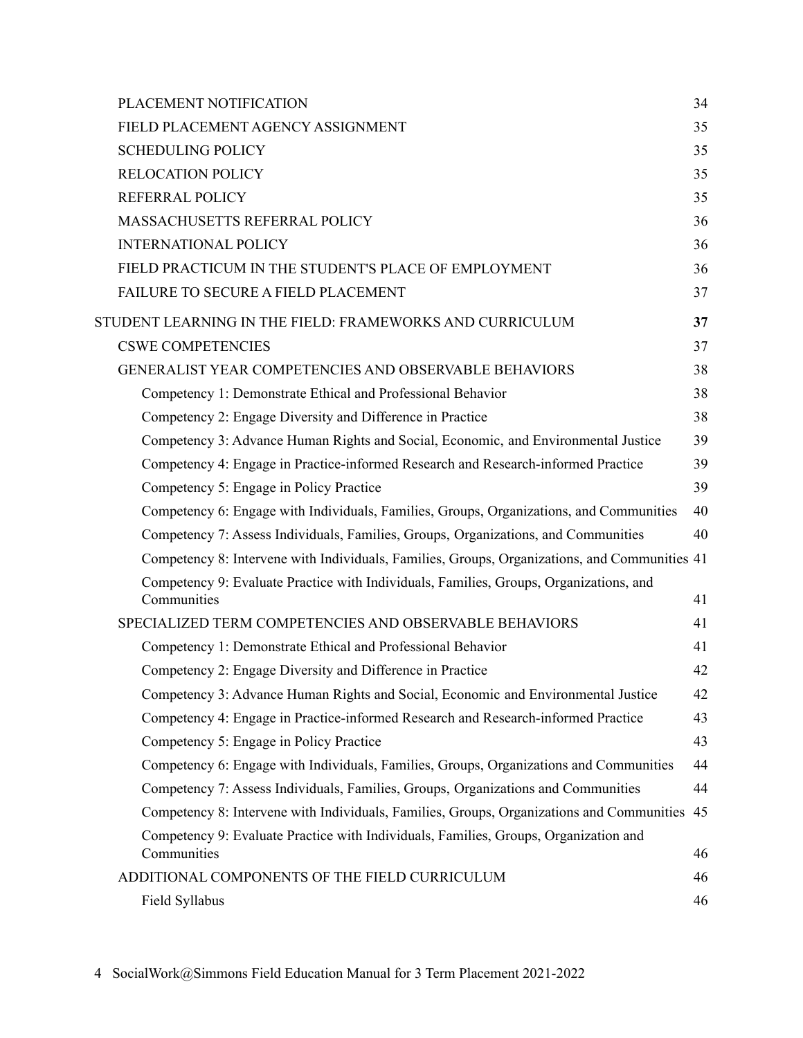PLACEMENT NOTIFICATION 34
FIELD PLACEMENT AGENCY ASSIGNMENT 35
SCHEDULING POLICY 35
RELOCATION POLICY 35
REFERRAL POLICY 35
MASSACHUSETTS REFERRAL POLICY 36
INTERNATIONAL POLICY 36
FIELD PRACTICUM IN THE STUDENT'S PLACE OF EMPLOYMENT 36
FAILURE TO SECURE A FIELD PLACEMENT 37

STUDENT LEARNING IN THE FIELD: FRAMEWORKS AND CURRICULUM **37**
CSWE COMPETENCIES 37
GENERALIST YEAR COMPETENCIES AND OBSERVABLE BEHAVIORS 38
- Competency 1: Demonstrate Ethical and Professional Behavior 38
- Competency 2: Engage Diversity and Difference in Practice 38
- Competency 3: Advance Human Rights and Social, Economic, and Environmental Justice 39
- Competency 4: Engage in Practice-informed Research and Research-informed Practice 39
- Competency 5: Engage in Policy Practice 39
- Competency 6: Engage with Individuals, Families, Groups, Organizations, and Communities 40
- Competency 7: Assess Individuals, Families, Groups, Organizations, and Communities 40
- Competency 8: Intervene with Individuals, Families, Groups, Organizations, and Communities 41
- Competency 9: Evaluate Practice with Individuals, Families, Groups, Organizations, and Communities 41

SPECIALIZED TERM COMPETENCIES AND OBSERVABLE BEHAVIORS 41
- Competency 1: Demonstrate Ethical and Professional Behavior 41
- Competency 2: Engage Diversity and Difference in Practice 42
- Competency 3: Advance Human Rights and Social, Economic and Environmental Justice 42
- Competency 4: Engage in Practice-informed Research and Research-informed Practice 43
- Competency 5: Engage in Policy Practice 43
- Competency 6: Engage with Individuals, Families, Groups, Organizations and Communities 44
- Competency 7: Assess Individuals, Families, Groups, Organizations and Communities 44
- Competency 8: Intervene with Individuals, Families, Groups, Organizations and Communities 45
- Competency 9: Evaluate Practice with Individuals, Families, Groups, Organization and Communities 46

ADDITIONAL COMPONENTS OF THE FIELD CURRICULUM 46
- Field Syllabus 46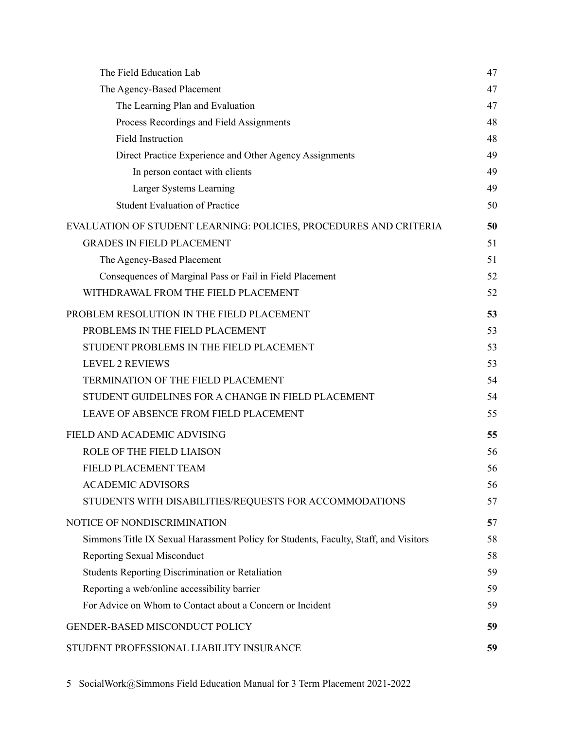| | |
|---|---|
| The Field Education Lab | 47 |
| The Agency-Based Placement | 47 |
| The Learning Plan and Evaluation | 47 |
| Process Recordings and Field Assignments | 48 |
| Field Instruction | 48 |
| Direct Practice Experience and Other Agency Assignments | 49 |
| In person contact with clients | 49 |
| Larger Systems Learning | 49 |
| Student Evaluation of Practice | 50 |
| **EVALUATION OF STUDENT LEARNING: POLICIES, PROCEDURES AND CRITERIA** | **50** |
| GRADES IN FIELD PLACEMENT | 51 |
| The Agency-Based Placement | 51 |
| Consequences of Marginal Pass or Fail in Field Placement | 52 |
| WITHDRAWAL FROM THE FIELD PLACEMENT | 52 |
| **PROBLEM RESOLUTION IN THE FIELD PLACEMENT** | **53** |
| PROBLEMS IN THE FIELD PLACEMENT | 53 |
| STUDENT PROBLEMS IN THE FIELD PLACEMENT | 53 |
| LEVEL 2 REVIEWS | 53 |
| TERMINATION OF THE FIELD PLACEMENT | 54 |
| STUDENT GUIDELINES FOR A CHANGE IN FIELD PLACEMENT | 54 |
| LEAVE OF ABSENCE FROM FIELD PLACEMENT | 55 |
| **FIELD AND ACADEMIC ADVISING** | **55** |
| ROLE OF THE FIELD LIAISON | 56 |
| FIELD PLACEMENT TEAM | 56 |
| ACADEMIC ADVISORS | 56 |
| STUDENTS WITH DISABILITIES/REQUESTS FOR ACCOMMODATIONS | 57 |
| **NOTICE OF NONDISCRIMINATION** | **57** |
| Simmons Title IX Sexual Harassment Policy for Students, Faculty, Staff, and Visitors | 58 |
| Reporting Sexual Misconduct | 58 |
| Students Reporting Discrimination or Retaliation | 59 |
| Reporting a web/online accessibility barrier | 59 |
| For Advice on Whom to Contact about a Concern or Incident | 59 |
| **GENDER-BASED MISCONDUCT POLICY** | **59** |
| **STUDENT PROFESSIONAL LIABILITY INSURANCE** | **59** |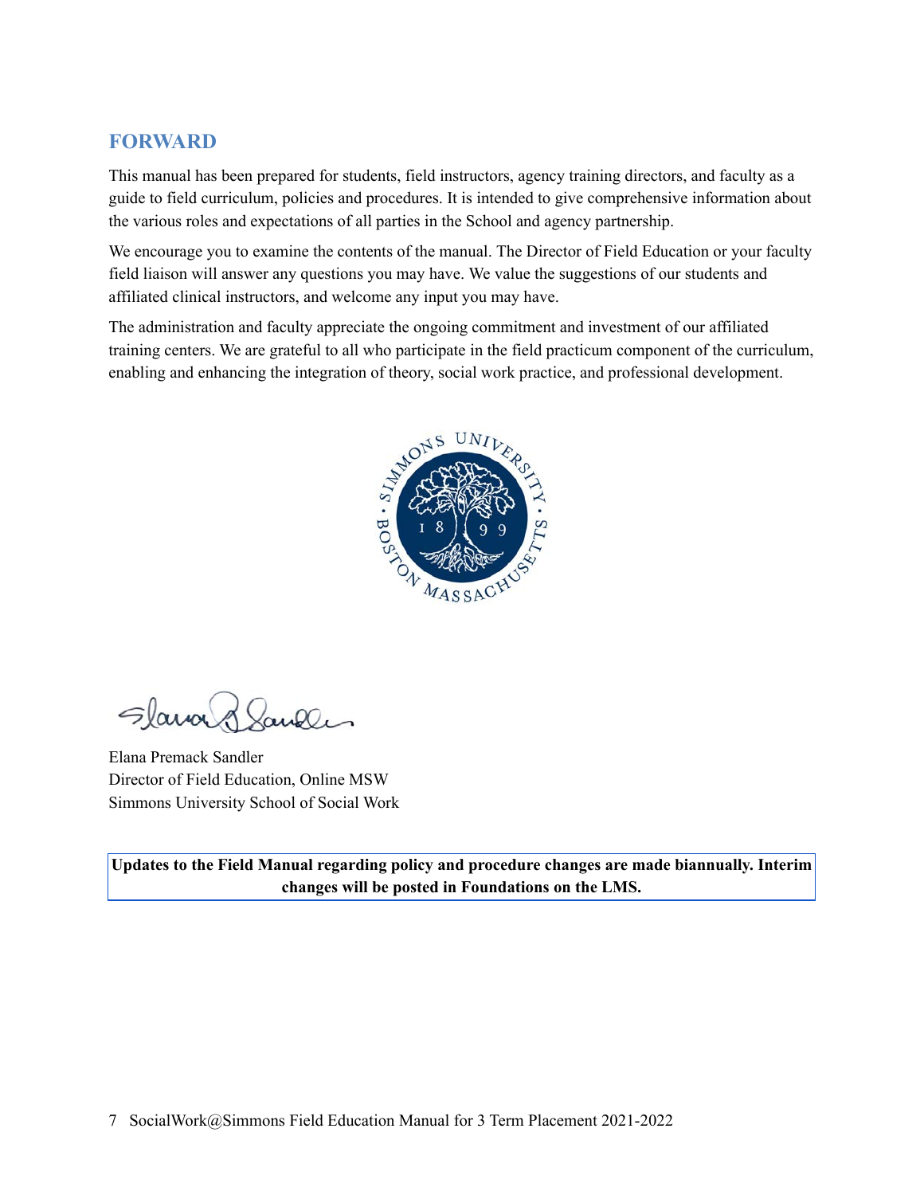## FORWARD

This manual has been prepared for students, field instructors, agency training directors, and faculty as a guide to field curriculum, policies and procedures. It is intended to give comprehensive information about the various roles and expectations of all parties in the School and agency partnership.

We encourage you to examine the contents of the manual. The Director of Field Education or your faculty field liaison will answer any questions you may have. We value the suggestions of our students and affiliated clinical instructors, and welcome any input you may have.

The administration and faculty appreciate the ongoing commitment and investment of our affiliated training centers. We are grateful to all who participate in the field practicum component of the curriculum, enabling and enhancing the integration of theory, social work practice, and professional development.

Elana Premack Sandler
Director of Field Education, Online MSW
Simmons University School of Social Work

**Updates to the Field Manual regarding policy and procedure changes are made biannually. Interim changes will be posted in Foundations on the LMS.**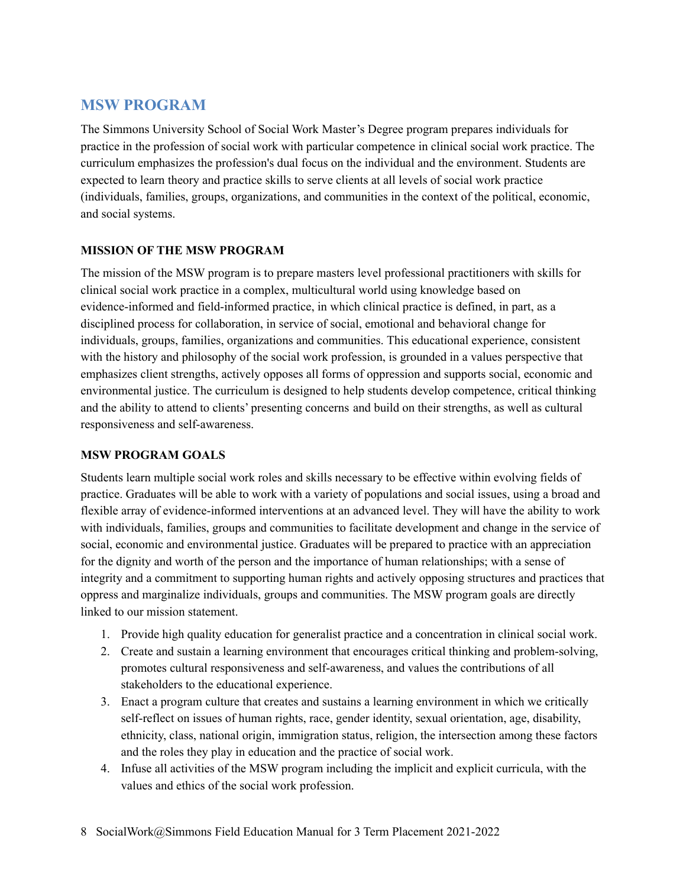## MSW PROGRAM

The Simmons University School of Social Work Master's Degree program prepares individuals for practice in the profession of social work with particular competence in clinical social work practice. The curriculum emphasizes the profession's dual focus on the individual and the environment. Students are expected to learn theory and practice skills to serve clients at all levels of social work practice (individuals, families, groups, organizations, and communities in the context of the political, economic, and social systems.

### MISSION OF THE MSW PROGRAM

The mission of the MSW program is to prepare masters level professional practitioners with skills for clinical social work practice in a complex, multicultural world using knowledge based on evidence-informed and field-informed practice, in which clinical practice is defined, in part, as a disciplined process for collaboration, in service of social, emotional and behavioral change for individuals, groups, families, organizations and communities. This educational experience, consistent with the history and philosophy of the social work profession, is grounded in a values perspective that emphasizes client strengths, actively opposes all forms of oppression and supports social, economic and environmental justice. The curriculum is designed to help students develop competence, critical thinking and the ability to attend to clients' presenting concerns and build on their strengths, as well as cultural responsiveness and self-awareness.

### MSW PROGRAM GOALS

Students learn multiple social work roles and skills necessary to be effective within evolving fields of practice. Graduates will be able to work with a variety of populations and social issues, using a broad and flexible array of evidence-informed interventions at an advanced level. They will have the ability to work with individuals, families, groups and communities to facilitate development and change in the service of social, economic and environmental justice. Graduates will be prepared to practice with an appreciation for the dignity and worth of the person and the importance of human relationships; with a sense of integrity and a commitment to supporting human rights and actively opposing structures and practices that oppress and marginalize individuals, groups and communities. The MSW program goals are directly linked to our mission statement.

1. Provide high quality education for generalist practice and a concentration in clinical social work.
2. Create and sustain a learning environment that encourages critical thinking and problem-solving, promotes cultural responsiveness and self-awareness, and values the contributions of all stakeholders to the educational experience.
3. Enact a program culture that creates and sustains a learning environment in which we critically self-reflect on issues of human rights, race, gender identity, sexual orientation, age, disability, ethnicity, class, national origin, immigration status, religion, the intersection among these factors and the roles they play in education and the practice of social work.
4. Infuse all activities of the MSW program including the implicit and explicit curricula, with the values and ethics of the social work profession.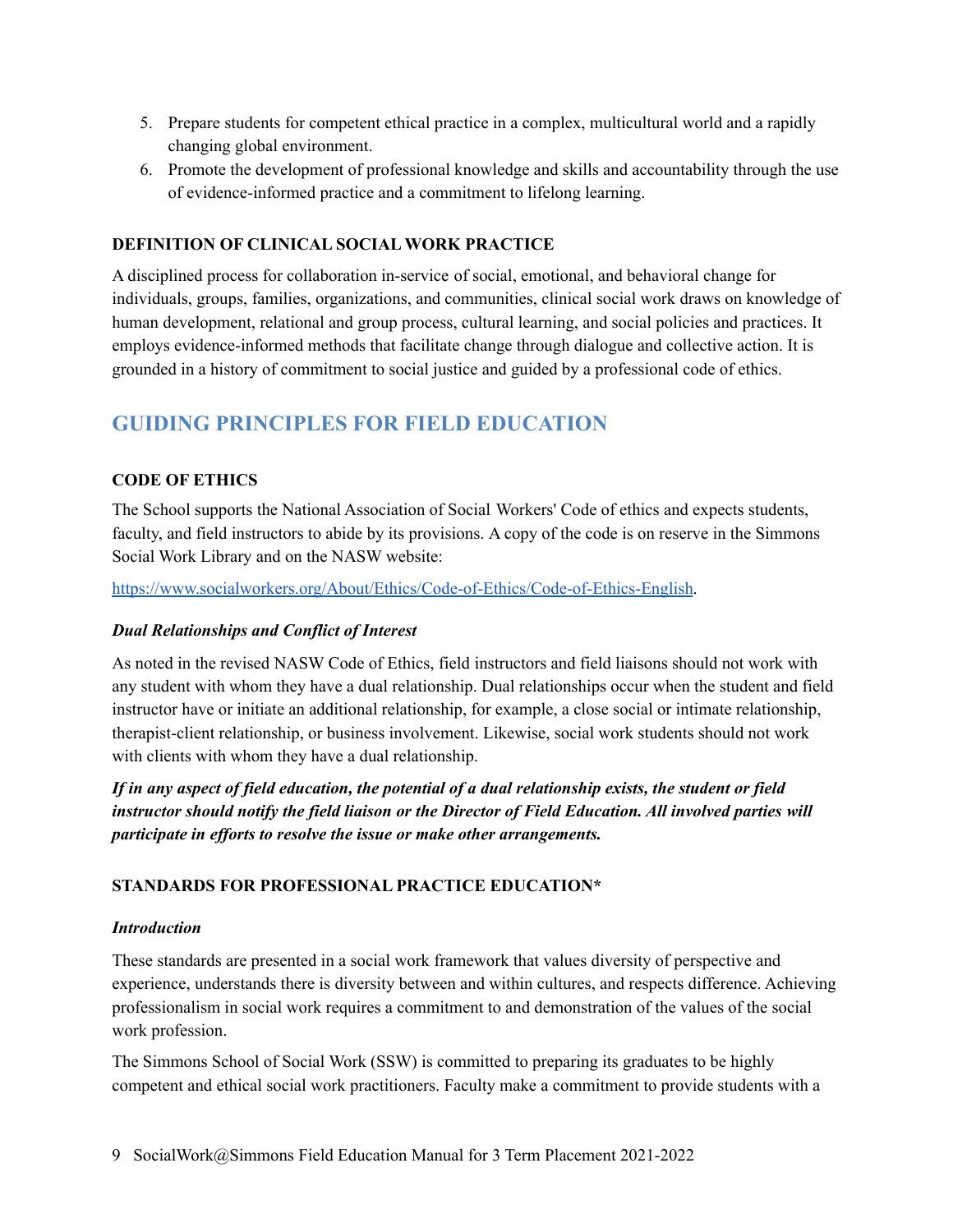5. Prepare students for competent ethical practice in a complex, multicultural world and a rapidly changing global environment.
6. Promote the development of professional knowledge and skills and accountability through the use of evidence-informed practice and a commitment to lifelong learning.

**DEFINITION OF CLINICAL SOCIAL WORK PRACTICE**

A disciplined process for collaboration in-service of social, emotional, and behavioral change for individuals, groups, families, organizations, and communities, clinical social work draws on knowledge of human development, relational and group process, cultural learning, and social policies and practices. It employs evidence-informed methods that facilitate change through dialogue and collective action. It is grounded in a history of commitment to social justice and guided by a professional code of ethics.

## GUIDING PRINCIPLES FOR FIELD EDUCATION

**CODE OF ETHICS**

The School supports the National Association of Social Workers' Code of ethics and expects students, faculty, and field instructors to abide by its provisions. A copy of the code is on reserve in the Simmons Social Work Library and on the NASW website:

https://www.socialworkers.org/About/Ethics/Code-of-Ethics/Code-of-Ethics-English.

***Dual Relationships and Conflict of Interest***

As noted in the revised NASW Code of Ethics, field instructors and field liaisons should not work with any student with whom they have a dual relationship. Dual relationships occur when the student and field instructor have or initiate an additional relationship, for example, a close social or intimate relationship, therapist-client relationship, or business involvement. Likewise, social work students should not work with clients with whom they have a dual relationship.

***If in any aspect of field education, the potential of a dual relationship exists, the student or field instructor should notify the field liaison or the Director of Field Education. All involved parties will participate in efforts to resolve the issue or make other arrangements.***

**STANDARDS FOR PROFESSIONAL PRACTICE EDUCATION***

***Introduction***

These standards are presented in a social work framework that values diversity of perspective and experience, understands there is diversity between and within cultures, and respects difference. Achieving professionalism in social work requires a commitment to and demonstration of the values of the social work profession.

The Simmons School of Social Work (SSW) is committed to preparing its graduates to be highly competent and ethical social work practitioners. Faculty make a commitment to provide students with a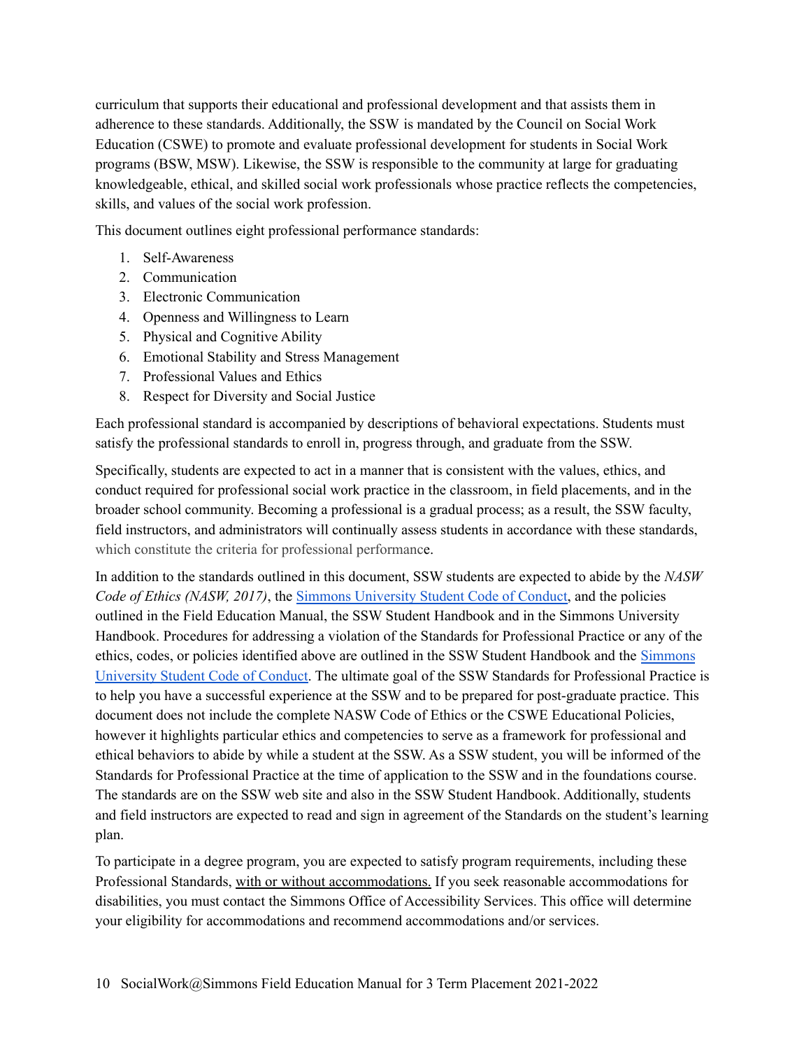curriculum that supports their educational and professional development and that assists them in adherence to these standards. Additionally, the SSW is mandated by the Council on Social Work Education (CSWE) to promote and evaluate professional development for students in Social Work programs (BSW, MSW). Likewise, the SSW is responsible to the community at large for graduating knowledgeable, ethical, and skilled social work professionals whose practice reflects the competencies, skills, and values of the social work profession.

This document outlines eight professional performance standards:

1. Self-Awareness
2. Communication
3. Electronic Communication
4. Openness and Willingness to Learn
5. Physical and Cognitive Ability
6. Emotional Stability and Stress Management
7. Professional Values and Ethics
8. Respect for Diversity and Social Justice

Each professional standard is accompanied by descriptions of behavioral expectations. Students must satisfy the professional standards to enroll in, progress through, and graduate from the SSW.

Specifically, students are expected to act in a manner that is consistent with the values, ethics, and conduct required for professional social work practice in the classroom, in field placements, and in the broader school community. Becoming a professional is a gradual process; as a result, the SSW faculty, field instructors, and administrators will continually assess students in accordance with these standards, which constitute the criteria for professional performance.

In addition to the standards outlined in this document, SSW students are expected to abide by the *NASW Code of Ethics (NASW, 2017)*, the Simmons University Student Code of Conduct, and the policies outlined in the Field Education Manual, the SSW Student Handbook and in the Simmons University Handbook. Procedures for addressing a violation of the Standards for Professional Practice or any of the ethics, codes, or policies identified above are outlined in the SSW Student Handbook and the Simmons University Student Code of Conduct. The ultimate goal of the SSW Standards for Professional Practice is to help you have a successful experience at the SSW and to be prepared for post-graduate practice. This document does not include the complete NASW Code of Ethics or the CSWE Educational Policies, however it highlights particular ethics and competencies to serve as a framework for professional and ethical behaviors to abide by while a student at the SSW. As a SSW student, you will be informed of the Standards for Professional Practice at the time of application to the SSW and in the foundations course. The standards are on the SSW web site and also in the SSW Student Handbook. Additionally, students and field instructors are expected to read and sign in agreement of the Standards on the student's learning plan.

To participate in a degree program, you are expected to satisfy program requirements, including these Professional Standards, with or without accommodations. If you seek reasonable accommodations for disabilities, you must contact the Simmons Office of Accessibility Services. This office will determine your eligibility for accommodations and recommend accommodations and/or services.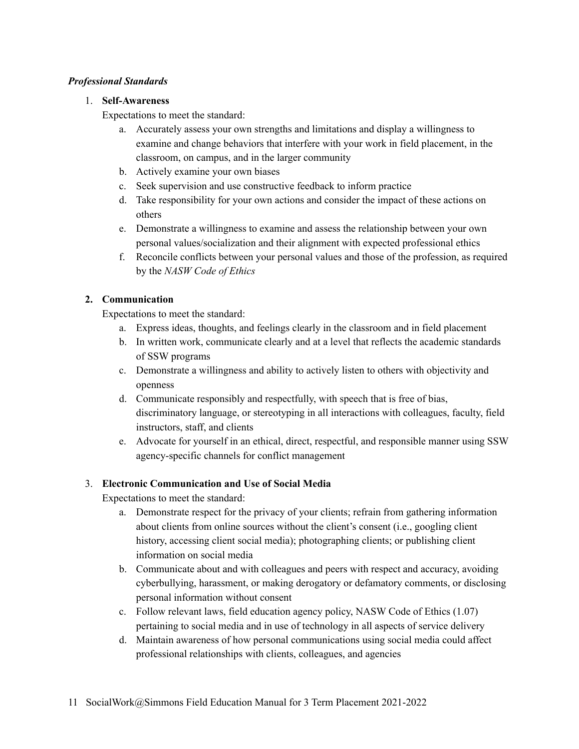***Professional Standards***

1. **Self-Awareness**

   Expectations to meet the standard:

   a. Accurately assess your own strengths and limitations and display a willingness to examine and change behaviors that interfere with your work in field placement, in the classroom, on campus, and in the larger community
   b. Actively examine your own biases
   c. Seek supervision and use constructive feedback to inform practice
   d. Take responsibility for your own actions and consider the impact of these actions on others
   e. Demonstrate a willingness to examine and assess the relationship between your own personal values/socialization and their alignment with expected professional ethics
   f. Reconcile conflicts between your personal values and those of the profession, as required by the *NASW Code of Ethics*

2. **Communication**

   Expectations to meet the standard:

   a. Express ideas, thoughts, and feelings clearly in the classroom and in field placement
   b. In written work, communicate clearly and at a level that reflects the academic standards of SSW programs
   c. Demonstrate a willingness and ability to actively listen to others with objectivity and openness
   d. Communicate responsibly and respectfully, with speech that is free of bias, discriminatory language, or stereotyping in all interactions with colleagues, faculty, field instructors, staff, and clients
   e. Advocate for yourself in an ethical, direct, respectful, and responsible manner using SSW agency-specific channels for conflict management

3. **Electronic Communication and Use of Social Media**

   Expectations to meet the standard:

   a. Demonstrate respect for the privacy of your clients; refrain from gathering information about clients from online sources without the client's consent (i.e., googling client history, accessing client social media); photographing clients; or publishing client information on social media
   b. Communicate about and with colleagues and peers with respect and accuracy, avoiding cyberbullying, harassment, or making derogatory or defamatory comments, or disclosing personal information without consent
   c. Follow relevant laws, field education agency policy, NASW Code of Ethics (1.07) pertaining to social media and in use of technology in all aspects of service delivery
   d. Maintain awareness of how personal communications using social media could affect professional relationships with clients, colleagues, and agencies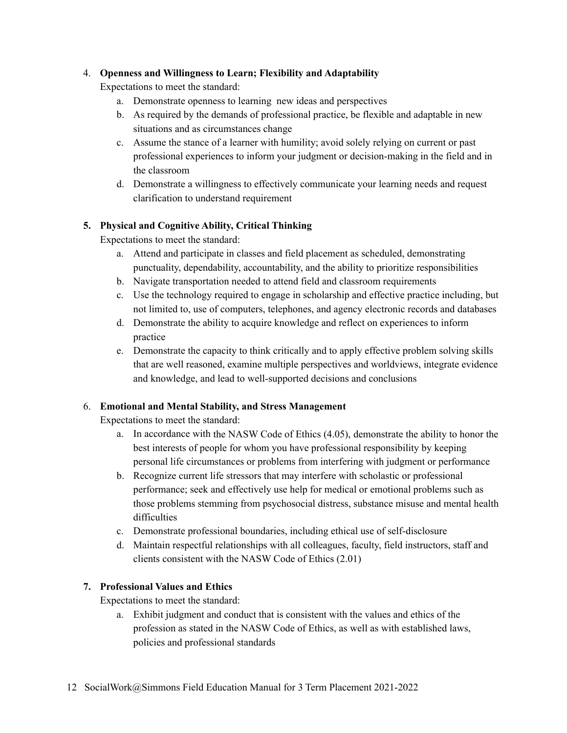4. **Openness and Willingness to Learn; Flexibility and Adaptability**

   Expectations to meet the standard:

   a. Demonstrate openness to learning new ideas and perspectives
   b. As required by the demands of professional practice, be flexible and adaptable in new situations and as circumstances change
   c. Assume the stance of a learner with humility; avoid solely relying on current or past professional experiences to inform your judgment or decision-making in the field and in the classroom
   d. Demonstrate a willingness to effectively communicate your learning needs and request clarification to understand requirement

5. **Physical and Cognitive Ability, Critical Thinking**

   Expectations to meet the standard:

   a. Attend and participate in classes and field placement as scheduled, demonstrating punctuality, dependability, accountability, and the ability to prioritize responsibilities
   b. Navigate transportation needed to attend field and classroom requirements
   c. Use the technology required to engage in scholarship and effective practice including, but not limited to, use of computers, telephones, and agency electronic records and databases
   d. Demonstrate the ability to acquire knowledge and reflect on experiences to inform practice
   e. Demonstrate the capacity to think critically and to apply effective problem solving skills that are well reasoned, examine multiple perspectives and worldviews, integrate evidence and knowledge, and lead to well-supported decisions and conclusions

6. **Emotional and Mental Stability, and Stress Management**

   Expectations to meet the standard:

   a. In accordance with the NASW Code of Ethics (4.05), demonstrate the ability to honor the best interests of people for whom you have professional responsibility by keeping personal life circumstances or problems from interfering with judgment or performance
   b. Recognize current life stressors that may interfere with scholastic or professional performance; seek and effectively use help for medical or emotional problems such as those problems stemming from psychosocial distress, substance misuse and mental health difficulties
   c. Demonstrate professional boundaries, including ethical use of self-disclosure
   d. Maintain respectful relationships with all colleagues, faculty, field instructors, staff and clients consistent with the NASW Code of Ethics (2.01)

7. **Professional Values and Ethics**

   Expectations to meet the standard:

   a. Exhibit judgment and conduct that is consistent with the values and ethics of the profession as stated in the NASW Code of Ethics, as well as with established laws, policies and professional standards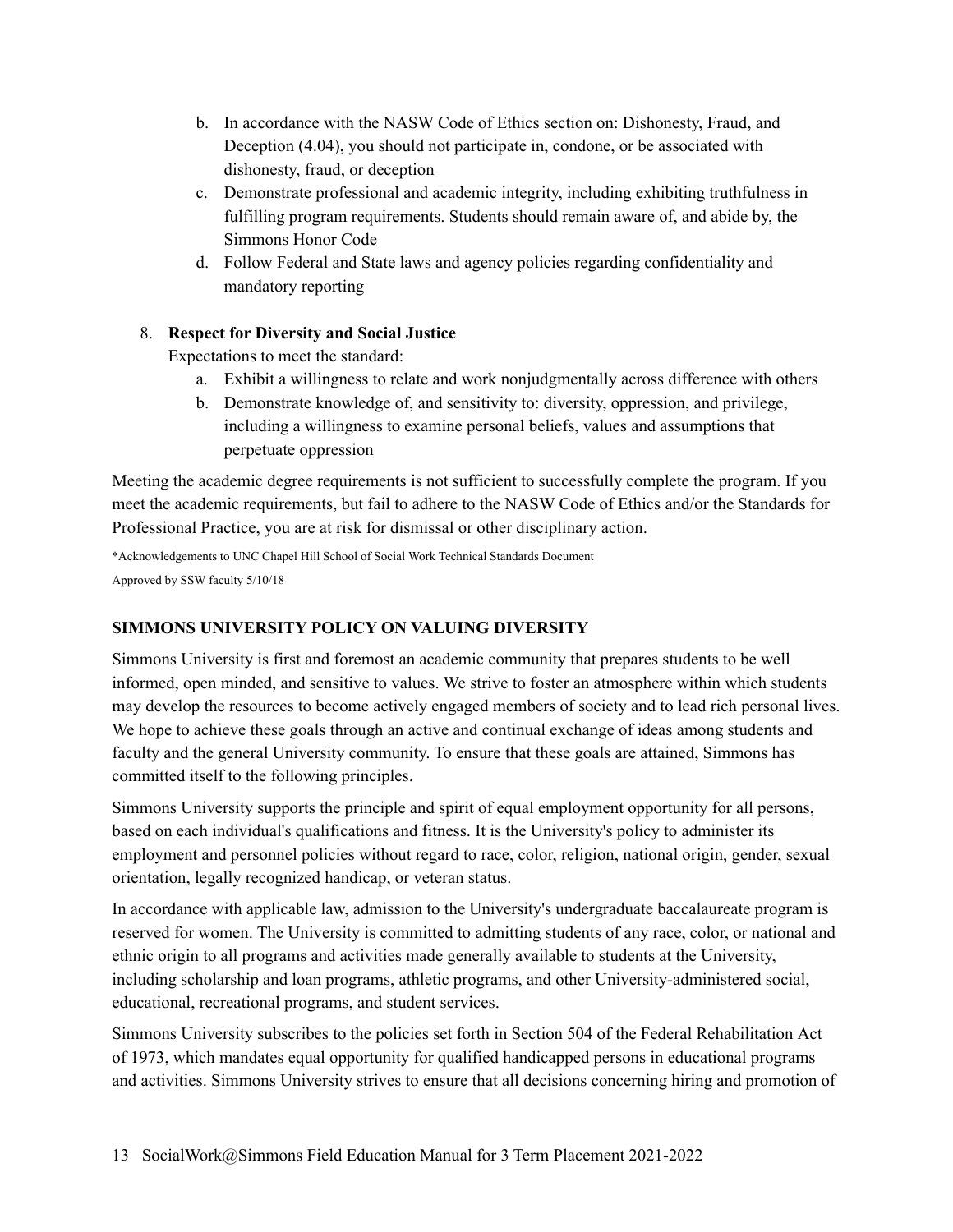b. In accordance with the NASW Code of Ethics section on: Dishonesty, Fraud, and Deception (4.04), you should not participate in, condone, or be associated with dishonesty, fraud, or deception
c. Demonstrate professional and academic integrity, including exhibiting truthfulness in fulfilling program requirements. Students should remain aware of, and abide by, the Simmons Honor Code
d. Follow Federal and State laws and agency policies regarding confidentiality and mandatory reporting

8. **Respect for Diversity and Social Justice**
   Expectations to meet the standard:
   a. Exhibit a willingness to relate and work nonjudgmentally across difference with others
   b. Demonstrate knowledge of, and sensitivity to: diversity, oppression, and privilege, including a willingness to examine personal beliefs, values and assumptions that perpetuate oppression

Meeting the academic degree requirements is not sufficient to successfully complete the program. If you meet the academic requirements, but fail to adhere to the NASW Code of Ethics and/or the Standards for Professional Practice, you are at risk for dismissal or other disciplinary action.

*Acknowledgements to UNC Chapel Hill School of Social Work Technical Standards Document

Approved by SSW faculty 5/10/18

### SIMMONS UNIVERSITY POLICY ON VALUING DIVERSITY

Simmons University is first and foremost an academic community that prepares students to be well informed, open minded, and sensitive to values. We strive to foster an atmosphere within which students may develop the resources to become actively engaged members of society and to lead rich personal lives. We hope to achieve these goals through an active and continual exchange of ideas among students and faculty and the general University community. To ensure that these goals are attained, Simmons has committed itself to the following principles.

Simmons University supports the principle and spirit of equal employment opportunity for all persons, based on each individual's qualifications and fitness. It is the University's policy to administer its employment and personnel policies without regard to race, color, religion, national origin, gender, sexual orientation, legally recognized handicap, or veteran status.

In accordance with applicable law, admission to the University's undergraduate baccalaureate program is reserved for women. The University is committed to admitting students of any race, color, or national and ethnic origin to all programs and activities made generally available to students at the University, including scholarship and loan programs, athletic programs, and other University-administered social, educational, recreational programs, and student services.

Simmons University subscribes to the policies set forth in Section 504 of the Federal Rehabilitation Act of 1973, which mandates equal opportunity for qualified handicapped persons in educational programs and activities. Simmons University strives to ensure that all decisions concerning hiring and promotion of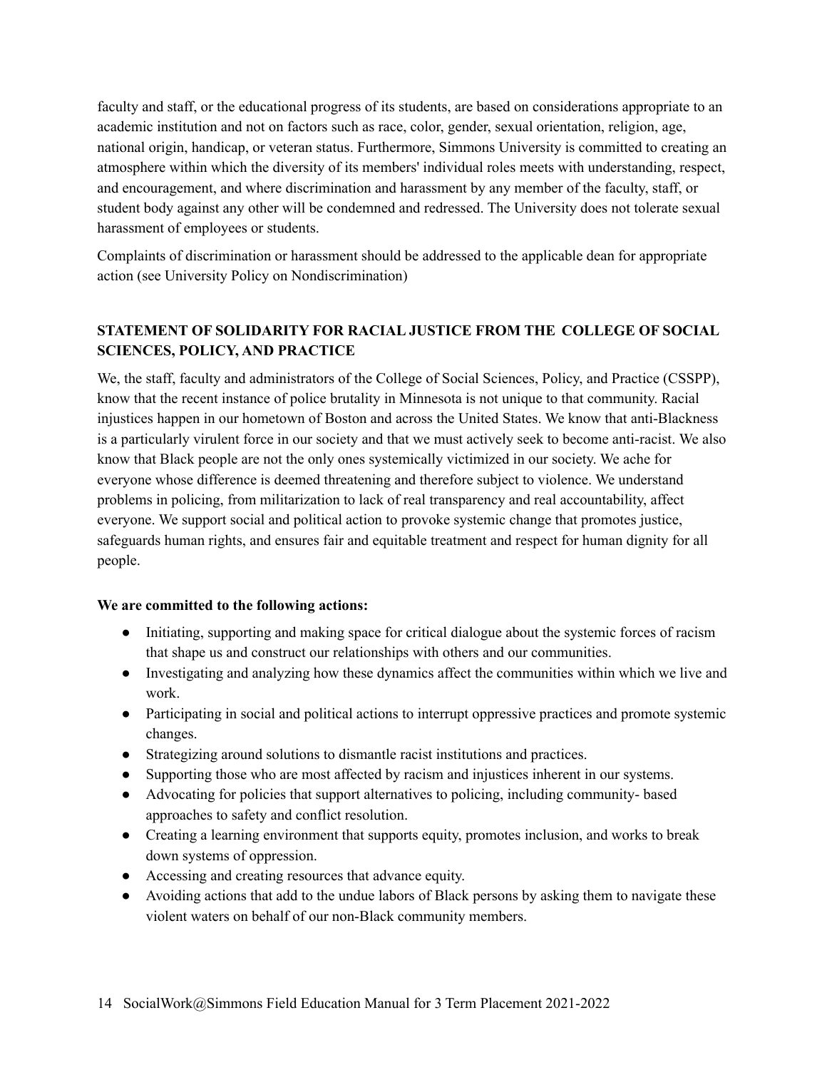faculty and staff, or the educational progress of its students, are based on considerations appropriate to an academic institution and not on factors such as race, color, gender, sexual orientation, religion, age, national origin, handicap, or veteran status. Furthermore, Simmons University is committed to creating an atmosphere within which the diversity of its members' individual roles meets with understanding, respect, and encouragement, and where discrimination and harassment by any member of the faculty, staff, or student body against any other will be condemned and redressed. The University does not tolerate sexual harassment of employees or students.

Complaints of discrimination or harassment should be addressed to the applicable dean for appropriate action (see University Policy on Nondiscrimination)

## STATEMENT OF SOLIDARITY FOR RACIAL JUSTICE FROM THE COLLEGE OF SOCIAL SCIENCES, POLICY, AND PRACTICE

We, the staff, faculty and administrators of the College of Social Sciences, Policy, and Practice (CSSPP), know that the recent instance of police brutality in Minnesota is not unique to that community. Racial injustices happen in our hometown of Boston and across the United States. We know that anti-Blackness is a particularly virulent force in our society and that we must actively seek to become anti-racist. We also know that Black people are not the only ones systemically victimized in our society. We ache for everyone whose difference is deemed threatening and therefore subject to violence. We understand problems in policing, from militarization to lack of real transparency and real accountability, affect everyone. We support social and political action to provoke systemic change that promotes justice, safeguards human rights, and ensures fair and equitable treatment and respect for human dignity for all people.

**We are committed to the following actions:**

- Initiating, supporting and making space for critical dialogue about the systemic forces of racism that shape us and construct our relationships with others and our communities.
- Investigating and analyzing how these dynamics affect the communities within which we live and work.
- Participating in social and political actions to interrupt oppressive practices and promote systemic changes.
- Strategizing around solutions to dismantle racist institutions and practices.
- Supporting those who are most affected by racism and injustices inherent in our systems.
- Advocating for policies that support alternatives to policing, including community- based approaches to safety and conflict resolution.
- Creating a learning environment that supports equity, promotes inclusion, and works to break down systems of oppression.
- Accessing and creating resources that advance equity.
- Avoiding actions that add to the undue labors of Black persons by asking them to navigate these violent waters on behalf of our non-Black community members.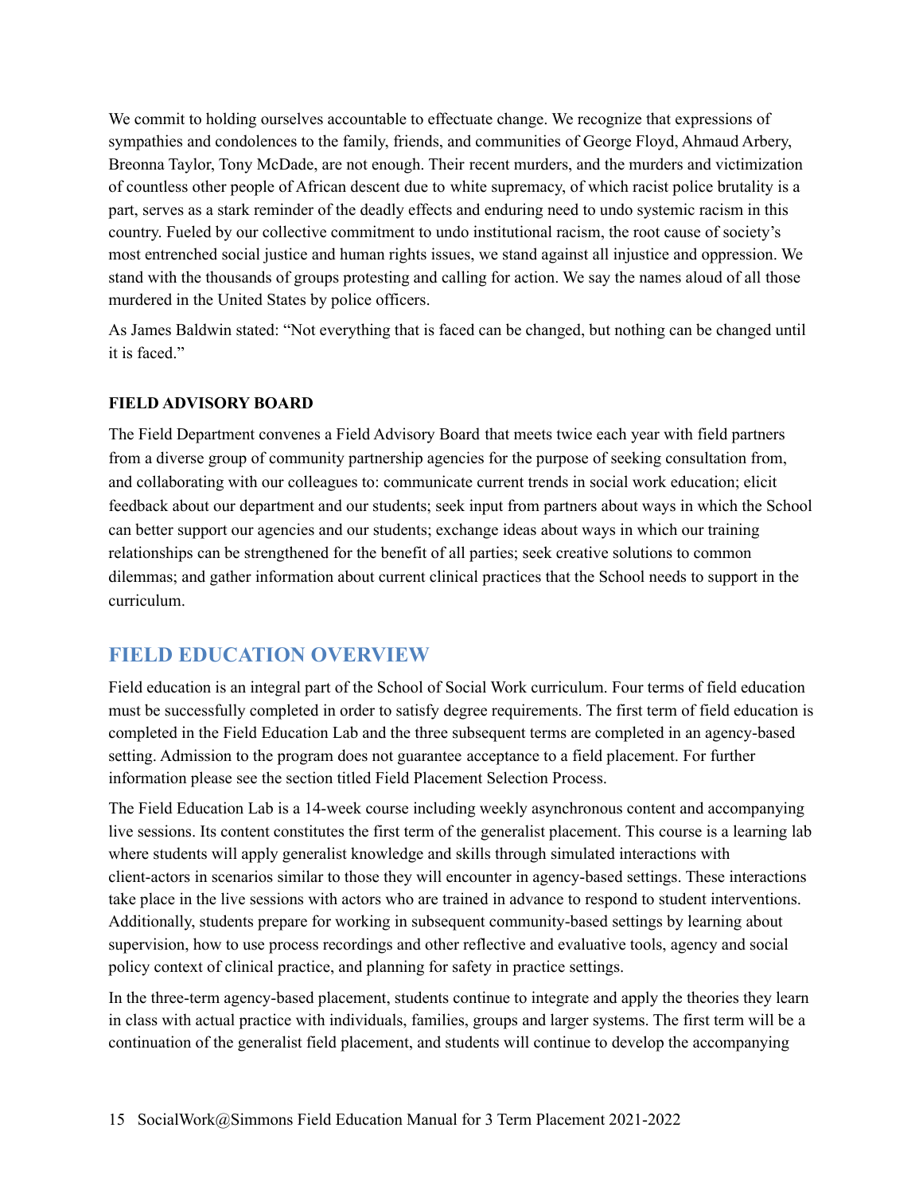We commit to holding ourselves accountable to effectuate change. We recognize that expressions of sympathies and condolences to the family, friends, and communities of George Floyd, Ahmaud Arbery, Breonna Taylor, Tony McDade, are not enough. Their recent murders, and the murders and victimization of countless other people of African descent due to white supremacy, of which racist police brutality is a part, serves as a stark reminder of the deadly effects and enduring need to undo systemic racism in this country. Fueled by our collective commitment to undo institutional racism, the root cause of society's most entrenched social justice and human rights issues, we stand against all injustice and oppression. We stand with the thousands of groups protesting and calling for action. We say the names aloud of all those murdered in the United States by police officers.

As James Baldwin stated: "Not everything that is faced can be changed, but nothing can be changed until it is faced."

**FIELD ADVISORY BOARD**

The Field Department convenes a Field Advisory Board that meets twice each year with field partners from a diverse group of community partnership agencies for the purpose of seeking consultation from, and collaborating with our colleagues to: communicate current trends in social work education; elicit feedback about our department and our students; seek input from partners about ways in which the School can better support our agencies and our students; exchange ideas about ways in which our training relationships can be strengthened for the benefit of all parties; seek creative solutions to common dilemmas; and gather information about current clinical practices that the School needs to support in the curriculum.

## FIELD EDUCATION OVERVIEW

Field education is an integral part of the School of Social Work curriculum. Four terms of field education must be successfully completed in order to satisfy degree requirements. The first term of field education is completed in the Field Education Lab and the three subsequent terms are completed in an agency-based setting. Admission to the program does not guarantee acceptance to a field placement. For further information please see the section titled Field Placement Selection Process.

The Field Education Lab is a 14-week course including weekly asynchronous content and accompanying live sessions. Its content constitutes the first term of the generalist placement. This course is a learning lab where students will apply generalist knowledge and skills through simulated interactions with client-actors in scenarios similar to those they will encounter in agency-based settings. These interactions take place in the live sessions with actors who are trained in advance to respond to student interventions. Additionally, students prepare for working in subsequent community-based settings by learning about supervision, how to use process recordings and other reflective and evaluative tools, agency and social policy context of clinical practice, and planning for safety in practice settings.

In the three-term agency-based placement, students continue to integrate and apply the theories they learn in class with actual practice with individuals, families, groups and larger systems. The first term will be a continuation of the generalist field placement, and students will continue to develop the accompanying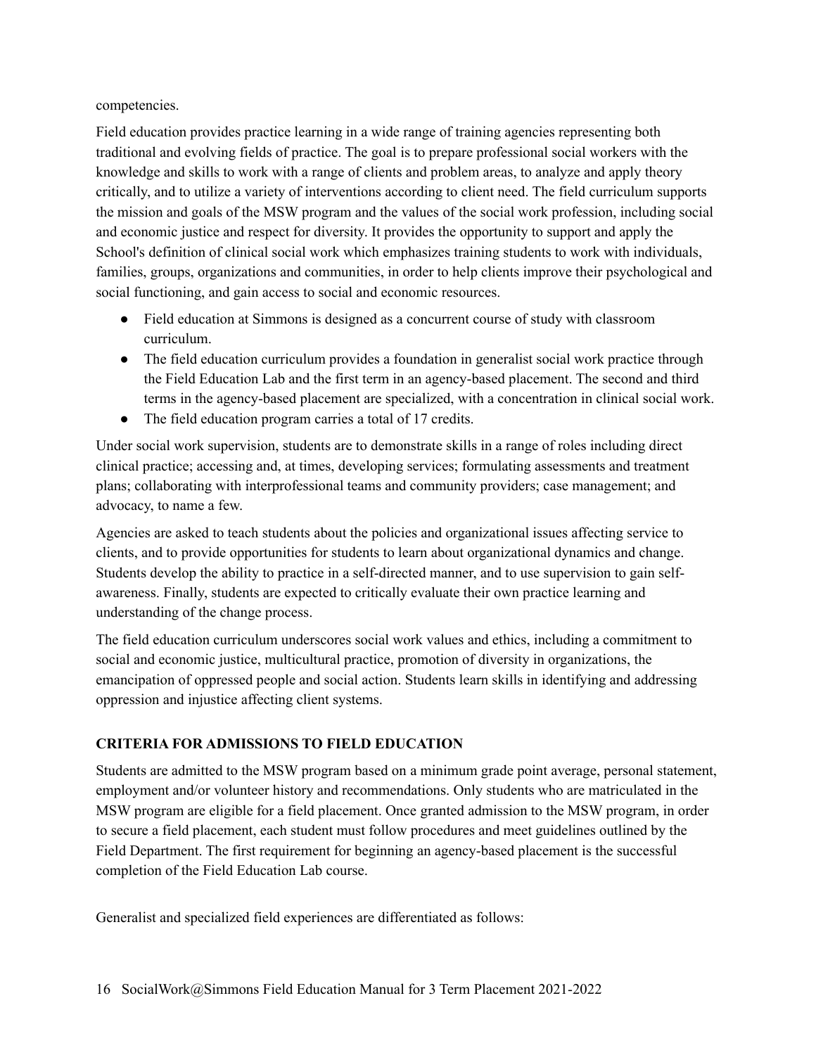competencies.

Field education provides practice learning in a wide range of training agencies representing both traditional and evolving fields of practice. The goal is to prepare professional social workers with the knowledge and skills to work with a range of clients and problem areas, to analyze and apply theory critically, and to utilize a variety of interventions according to client need. The field curriculum supports the mission and goals of the MSW program and the values of the social work profession, including social and economic justice and respect for diversity. It provides the opportunity to support and apply the School's definition of clinical social work which emphasizes training students to work with individuals, families, groups, organizations and communities, in order to help clients improve their psychological and social functioning, and gain access to social and economic resources.

- Field education at Simmons is designed as a concurrent course of study with classroom curriculum.
- The field education curriculum provides a foundation in generalist social work practice through the Field Education Lab and the first term in an agency-based placement. The second and third terms in the agency-based placement are specialized, with a concentration in clinical social work.
- The field education program carries a total of 17 credits.

Under social work supervision, students are to demonstrate skills in a range of roles including direct clinical practice; accessing and, at times, developing services; formulating assessments and treatment plans; collaborating with interprofessional teams and community providers; case management; and advocacy, to name a few.

Agencies are asked to teach students about the policies and organizational issues affecting service to clients, and to provide opportunities for students to learn about organizational dynamics and change. Students develop the ability to practice in a self-directed manner, and to use supervision to gain self-awareness. Finally, students are expected to critically evaluate their own practice learning and understanding of the change process.

The field education curriculum underscores social work values and ethics, including a commitment to social and economic justice, multicultural practice, promotion of diversity in organizations, the emancipation of oppressed people and social action. Students learn skills in identifying and addressing oppression and injustice affecting client systems.

## CRITERIA FOR ADMISSIONS TO FIELD EDUCATION

Students are admitted to the MSW program based on a minimum grade point average, personal statement, employment and/or volunteer history and recommendations. Only students who are matriculated in the MSW program are eligible for a field placement. Once granted admission to the MSW program, in order to secure a field placement, each student must follow procedures and meet guidelines outlined by the Field Department. The first requirement for beginning an agency-based placement is the successful completion of the Field Education Lab course.

Generalist and specialized field experiences are differentiated as follows: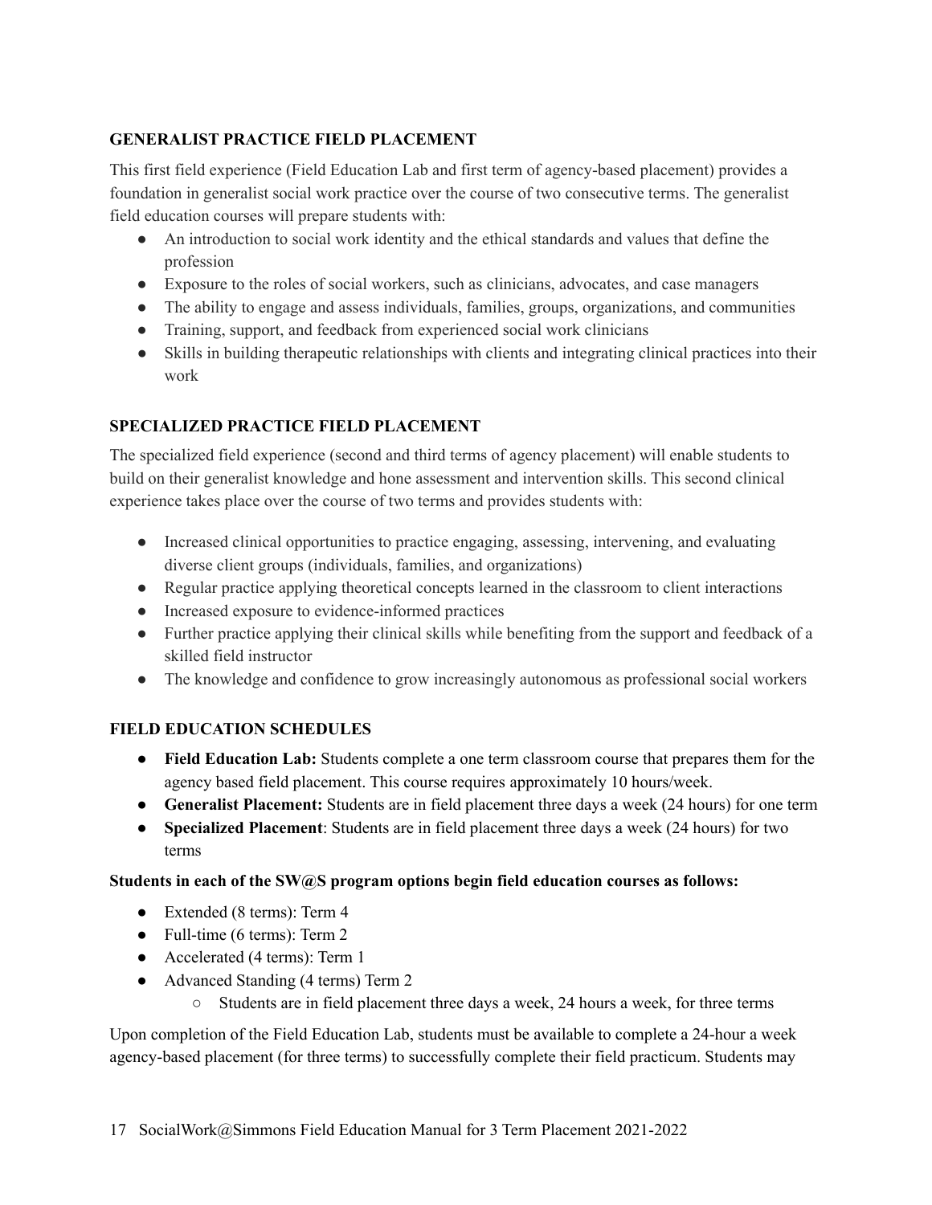### GENERALIST PRACTICE FIELD PLACEMENT

This first field experience (Field Education Lab and first term of agency-based placement) provides a foundation in generalist social work practice over the course of two consecutive terms. The generalist field education courses will prepare students with:

- An introduction to social work identity and the ethical standards and values that define the profession
- Exposure to the roles of social workers, such as clinicians, advocates, and case managers
- The ability to engage and assess individuals, families, groups, organizations, and communities
- Training, support, and feedback from experienced social work clinicians
- Skills in building therapeutic relationships with clients and integrating clinical practices into their work

### SPECIALIZED PRACTICE FIELD PLACEMENT

The specialized field experience (second and third terms of agency placement) will enable students to build on their generalist knowledge and hone assessment and intervention skills. This second clinical experience takes place over the course of two terms and provides students with:

- Increased clinical opportunities to practice engaging, assessing, intervening, and evaluating diverse client groups (individuals, families, and organizations)
- Regular practice applying theoretical concepts learned in the classroom to client interactions
- Increased exposure to evidence-informed practices
- Further practice applying their clinical skills while benefiting from the support and feedback of a skilled field instructor
- The knowledge and confidence to grow increasingly autonomous as professional social workers

### FIELD EDUCATION SCHEDULES

- **Field Education Lab:** Students complete a one term classroom course that prepares them for the agency based field placement. This course requires approximately 10 hours/week.
- **Generalist Placement:** Students are in field placement three days a week (24 hours) for one term
- **Specialized Placement**: Students are in field placement three days a week (24 hours) for two terms

**Students in each of the SW@S program options begin field education courses as follows:**

- Extended (8 terms): Term 4
- Full-time (6 terms): Term 2
- Accelerated (4 terms): Term 1
- Advanced Standing (4 terms) Term 2
  - Students are in field placement three days a week, 24 hours a week, for three terms

Upon completion of the Field Education Lab, students must be available to complete a 24-hour a week agency-based placement (for three terms) to successfully complete their field practicum. Students may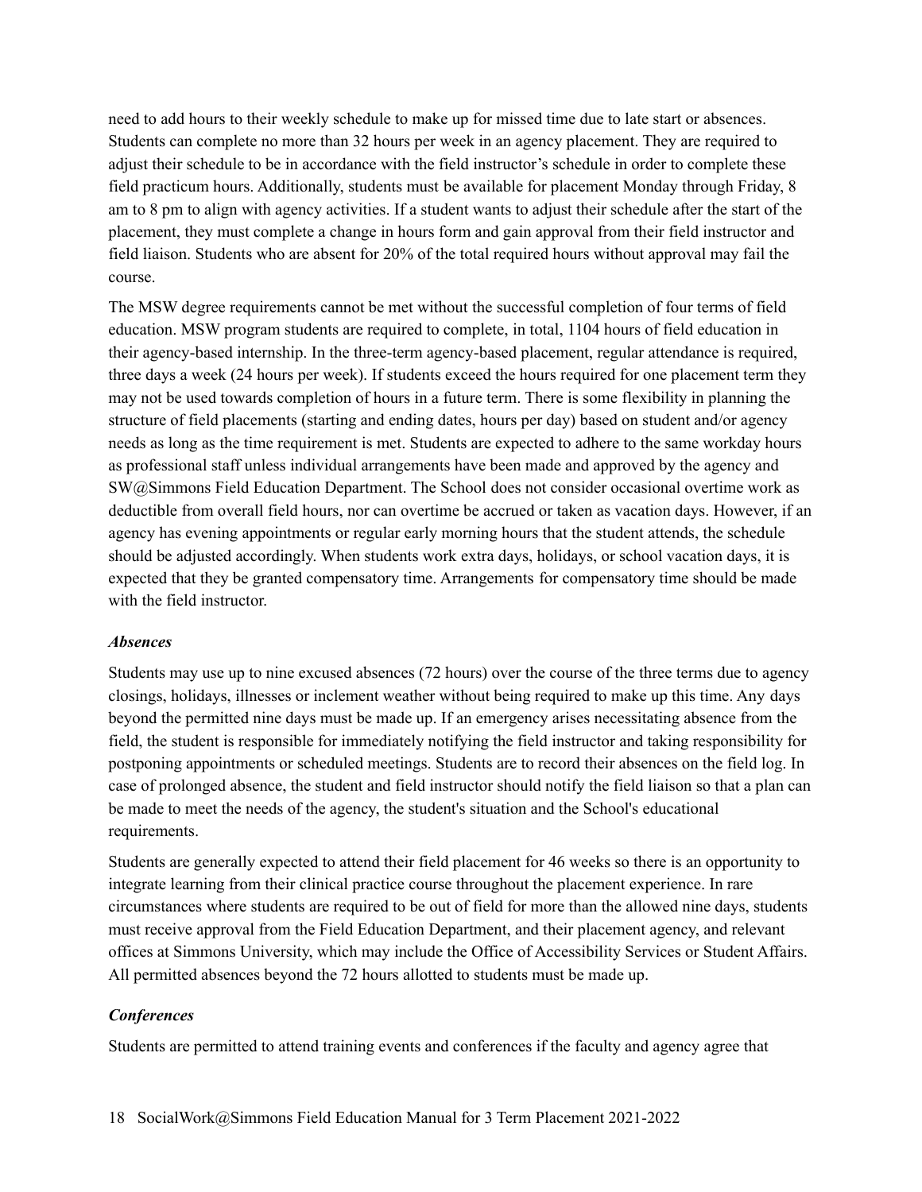need to add hours to their weekly schedule to make up for missed time due to late start or absences. Students can complete no more than 32 hours per week in an agency placement. They are required to adjust their schedule to be in accordance with the field instructor's schedule in order to complete these field practicum hours. Additionally, students must be available for placement Monday through Friday, 8 am to 8 pm to align with agency activities. If a student wants to adjust their schedule after the start of the placement, they must complete a change in hours form and gain approval from their field instructor and field liaison. Students who are absent for 20% of the total required hours without approval may fail the course.

The MSW degree requirements cannot be met without the successful completion of four terms of field education. MSW program students are required to complete, in total, 1104 hours of field education in their agency-based internship. In the three-term agency-based placement, regular attendance is required, three days a week (24 hours per week). If students exceed the hours required for one placement term they may not be used towards completion of hours in a future term. There is some flexibility in planning the structure of field placements (starting and ending dates, hours per day) based on student and/or agency needs as long as the time requirement is met. Students are expected to adhere to the same workday hours as professional staff unless individual arrangements have been made and approved by the agency and SW@Simmons Field Education Department. The School does not consider occasional overtime work as deductible from overall field hours, nor can overtime be accrued or taken as vacation days. However, if an agency has evening appointments or regular early morning hours that the student attends, the schedule should be adjusted accordingly. When students work extra days, holidays, or school vacation days, it is expected that they be granted compensatory time. Arrangements for compensatory time should be made with the field instructor.

### *Absences*

Students may use up to nine excused absences (72 hours) over the course of the three terms due to agency closings, holidays, illnesses or inclement weather without being required to make up this time. Any days beyond the permitted nine days must be made up. If an emergency arises necessitating absence from the field, the student is responsible for immediately notifying the field instructor and taking responsibility for postponing appointments or scheduled meetings. Students are to record their absences on the field log. In case of prolonged absence, the student and field instructor should notify the field liaison so that a plan can be made to meet the needs of the agency, the student's situation and the School's educational requirements.

Students are generally expected to attend their field placement for 46 weeks so there is an opportunity to integrate learning from their clinical practice course throughout the placement experience. In rare circumstances where students are required to be out of field for more than the allowed nine days, students must receive approval from the Field Education Department, and their placement agency, and relevant offices at Simmons University, which may include the Office of Accessibility Services or Student Affairs. All permitted absences beyond the 72 hours allotted to students must be made up.

### *Conferences*

Students are permitted to attend training events and conferences if the faculty and agency agree that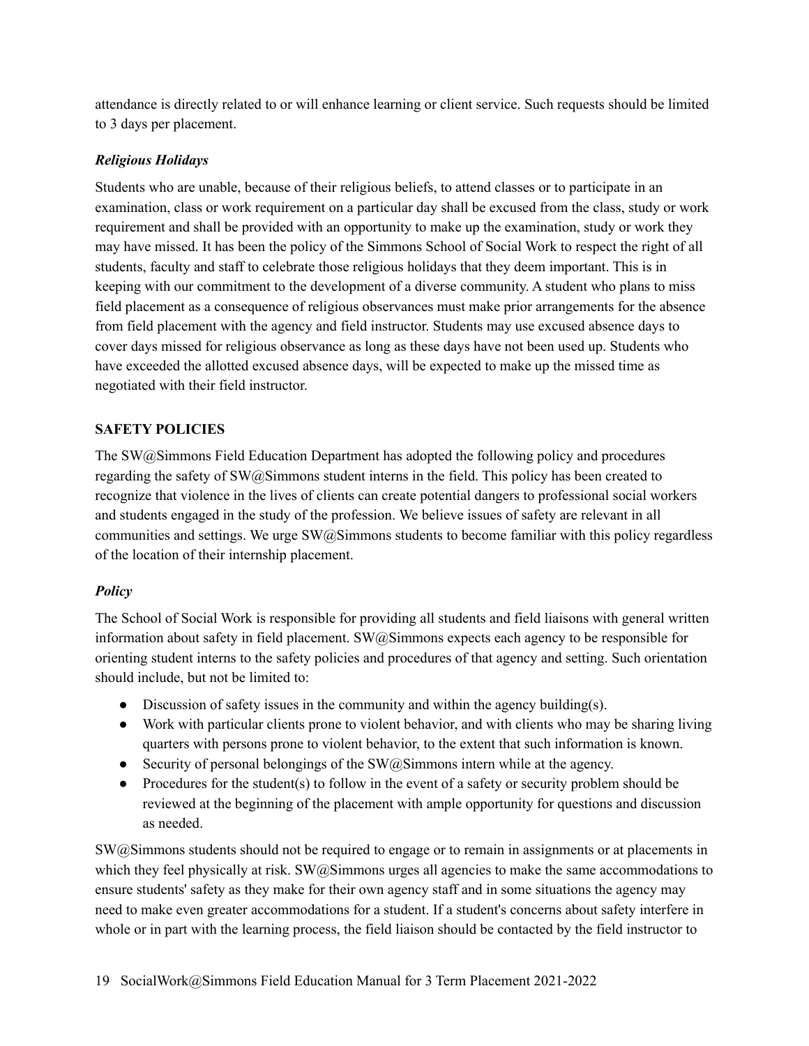attendance is directly related to or will enhance learning or client service. Such requests should be limited to 3 days per placement.

### *Religious Holidays*

Students who are unable, because of their religious beliefs, to attend classes or to participate in an examination, class or work requirement on a particular day shall be excused from the class, study or work requirement and shall be provided with an opportunity to make up the examination, study or work they may have missed. It has been the policy of the Simmons School of Social Work to respect the right of all students, faculty and staff to celebrate those religious holidays that they deem important. This is in keeping with our commitment to the development of a diverse community. A student who plans to miss field placement as a consequence of religious observances must make prior arrangements for the absence from field placement with the agency and field instructor. Students may use excused absence days to cover days missed for religious observance as long as these days have not been used up. Students who have exceeded the allotted excused absence days, will be expected to make up the missed time as negotiated with their field instructor.

## SAFETY POLICIES

The SW@Simmons Field Education Department has adopted the following policy and procedures regarding the safety of SW@Simmons student interns in the field. This policy has been created to recognize that violence in the lives of clients can create potential dangers to professional social workers and students engaged in the study of the profession. We believe issues of safety are relevant in all communities and settings. We urge SW@Simmons students to become familiar with this policy regardless of the location of their internship placement.

### *Policy*

The School of Social Work is responsible for providing all students and field liaisons with general written information about safety in field placement. SW@Simmons expects each agency to be responsible for orienting student interns to the safety policies and procedures of that agency and setting. Such orientation should include, but not be limited to:

- Discussion of safety issues in the community and within the agency building(s).
- Work with particular clients prone to violent behavior, and with clients who may be sharing living quarters with persons prone to violent behavior, to the extent that such information is known.
- Security of personal belongings of the SW@Simmons intern while at the agency.
- Procedures for the student(s) to follow in the event of a safety or security problem should be reviewed at the beginning of the placement with ample opportunity for questions and discussion as needed.

SW@Simmons students should not be required to engage or to remain in assignments or at placements in which they feel physically at risk. SW@Simmons urges all agencies to make the same accommodations to ensure students' safety as they make for their own agency staff and in some situations the agency may need to make even greater accommodations for a student. If a student's concerns about safety interfere in whole or in part with the learning process, the field liaison should be contacted by the field instructor to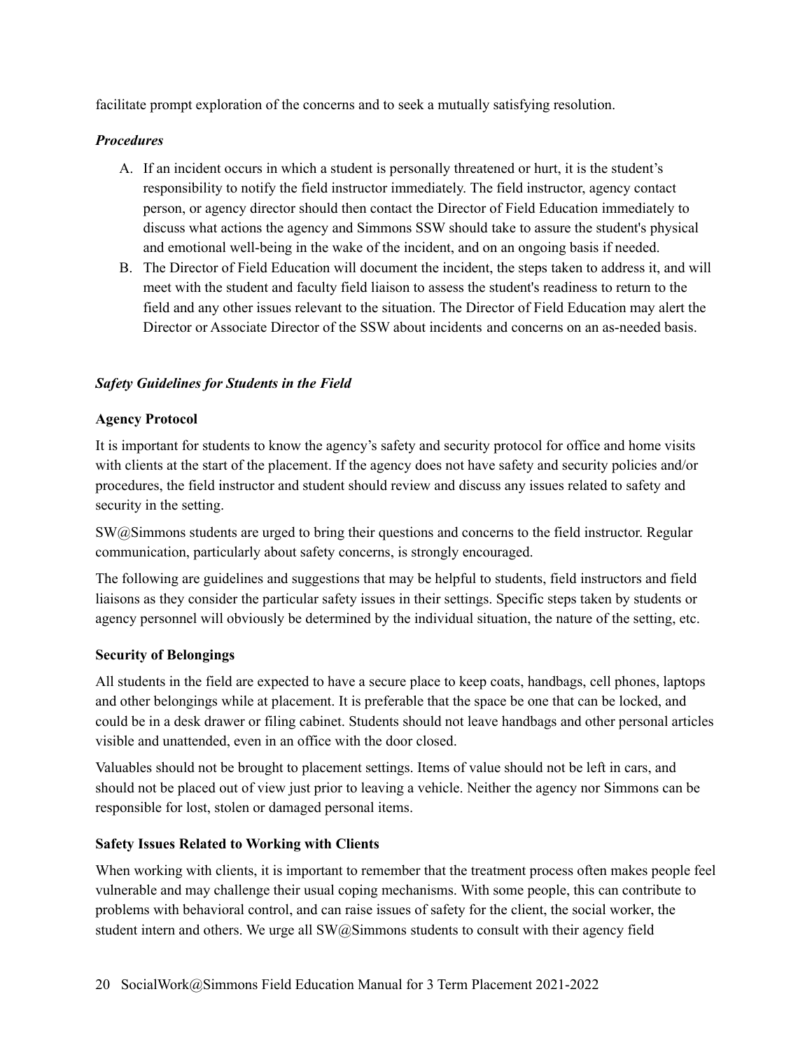facilitate prompt exploration of the concerns and to seek a mutually satisfying resolution.

*Procedures*

A. If an incident occurs in which a student is personally threatened or hurt, it is the student's responsibility to notify the field instructor immediately. The field instructor, agency contact person, or agency director should then contact the Director of Field Education immediately to discuss what actions the agency and Simmons SSW should take to assure the student's physical and emotional well-being in the wake of the incident, and on an ongoing basis if needed.
B. The Director of Field Education will document the incident, the steps taken to address it, and will meet with the student and faculty field liaison to assess the student's readiness to return to the field and any other issues relevant to the situation. The Director of Field Education may alert the Director or Associate Director of the SSW about incidents and concerns on an as-needed basis.

### *Safety Guidelines for Students in the Field*

**Agency Protocol**

It is important for students to know the agency's safety and security protocol for office and home visits with clients at the start of the placement. If the agency does not have safety and security policies and/or procedures, the field instructor and student should review and discuss any issues related to safety and security in the setting.

SW@Simmons students are urged to bring their questions and concerns to the field instructor. Regular communication, particularly about safety concerns, is strongly encouraged.

The following are guidelines and suggestions that may be helpful to students, field instructors and field liaisons as they consider the particular safety issues in their settings. Specific steps taken by students or agency personnel will obviously be determined by the individual situation, the nature of the setting, etc.

**Security of Belongings**

All students in the field are expected to have a secure place to keep coats, handbags, cell phones, laptops and other belongings while at placement. It is preferable that the space be one that can be locked, and could be in a desk drawer or filing cabinet. Students should not leave handbags and other personal articles visible and unattended, even in an office with the door closed.

Valuables should not be brought to placement settings. Items of value should not be left in cars, and should not be placed out of view just prior to leaving a vehicle. Neither the agency nor Simmons can be responsible for lost, stolen or damaged personal items.

**Safety Issues Related to Working with Clients**

When working with clients, it is important to remember that the treatment process often makes people feel vulnerable and may challenge their usual coping mechanisms. With some people, this can contribute to problems with behavioral control, and can raise issues of safety for the client, the social worker, the student intern and others. We urge all SW@Simmons students to consult with their agency field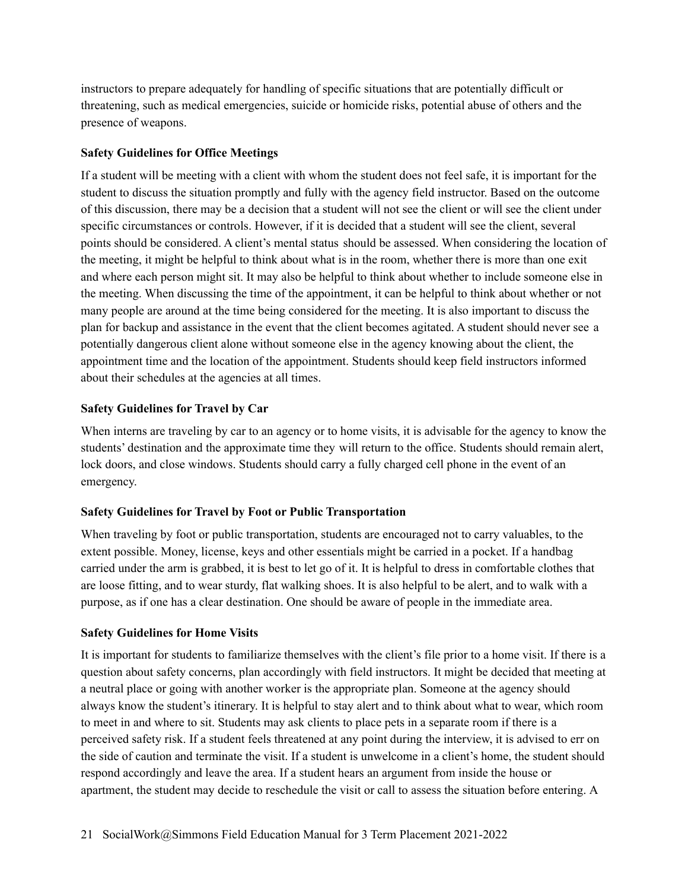instructors to prepare adequately for handling of specific situations that are potentially difficult or threatening, such as medical emergencies, suicide or homicide risks, potential abuse of others and the presence of weapons.

**Safety Guidelines for Office Meetings**

If a student will be meeting with a client with whom the student does not feel safe, it is important for the student to discuss the situation promptly and fully with the agency field instructor. Based on the outcome of this discussion, there may be a decision that a student will not see the client or will see the client under specific circumstances or controls. However, if it is decided that a student will see the client, several points should be considered. A client's mental status should be assessed. When considering the location of the meeting, it might be helpful to think about what is in the room, whether there is more than one exit and where each person might sit. It may also be helpful to think about whether to include someone else in the meeting. When discussing the time of the appointment, it can be helpful to think about whether or not many people are around at the time being considered for the meeting. It is also important to discuss the plan for backup and assistance in the event that the client becomes agitated. A student should never see a potentially dangerous client alone without someone else in the agency knowing about the client, the appointment time and the location of the appointment. Students should keep field instructors informed about their schedules at the agencies at all times.

**Safety Guidelines for Travel by Car**

When interns are traveling by car to an agency or to home visits, it is advisable for the agency to know the students' destination and the approximate time they will return to the office. Students should remain alert, lock doors, and close windows. Students should carry a fully charged cell phone in the event of an emergency.

**Safety Guidelines for Travel by Foot or Public Transportation**

When traveling by foot or public transportation, students are encouraged not to carry valuables, to the extent possible. Money, license, keys and other essentials might be carried in a pocket. If a handbag carried under the arm is grabbed, it is best to let go of it. It is helpful to dress in comfortable clothes that are loose fitting, and to wear sturdy, flat walking shoes. It is also helpful to be alert, and to walk with a purpose, as if one has a clear destination. One should be aware of people in the immediate area.

**Safety Guidelines for Home Visits**

It is important for students to familiarize themselves with the client's file prior to a home visit. If there is a question about safety concerns, plan accordingly with field instructors. It might be decided that meeting at a neutral place or going with another worker is the appropriate plan. Someone at the agency should always know the student's itinerary. It is helpful to stay alert and to think about what to wear, which room to meet in and where to sit. Students may ask clients to place pets in a separate room if there is a perceived safety risk. If a student feels threatened at any point during the interview, it is advised to err on the side of caution and terminate the visit. If a student is unwelcome in a client's home, the student should respond accordingly and leave the area. If a student hears an argument from inside the house or apartment, the student may decide to reschedule the visit or call to assess the situation before entering. A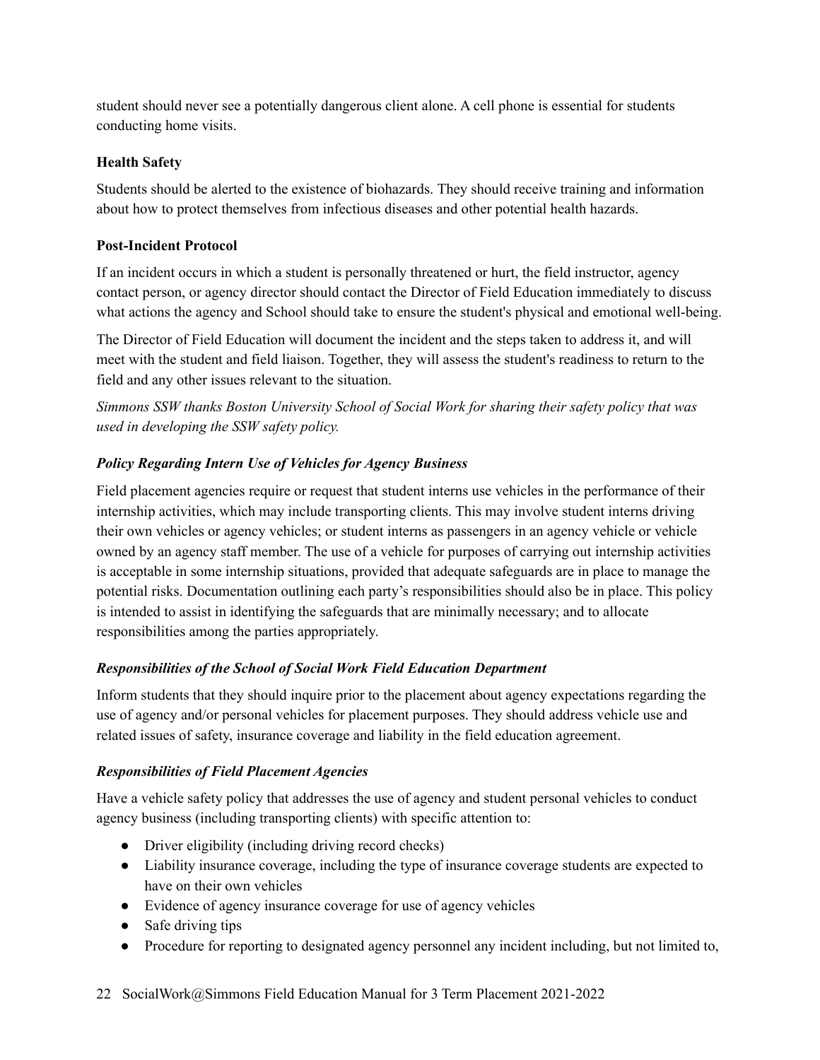student should never see a potentially dangerous client alone. A cell phone is essential for students conducting home visits.

**Health Safety**

Students should be alerted to the existence of biohazards. They should receive training and information about how to protect themselves from infectious diseases and other potential health hazards.

**Post-Incident Protocol**

If an incident occurs in which a student is personally threatened or hurt, the field instructor, agency contact person, or agency director should contact the Director of Field Education immediately to discuss what actions the agency and School should take to ensure the student's physical and emotional well-being.

The Director of Field Education will document the incident and the steps taken to address it, and will meet with the student and field liaison. Together, they will assess the student's readiness to return to the field and any other issues relevant to the situation.

*Simmons SSW thanks Boston University School of Social Work for sharing their safety policy that was used in developing the SSW safety policy.*

***Policy Regarding Intern Use of Vehicles for Agency Business***

Field placement agencies require or request that student interns use vehicles in the performance of their internship activities, which may include transporting clients. This may involve student interns driving their own vehicles or agency vehicles; or student interns as passengers in an agency vehicle or vehicle owned by an agency staff member. The use of a vehicle for purposes of carrying out internship activities is acceptable in some internship situations, provided that adequate safeguards are in place to manage the potential risks. Documentation outlining each party's responsibilities should also be in place. This policy is intended to assist in identifying the safeguards that are minimally necessary; and to allocate responsibilities among the parties appropriately.

***Responsibilities of the School of Social Work Field Education Department***

Inform students that they should inquire prior to the placement about agency expectations regarding the use of agency and/or personal vehicles for placement purposes. They should address vehicle use and related issues of safety, insurance coverage and liability in the field education agreement.

***Responsibilities of Field Placement Agencies***

Have a vehicle safety policy that addresses the use of agency and student personal vehicles to conduct agency business (including transporting clients) with specific attention to:

- Driver eligibility (including driving record checks)
- Liability insurance coverage, including the type of insurance coverage students are expected to have on their own vehicles
- Evidence of agency insurance coverage for use of agency vehicles
- Safe driving tips
- Procedure for reporting to designated agency personnel any incident including, but not limited to,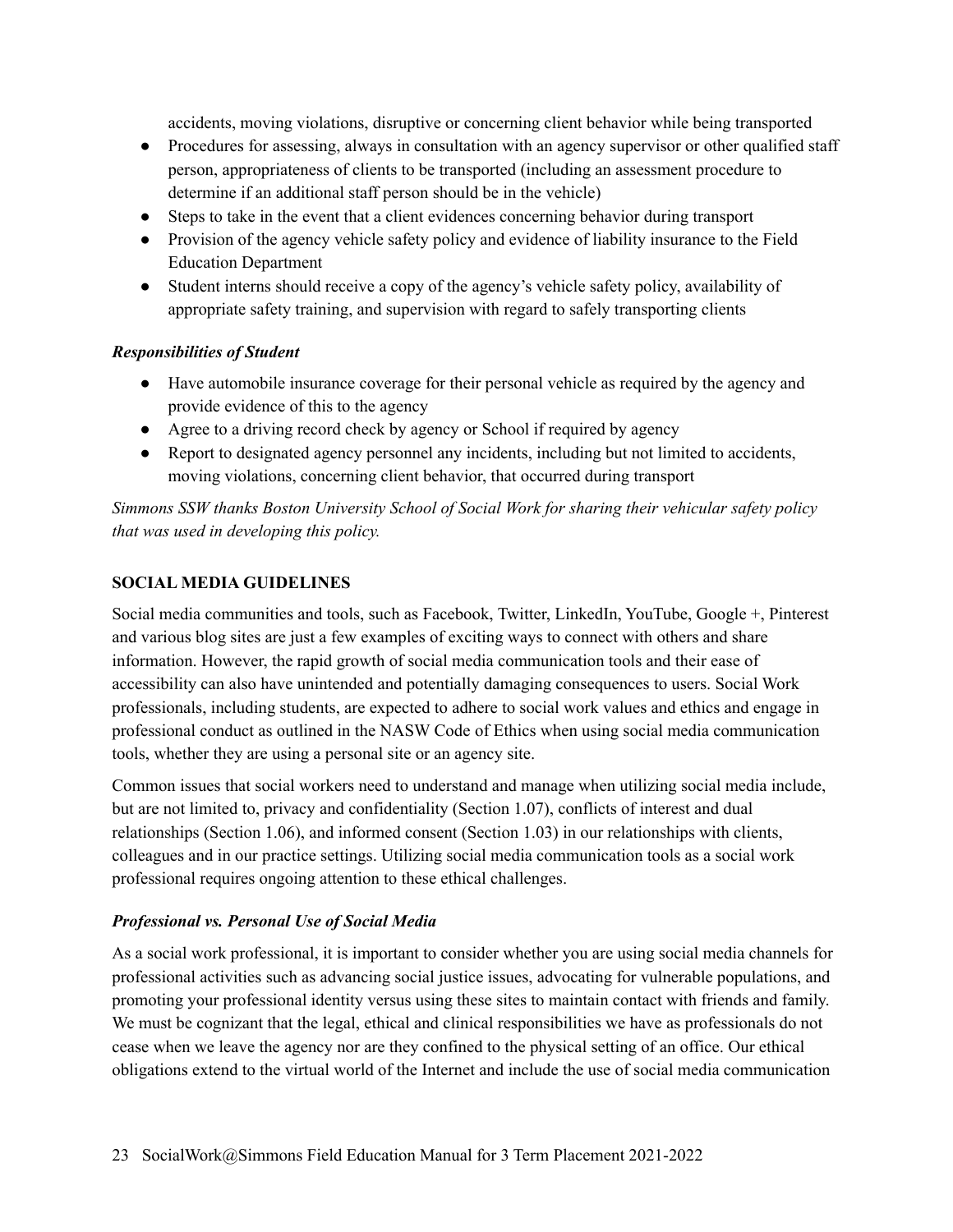accidents, moving violations, disruptive or concerning client behavior while being transported

- Procedures for assessing, always in consultation with an agency supervisor or other qualified staff person, appropriateness of clients to be transported (including an assessment procedure to determine if an additional staff person should be in the vehicle)
- Steps to take in the event that a client evidences concerning behavior during transport
- Provision of the agency vehicle safety policy and evidence of liability insurance to the Field Education Department
- Student interns should receive a copy of the agency's vehicle safety policy, availability of appropriate safety training, and supervision with regard to safely transporting clients

***Responsibilities of Student***

- Have automobile insurance coverage for their personal vehicle as required by the agency and provide evidence of this to the agency
- Agree to a driving record check by agency or School if required by agency
- Report to designated agency personnel any incidents, including but not limited to accidents, moving violations, concerning client behavior, that occurred during transport

*Simmons SSW thanks Boston University School of Social Work for sharing their vehicular safety policy that was used in developing this policy.*

## SOCIAL MEDIA GUIDELINES

Social media communities and tools, such as Facebook, Twitter, LinkedIn, YouTube, Google +, Pinterest and various blog sites are just a few examples of exciting ways to connect with others and share information. However, the rapid growth of social media communication tools and their ease of accessibility can also have unintended and potentially damaging consequences to users. Social Work professionals, including students, are expected to adhere to social work values and ethics and engage in professional conduct as outlined in the NASW Code of Ethics when using social media communication tools, whether they are using a personal site or an agency site.

Common issues that social workers need to understand and manage when utilizing social media include, but are not limited to, privacy and confidentiality (Section 1.07), conflicts of interest and dual relationships (Section 1.06), and informed consent (Section 1.03) in our relationships with clients, colleagues and in our practice settings. Utilizing social media communication tools as a social work professional requires ongoing attention to these ethical challenges.

***Professional vs. Personal Use of Social Media***

As a social work professional, it is important to consider whether you are using social media channels for professional activities such as advancing social justice issues, advocating for vulnerable populations, and promoting your professional identity versus using these sites to maintain contact with friends and family. We must be cognizant that the legal, ethical and clinical responsibilities we have as professionals do not cease when we leave the agency nor are they confined to the physical setting of an office. Our ethical obligations extend to the virtual world of the Internet and include the use of social media communication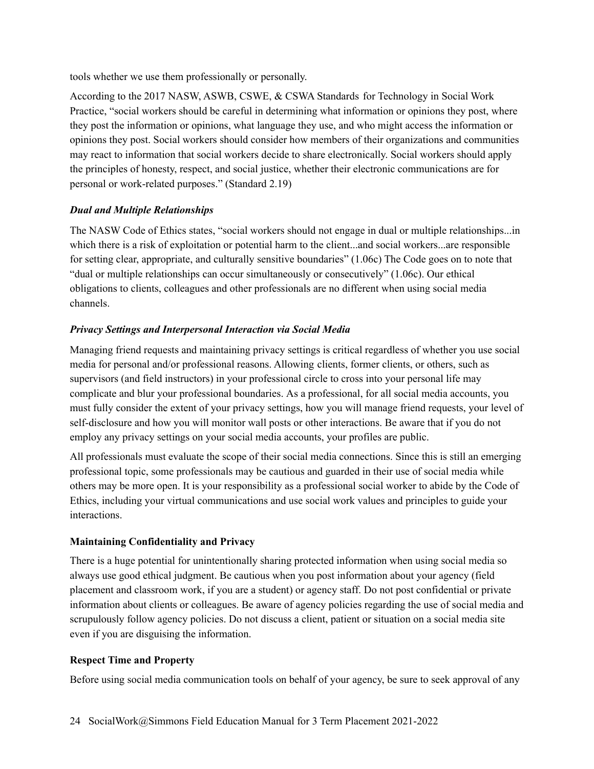tools whether we use them professionally or personally.

According to the 2017 NASW, ASWB, CSWE, & CSWA Standards for Technology in Social Work Practice, "social workers should be careful in determining what information or opinions they post, where they post the information or opinions, what language they use, and who might access the information or opinions they post. Social workers should consider how members of their organizations and communities may react to information that social workers decide to share electronically. Social workers should apply the principles of honesty, respect, and social justice, whether their electronic communications are for personal or work-related purposes." (Standard 2.19)

### *Dual and Multiple Relationships*

The NASW Code of Ethics states, "social workers should not engage in dual or multiple relationships...in which there is a risk of exploitation or potential harm to the client...and social workers...are responsible for setting clear, appropriate, and culturally sensitive boundaries" (1.06c) The Code goes on to note that "dual or multiple relationships can occur simultaneously or consecutively" (1.06c). Our ethical obligations to clients, colleagues and other professionals are no different when using social media channels.

### *Privacy Settings and Interpersonal Interaction via Social Media*

Managing friend requests and maintaining privacy settings is critical regardless of whether you use social media for personal and/or professional reasons. Allowing clients, former clients, or others, such as supervisors (and field instructors) in your professional circle to cross into your personal life may complicate and blur your professional boundaries. As a professional, for all social media accounts, you must fully consider the extent of your privacy settings, how you will manage friend requests, your level of self-disclosure and how you will monitor wall posts or other interactions. Be aware that if you do not employ any privacy settings on your social media accounts, your profiles are public.

All professionals must evaluate the scope of their social media connections. Since this is still an emerging professional topic, some professionals may be cautious and guarded in their use of social media while others may be more open. It is your responsibility as a professional social worker to abide by the Code of Ethics, including your virtual communications and use social work values and principles to guide your interactions.

### **Maintaining Confidentiality and Privacy**

There is a huge potential for unintentionally sharing protected information when using social media so always use good ethical judgment. Be cautious when you post information about your agency (field placement and classroom work, if you are a student) or agency staff. Do not post confidential or private information about clients or colleagues. Be aware of agency policies regarding the use of social media and scrupulously follow agency policies. Do not discuss a client, patient or situation on a social media site even if you are disguising the information.

### **Respect Time and Property**

Before using social media communication tools on behalf of your agency, be sure to seek approval of any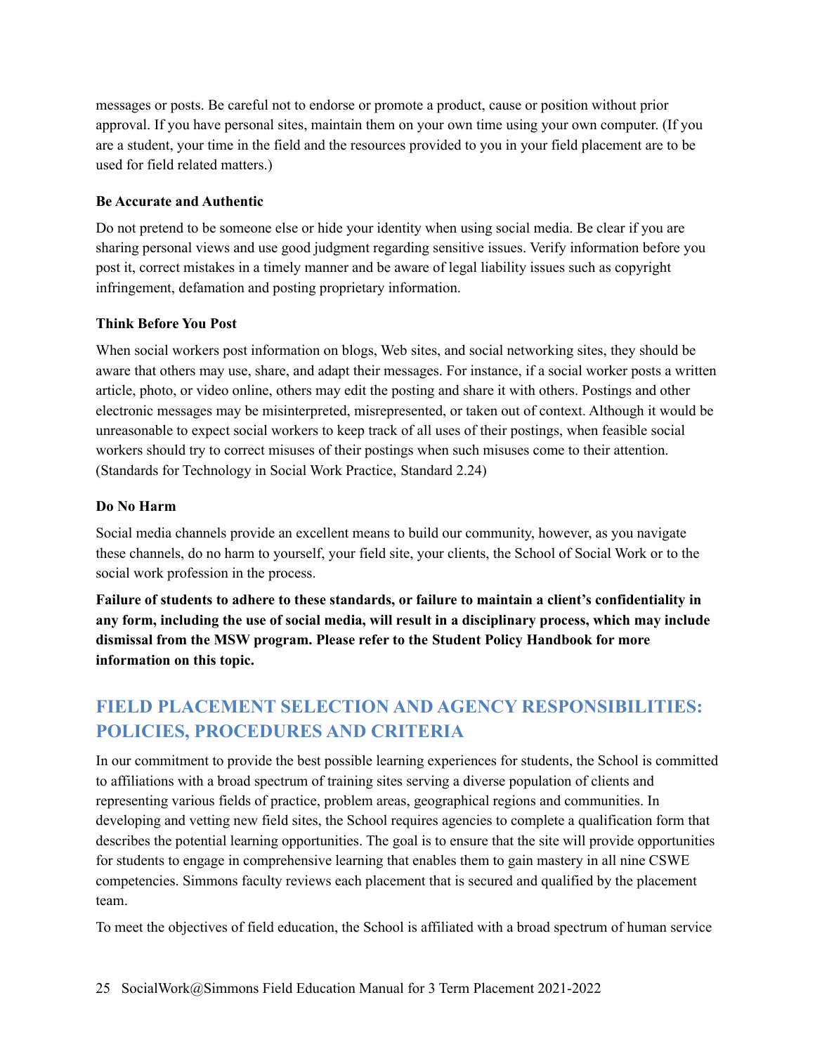messages or posts. Be careful not to endorse or promote a product, cause or position without prior approval. If you have personal sites, maintain them on your own time using your own computer. (If you are a student, your time in the field and the resources provided to you in your field placement are to be used for field related matters.)

**Be Accurate and Authentic**

Do not pretend to be someone else or hide your identity when using social media. Be clear if you are sharing personal views and use good judgment regarding sensitive issues. Verify information before you post it, correct mistakes in a timely manner and be aware of legal liability issues such as copyright infringement, defamation and posting proprietary information.

**Think Before You Post**

When social workers post information on blogs, Web sites, and social networking sites, they should be aware that others may use, share, and adapt their messages. For instance, if a social worker posts a written article, photo, or video online, others may edit the posting and share it with others. Postings and other electronic messages may be misinterpreted, misrepresented, or taken out of context. Although it would be unreasonable to expect social workers to keep track of all uses of their postings, when feasible social workers should try to correct misuses of their postings when such misuses come to their attention. (Standards for Technology in Social Work Practice, Standard 2.24)

**Do No Harm**

Social media channels provide an excellent means to build our community, however, as you navigate these channels, do no harm to yourself, your field site, your clients, the School of Social Work or to the social work profession in the process.

**Failure of students to adhere to these standards, or failure to maintain a client's confidentiality in any form, including the use of social media, will result in a disciplinary process, which may include dismissal from the MSW program. Please refer to the Student Policy Handbook for more information on this topic.**

## FIELD PLACEMENT SELECTION AND AGENCY RESPONSIBILITIES: POLICIES, PROCEDURES AND CRITERIA

In our commitment to provide the best possible learning experiences for students, the School is committed to affiliations with a broad spectrum of training sites serving a diverse population of clients and representing various fields of practice, problem areas, geographical regions and communities. In developing and vetting new field sites, the School requires agencies to complete a qualification form that describes the potential learning opportunities. The goal is to ensure that the site will provide opportunities for students to engage in comprehensive learning that enables them to gain mastery in all nine CSWE competencies. Simmons faculty reviews each placement that is secured and qualified by the placement team.

To meet the objectives of field education, the School is affiliated with a broad spectrum of human service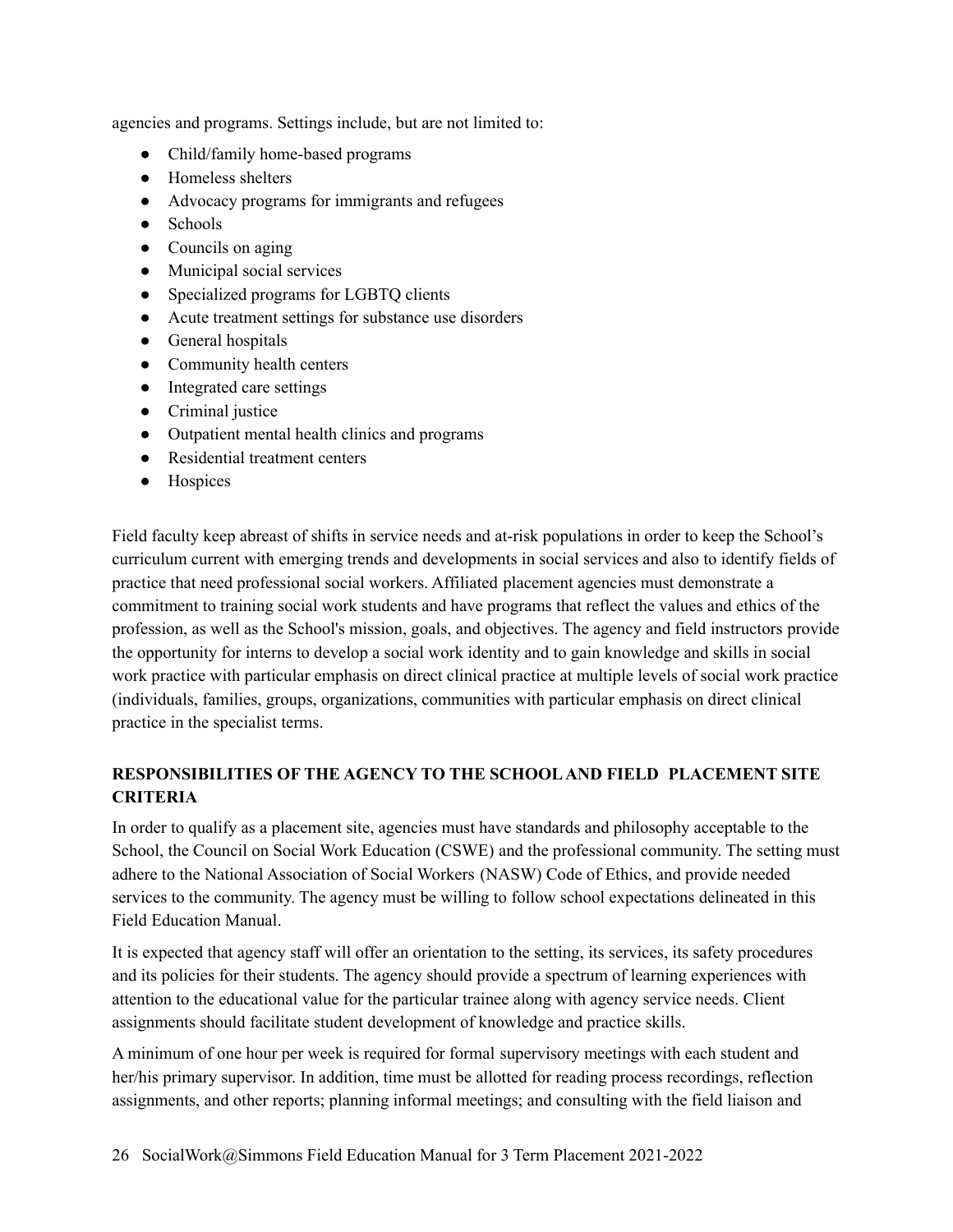agencies and programs. Settings include, but are not limited to:

- Child/family home-based programs
- Homeless shelters
- Advocacy programs for immigrants and refugees
- Schools
- Councils on aging
- Municipal social services
- Specialized programs for LGBTQ clients
- Acute treatment settings for substance use disorders
- General hospitals
- Community health centers
- Integrated care settings
- Criminal justice
- Outpatient mental health clinics and programs
- Residential treatment centers
- Hospices

Field faculty keep abreast of shifts in service needs and at-risk populations in order to keep the School's curriculum current with emerging trends and developments in social services and also to identify fields of practice that need professional social workers. Affiliated placement agencies must demonstrate a commitment to training social work students and have programs that reflect the values and ethics of the profession, as well as the School's mission, goals, and objectives. The agency and field instructors provide the opportunity for interns to develop a social work identity and to gain knowledge and skills in social work practice with particular emphasis on direct clinical practice at multiple levels of social work practice (individuals, families, groups, organizations, communities with particular emphasis on direct clinical practice in the specialist terms.

## RESPONSIBILITIES OF THE AGENCY TO THE SCHOOL AND FIELD PLACEMENT SITE CRITERIA

In order to qualify as a placement site, agencies must have standards and philosophy acceptable to the School, the Council on Social Work Education (CSWE) and the professional community. The setting must adhere to the National Association of Social Workers (NASW) Code of Ethics, and provide needed services to the community. The agency must be willing to follow school expectations delineated in this Field Education Manual.

It is expected that agency staff will offer an orientation to the setting, its services, its safety procedures and its policies for their students. The agency should provide a spectrum of learning experiences with attention to the educational value for the particular trainee along with agency service needs. Client assignments should facilitate student development of knowledge and practice skills.

A minimum of one hour per week is required for formal supervisory meetings with each student and her/his primary supervisor. In addition, time must be allotted for reading process recordings, reflection assignments, and other reports; planning informal meetings; and consulting with the field liaison and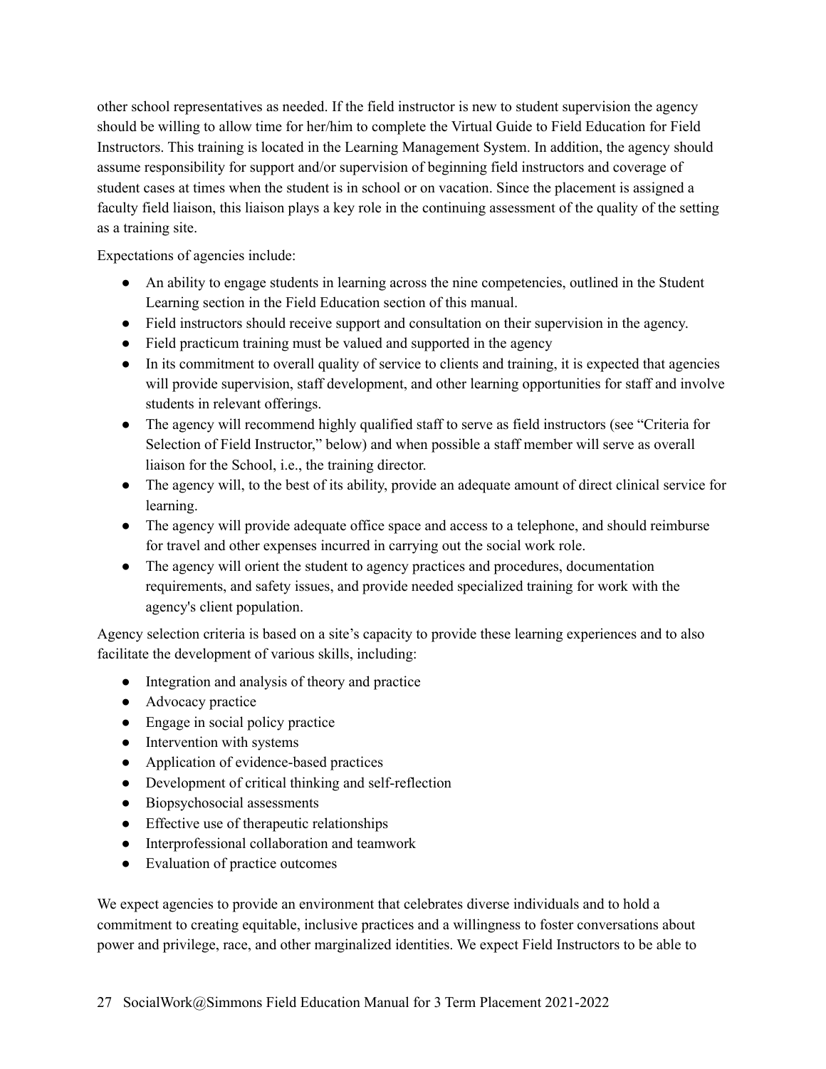other school representatives as needed. If the field instructor is new to student supervision the agency should be willing to allow time for her/him to complete the Virtual Guide to Field Education for Field Instructors. This training is located in the Learning Management System. In addition, the agency should assume responsibility for support and/or supervision of beginning field instructors and coverage of student cases at times when the student is in school or on vacation. Since the placement is assigned a faculty field liaison, this liaison plays a key role in the continuing assessment of the quality of the setting as a training site.

Expectations of agencies include:

- An ability to engage students in learning across the nine competencies, outlined in the Student Learning section in the Field Education section of this manual.
- Field instructors should receive support and consultation on their supervision in the agency.
- Field practicum training must be valued and supported in the agency
- In its commitment to overall quality of service to clients and training, it is expected that agencies will provide supervision, staff development, and other learning opportunities for staff and involve students in relevant offerings.
- The agency will recommend highly qualified staff to serve as field instructors (see "Criteria for Selection of Field Instructor," below) and when possible a staff member will serve as overall liaison for the School, i.e., the training director.
- The agency will, to the best of its ability, provide an adequate amount of direct clinical service for learning.
- The agency will provide adequate office space and access to a telephone, and should reimburse for travel and other expenses incurred in carrying out the social work role.
- The agency will orient the student to agency practices and procedures, documentation requirements, and safety issues, and provide needed specialized training for work with the agency's client population.

Agency selection criteria is based on a site's capacity to provide these learning experiences and to also facilitate the development of various skills, including:

- Integration and analysis of theory and practice
- Advocacy practice
- Engage in social policy practice
- Intervention with systems
- Application of evidence-based practices
- Development of critical thinking and self-reflection
- Biopsychosocial assessments
- Effective use of therapeutic relationships
- Interprofessional collaboration and teamwork
- Evaluation of practice outcomes

We expect agencies to provide an environment that celebrates diverse individuals and to hold a commitment to creating equitable, inclusive practices and a willingness to foster conversations about power and privilege, race, and other marginalized identities. We expect Field Instructors to be able to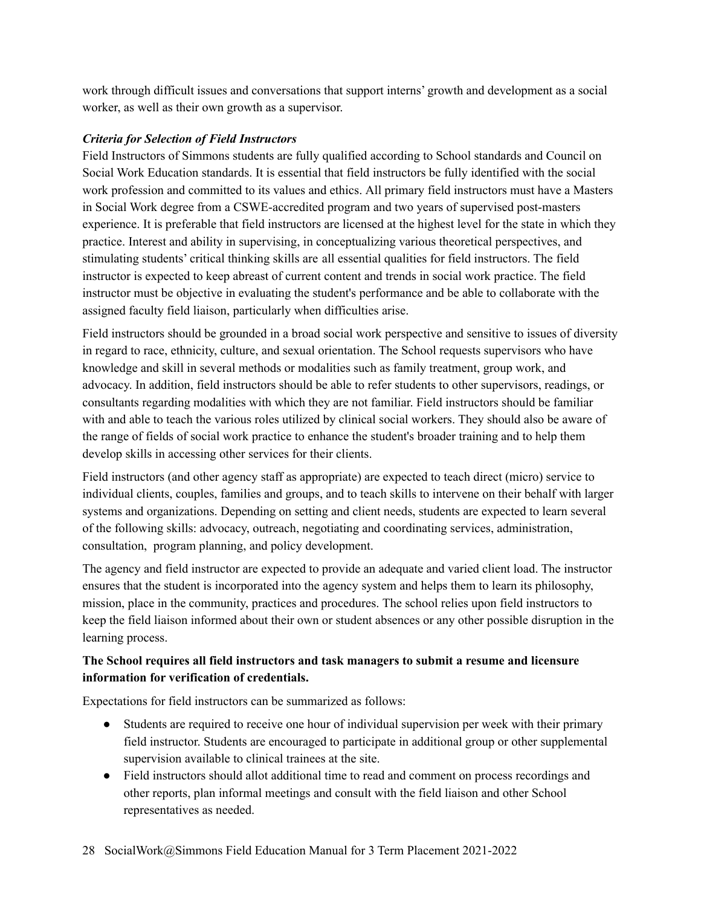work through difficult issues and conversations that support interns' growth and development as a social worker, as well as their own growth as a supervisor.

***Criteria for Selection of Field Instructors***

Field Instructors of Simmons students are fully qualified according to School standards and Council on Social Work Education standards. It is essential that field instructors be fully identified with the social work profession and committed to its values and ethics. All primary field instructors must have a Masters in Social Work degree from a CSWE-accredited program and two years of supervised post-masters experience. It is preferable that field instructors are licensed at the highest level for the state in which they practice. Interest and ability in supervising, in conceptualizing various theoretical perspectives, and stimulating students' critical thinking skills are all essential qualities for field instructors. The field instructor is expected to keep abreast of current content and trends in social work practice. The field instructor must be objective in evaluating the student's performance and be able to collaborate with the assigned faculty field liaison, particularly when difficulties arise.

Field instructors should be grounded in a broad social work perspective and sensitive to issues of diversity in regard to race, ethnicity, culture, and sexual orientation. The School requests supervisors who have knowledge and skill in several methods or modalities such as family treatment, group work, and advocacy. In addition, field instructors should be able to refer students to other supervisors, readings, or consultants regarding modalities with which they are not familiar. Field instructors should be familiar with and able to teach the various roles utilized by clinical social workers. They should also be aware of the range of fields of social work practice to enhance the student's broader training and to help them develop skills in accessing other services for their clients.

Field instructors (and other agency staff as appropriate) are expected to teach direct (micro) service to individual clients, couples, families and groups, and to teach skills to intervene on their behalf with larger systems and organizations. Depending on setting and client needs, students are expected to learn several of the following skills: advocacy, outreach, negotiating and coordinating services, administration, consultation, program planning, and policy development.

The agency and field instructor are expected to provide an adequate and varied client load. The instructor ensures that the student is incorporated into the agency system and helps them to learn its philosophy, mission, place in the community, practices and procedures. The school relies upon field instructors to keep the field liaison informed about their own or student absences or any other possible disruption in the learning process.

**The School requires all field instructors and task managers to submit a resume and licensure information for verification of credentials.**

Expectations for field instructors can be summarized as follows:

- Students are required to receive one hour of individual supervision per week with their primary field instructor. Students are encouraged to participate in additional group or other supplemental supervision available to clinical trainees at the site.
- Field instructors should allot additional time to read and comment on process recordings and other reports, plan informal meetings and consult with the field liaison and other School representatives as needed.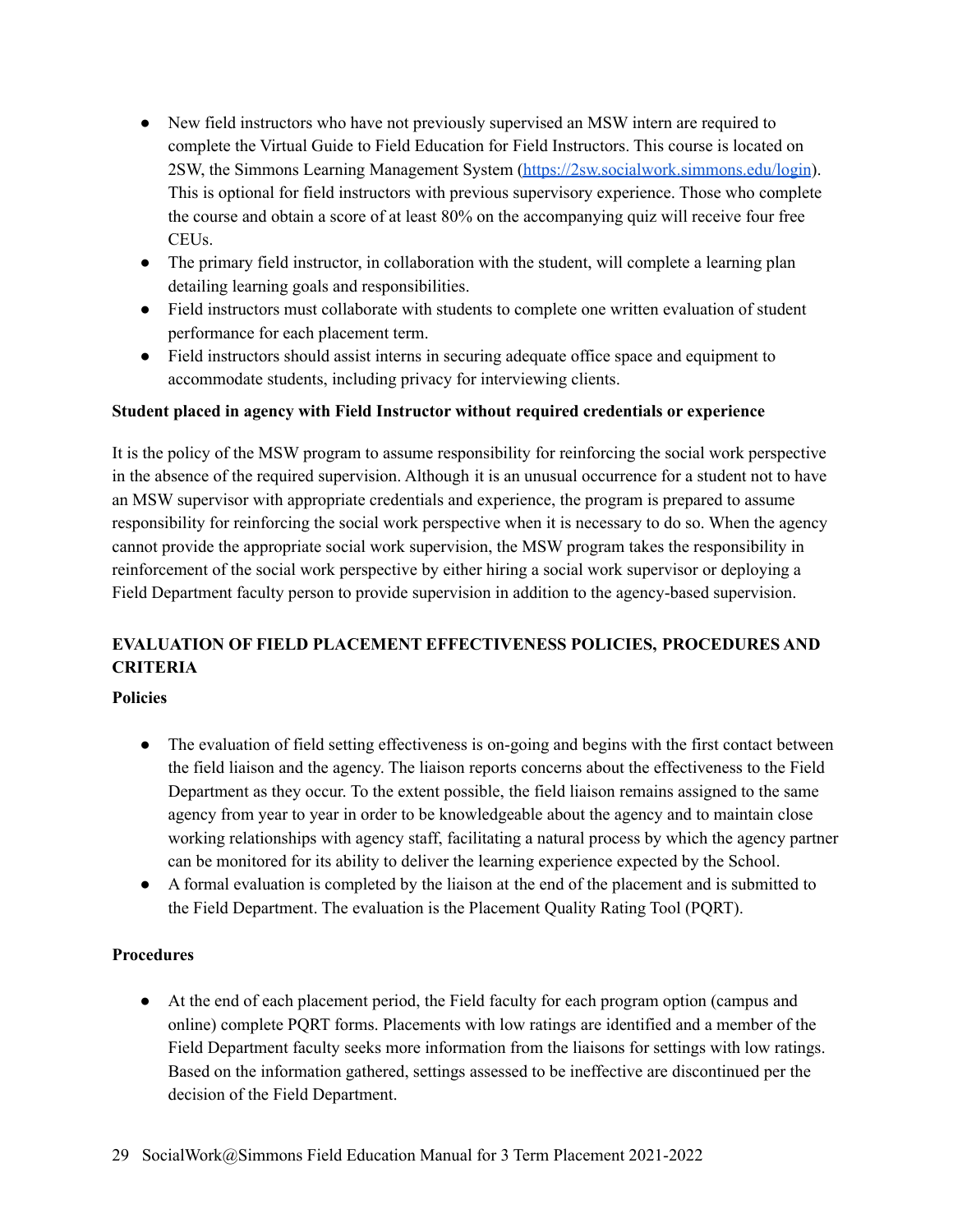- New field instructors who have not previously supervised an MSW intern are required to complete the Virtual Guide to Field Education for Field Instructors. This course is located on 2SW, the Simmons Learning Management System (https://2sw.socialwork.simmons.edu/login). This is optional for field instructors with previous supervisory experience. Those who complete the course and obtain a score of at least 80% on the accompanying quiz will receive four free CEUs.
- The primary field instructor, in collaboration with the student, will complete a learning plan detailing learning goals and responsibilities.
- Field instructors must collaborate with students to complete one written evaluation of student performance for each placement term.
- Field instructors should assist interns in securing adequate office space and equipment to accommodate students, including privacy for interviewing clients.

**Student placed in agency with Field Instructor without required credentials or experience**

It is the policy of the MSW program to assume responsibility for reinforcing the social work perspective in the absence of the required supervision. Although it is an unusual occurrence for a student not to have an MSW supervisor with appropriate credentials and experience, the program is prepared to assume responsibility for reinforcing the social work perspective when it is necessary to do so. When the agency cannot provide the appropriate social work supervision, the MSW program takes the responsibility in reinforcement of the social work perspective by either hiring a social work supervisor or deploying a Field Department faculty person to provide supervision in addition to the agency-based supervision.

## EVALUATION OF FIELD PLACEMENT EFFECTIVENESS POLICIES, PROCEDURES AND CRITERIA

**Policies**

- The evaluation of field setting effectiveness is on-going and begins with the first contact between the field liaison and the agency. The liaison reports concerns about the effectiveness to the Field Department as they occur. To the extent possible, the field liaison remains assigned to the same agency from year to year in order to be knowledgeable about the agency and to maintain close working relationships with agency staff, facilitating a natural process by which the agency partner can be monitored for its ability to deliver the learning experience expected by the School.
- A formal evaluation is completed by the liaison at the end of the placement and is submitted to the Field Department. The evaluation is the Placement Quality Rating Tool (PQRT).

**Procedures**

- At the end of each placement period, the Field faculty for each program option (campus and online) complete PQRT forms. Placements with low ratings are identified and a member of the Field Department faculty seeks more information from the liaisons for settings with low ratings. Based on the information gathered, settings assessed to be ineffective are discontinued per the decision of the Field Department.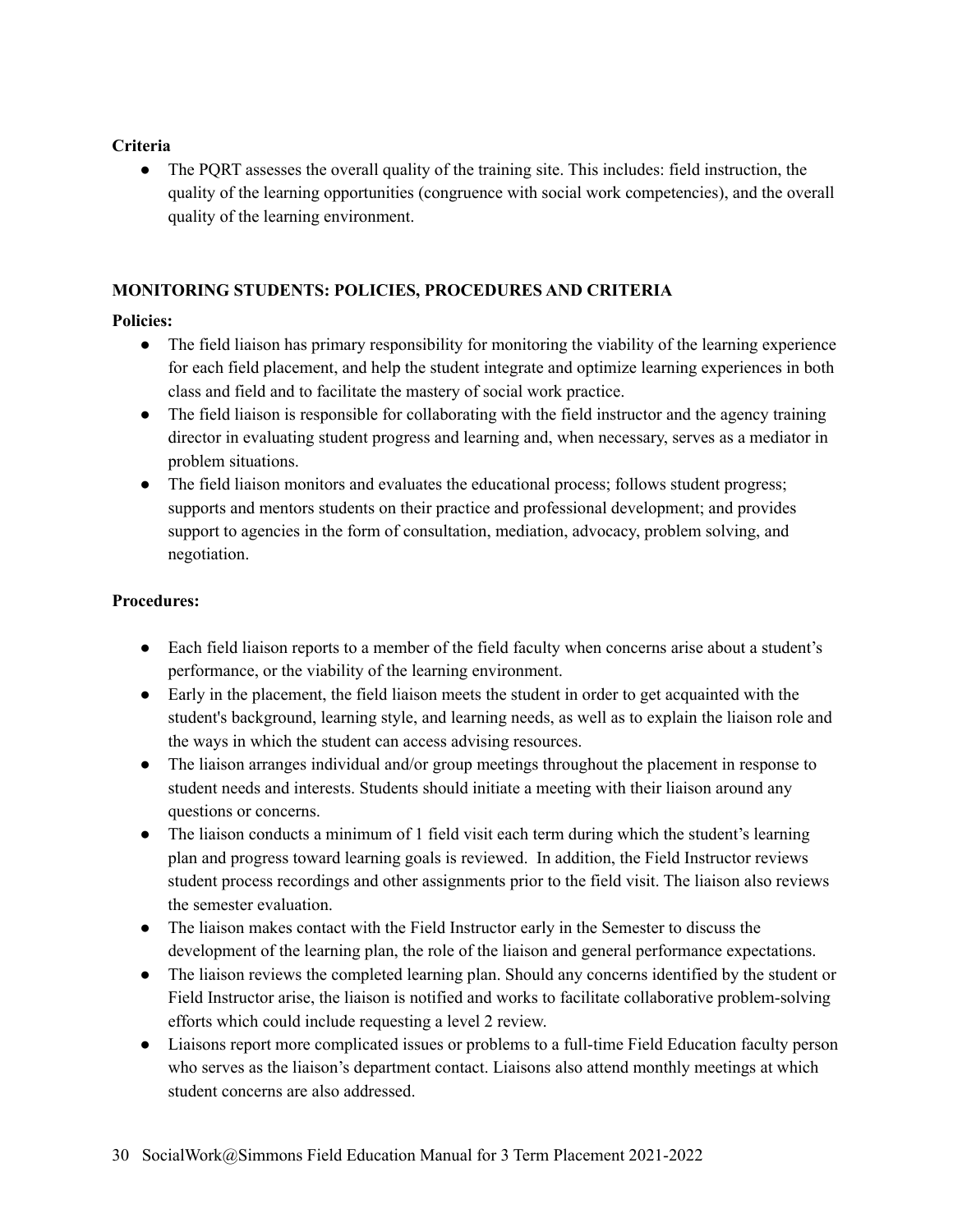**Criteria**

- The PQRT assesses the overall quality of the training site. This includes: field instruction, the quality of the learning opportunities (congruence with social work competencies), and the overall quality of the learning environment.

## MONITORING STUDENTS: POLICIES, PROCEDURES AND CRITERIA

**Policies:**

- The field liaison has primary responsibility for monitoring the viability of the learning experience for each field placement, and help the student integrate and optimize learning experiences in both class and field and to facilitate the mastery of social work practice.
- The field liaison is responsible for collaborating with the field instructor and the agency training director in evaluating student progress and learning and, when necessary, serves as a mediator in problem situations.
- The field liaison monitors and evaluates the educational process; follows student progress; supports and mentors students on their practice and professional development; and provides support to agencies in the form of consultation, mediation, advocacy, problem solving, and negotiation.

**Procedures:**

- Each field liaison reports to a member of the field faculty when concerns arise about a student's performance, or the viability of the learning environment.
- Early in the placement, the field liaison meets the student in order to get acquainted with the student's background, learning style, and learning needs, as well as to explain the liaison role and the ways in which the student can access advising resources.
- The liaison arranges individual and/or group meetings throughout the placement in response to student needs and interests. Students should initiate a meeting with their liaison around any questions or concerns.
- The liaison conducts a minimum of 1 field visit each term during which the student's learning plan and progress toward learning goals is reviewed. In addition, the Field Instructor reviews student process recordings and other assignments prior to the field visit. The liaison also reviews the semester evaluation.
- The liaison makes contact with the Field Instructor early in the Semester to discuss the development of the learning plan, the role of the liaison and general performance expectations.
- The liaison reviews the completed learning plan. Should any concerns identified by the student or Field Instructor arise, the liaison is notified and works to facilitate collaborative problem-solving efforts which could include requesting a level 2 review.
- Liaisons report more complicated issues or problems to a full-time Field Education faculty person who serves as the liaison's department contact. Liaisons also attend monthly meetings at which student concerns are also addressed.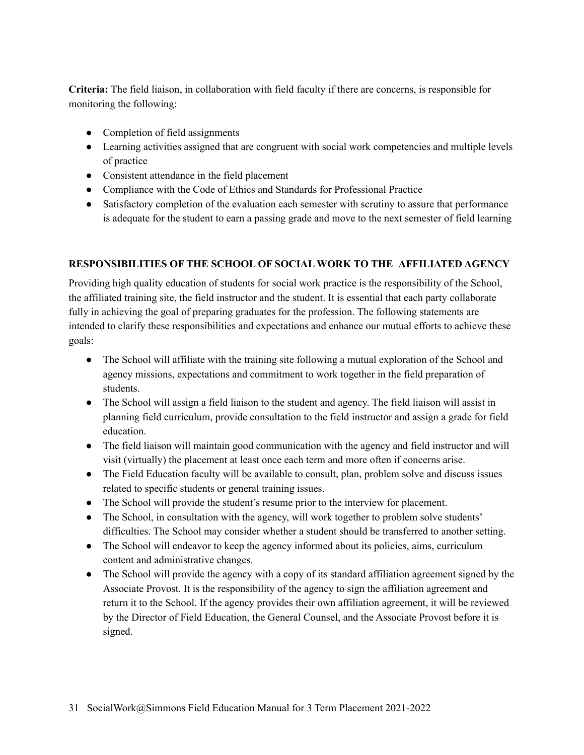**Criteria:** The field liaison, in collaboration with field faculty if there are concerns, is responsible for monitoring the following:

- Completion of field assignments
- Learning activities assigned that are congruent with social work competencies and multiple levels of practice
- Consistent attendance in the field placement
- Compliance with the Code of Ethics and Standards for Professional Practice
- Satisfactory completion of the evaluation each semester with scrutiny to assure that performance is adequate for the student to earn a passing grade and move to the next semester of field learning

## RESPONSIBILITIES OF THE SCHOOL OF SOCIAL WORK TO THE AFFILIATED AGENCY

Providing high quality education of students for social work practice is the responsibility of the School, the affiliated training site, the field instructor and the student. It is essential that each party collaborate fully in achieving the goal of preparing graduates for the profession. The following statements are intended to clarify these responsibilities and expectations and enhance our mutual efforts to achieve these goals:

- The School will affiliate with the training site following a mutual exploration of the School and agency missions, expectations and commitment to work together in the field preparation of students.
- The School will assign a field liaison to the student and agency. The field liaison will assist in planning field curriculum, provide consultation to the field instructor and assign a grade for field education.
- The field liaison will maintain good communication with the agency and field instructor and will visit (virtually) the placement at least once each term and more often if concerns arise.
- The Field Education faculty will be available to consult, plan, problem solve and discuss issues related to specific students or general training issues.
- The School will provide the student's resume prior to the interview for placement.
- The School, in consultation with the agency, will work together to problem solve students' difficulties. The School may consider whether a student should be transferred to another setting.
- The School will endeavor to keep the agency informed about its policies, aims, curriculum content and administrative changes.
- The School will provide the agency with a copy of its standard affiliation agreement signed by the Associate Provost. It is the responsibility of the agency to sign the affiliation agreement and return it to the School. If the agency provides their own affiliation agreement, it will be reviewed by the Director of Field Education, the General Counsel, and the Associate Provost before it is signed.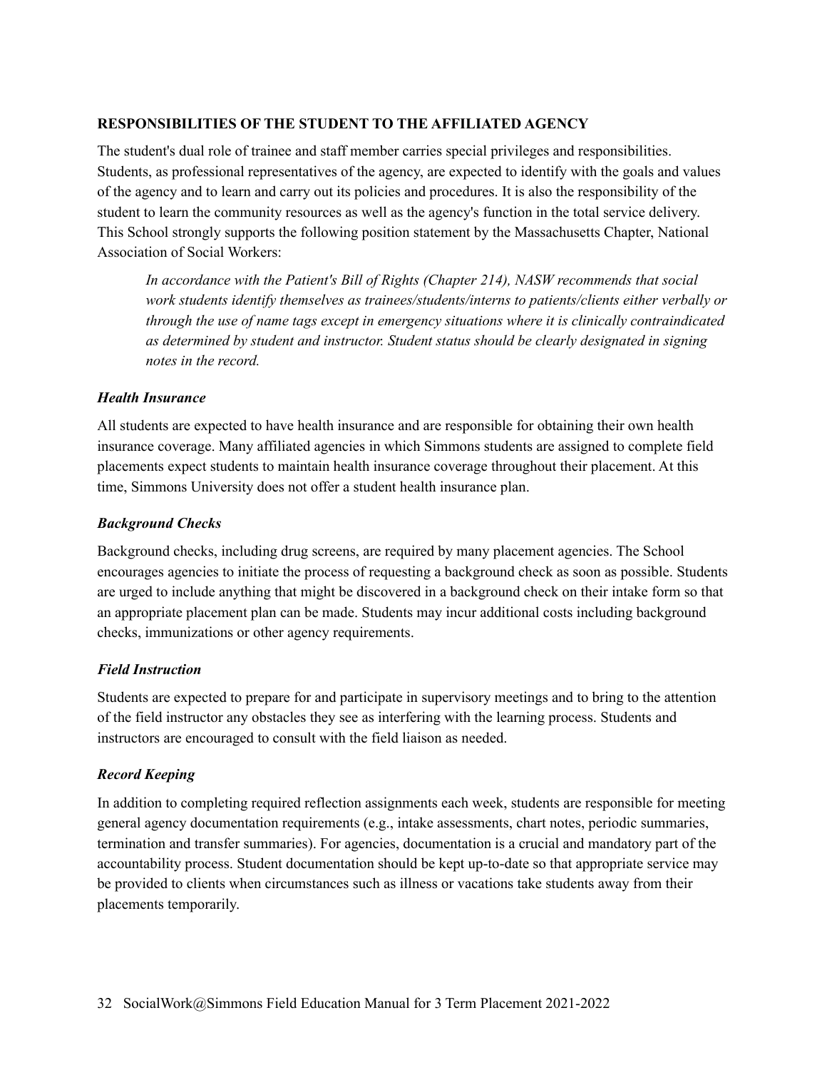**RESPONSIBILITIES OF THE STUDENT TO THE AFFILIATED AGENCY**

The student's dual role of trainee and staff member carries special privileges and responsibilities. Students, as professional representatives of the agency, are expected to identify with the goals and values of the agency and to learn and carry out its policies and procedures. It is also the responsibility of the student to learn the community resources as well as the agency's function in the total service delivery. This School strongly supports the following position statement by the Massachusetts Chapter, National Association of Social Workers:

> *In accordance with the Patient's Bill of Rights (Chapter 214), NASW recommends that social work students identify themselves as trainees/students/interns to patients/clients either verbally or through the use of name tags except in emergency situations where it is clinically contraindicated as determined by student and instructor. Student status should be clearly designated in signing notes in the record.*

***Health Insurance***

All students are expected to have health insurance and are responsible for obtaining their own health insurance coverage. Many affiliated agencies in which Simmons students are assigned to complete field placements expect students to maintain health insurance coverage throughout their placement. At this time, Simmons University does not offer a student health insurance plan.

***Background Checks***

Background checks, including drug screens, are required by many placement agencies. The School encourages agencies to initiate the process of requesting a background check as soon as possible. Students are urged to include anything that might be discovered in a background check on their intake form so that an appropriate placement plan can be made. Students may incur additional costs including background checks, immunizations or other agency requirements.

***Field Instruction***

Students are expected to prepare for and participate in supervisory meetings and to bring to the attention of the field instructor any obstacles they see as interfering with the learning process. Students and instructors are encouraged to consult with the field liaison as needed.

***Record Keeping***

In addition to completing required reflection assignments each week, students are responsible for meeting general agency documentation requirements (e.g., intake assessments, chart notes, periodic summaries, termination and transfer summaries). For agencies, documentation is a crucial and mandatory part of the accountability process. Student documentation should be kept up-to-date so that appropriate service may be provided to clients when circumstances such as illness or vacations take students away from their placements temporarily.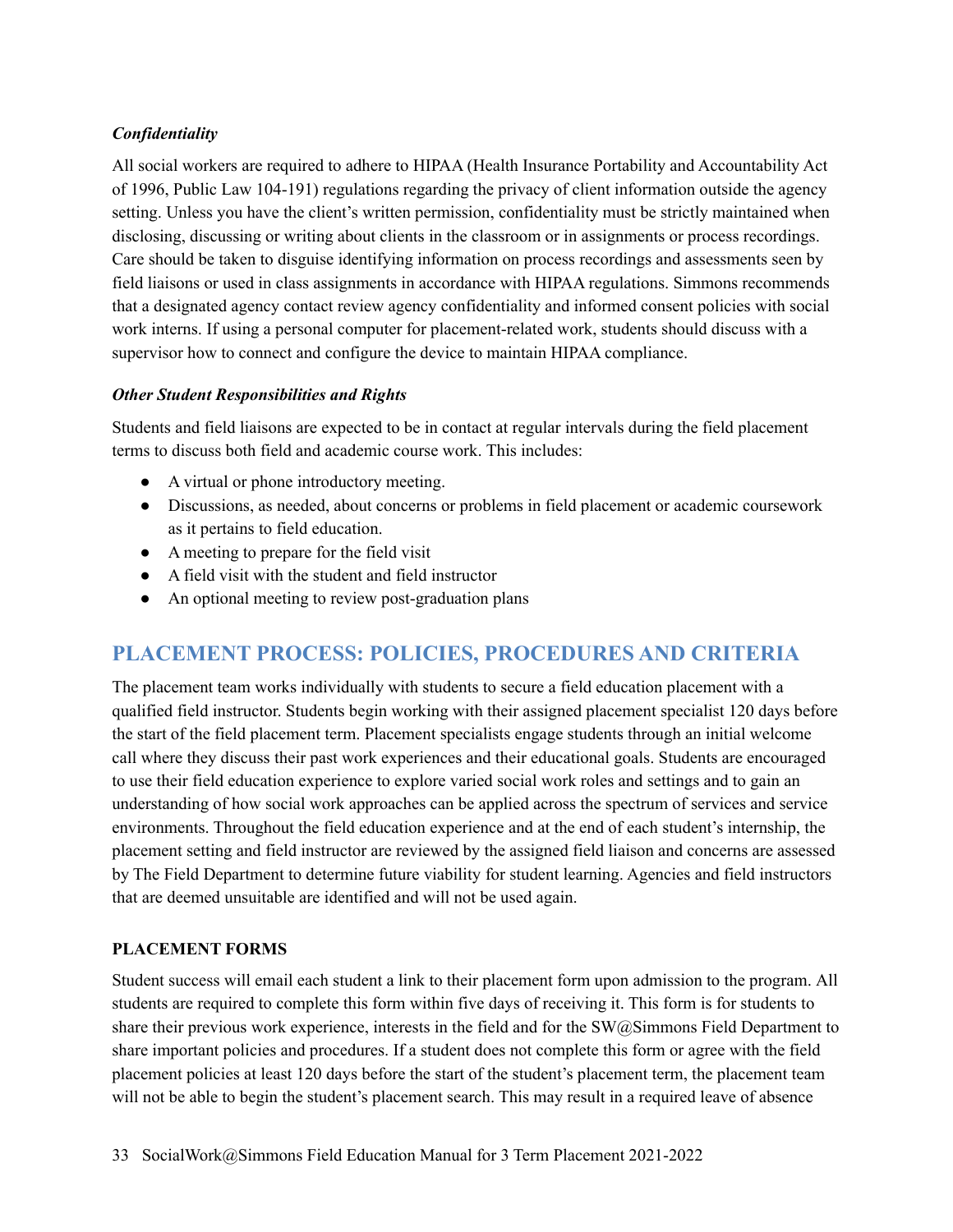***Confidentiality***

All social workers are required to adhere to HIPAA (Health Insurance Portability and Accountability Act of 1996, Public Law 104-191) regulations regarding the privacy of client information outside the agency setting. Unless you have the client's written permission, confidentiality must be strictly maintained when disclosing, discussing or writing about clients in the classroom or in assignments or process recordings. Care should be taken to disguise identifying information on process recordings and assessments seen by field liaisons or used in class assignments in accordance with HIPAA regulations. Simmons recommends that a designated agency contact review agency confidentiality and informed consent policies with social work interns. If using a personal computer for placement-related work, students should discuss with a supervisor how to connect and configure the device to maintain HIPAA compliance.

***Other Student Responsibilities and Rights***

Students and field liaisons are expected to be in contact at regular intervals during the field placement terms to discuss both field and academic course work. This includes:

- A virtual or phone introductory meeting.
- Discussions, as needed, about concerns or problems in field placement or academic coursework as it pertains to field education.
- A meeting to prepare for the field visit
- A field visit with the student and field instructor
- An optional meeting to review post-graduation plans

## PLACEMENT PROCESS: POLICIES, PROCEDURES AND CRITERIA

The placement team works individually with students to secure a field education placement with a qualified field instructor. Students begin working with their assigned placement specialist 120 days before the start of the field placement term. Placement specialists engage students through an initial welcome call where they discuss their past work experiences and their educational goals. Students are encouraged to use their field education experience to explore varied social work roles and settings and to gain an understanding of how social work approaches can be applied across the spectrum of services and service environments. Throughout the field education experience and at the end of each student's internship, the placement setting and field instructor are reviewed by the assigned field liaison and concerns are assessed by The Field Department to determine future viability for student learning. Agencies and field instructors that are deemed unsuitable are identified and will not be used again.

### PLACEMENT FORMS

Student success will email each student a link to their placement form upon admission to the program. All students are required to complete this form within five days of receiving it. This form is for students to share their previous work experience, interests in the field and for the SW@Simmons Field Department to share important policies and procedures. If a student does not complete this form or agree with the field placement policies at least 120 days before the start of the student's placement term, the placement team will not be able to begin the student's placement search. This may result in a required leave of absence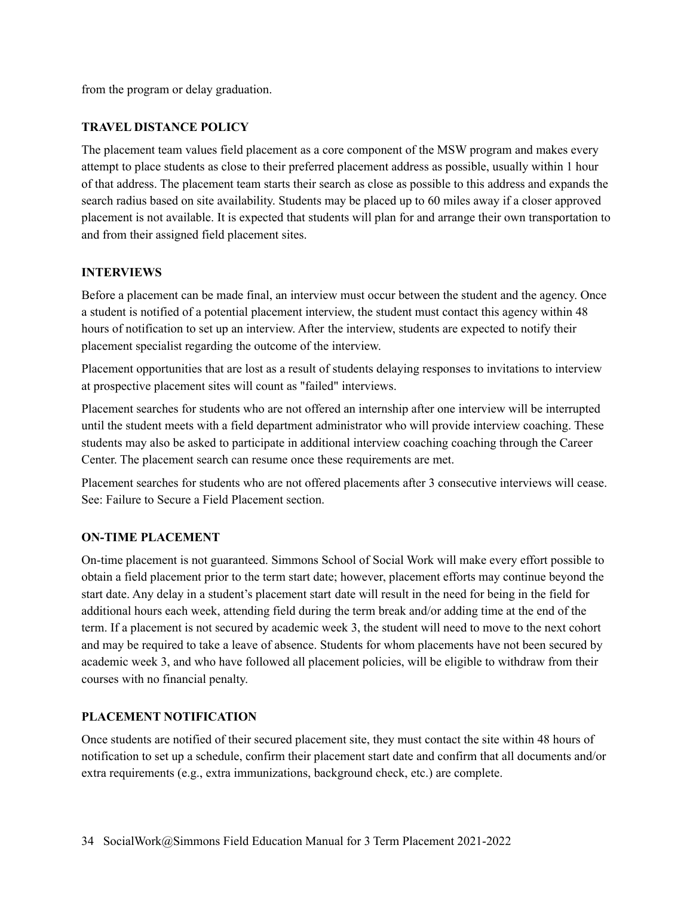from the program or delay graduation.

### TRAVEL DISTANCE POLICY

The placement team values field placement as a core component of the MSW program and makes every attempt to place students as close to their preferred placement address as possible, usually within 1 hour of that address. The placement team starts their search as close as possible to this address and expands the search radius based on site availability. Students may be placed up to 60 miles away if a closer approved placement is not available. It is expected that students will plan for and arrange their own transportation to and from their assigned field placement sites.

### INTERVIEWS

Before a placement can be made final, an interview must occur between the student and the agency. Once a student is notified of a potential placement interview, the student must contact this agency within 48 hours of notification to set up an interview. After the interview, students are expected to notify their placement specialist regarding the outcome of the interview.

Placement opportunities that are lost as a result of students delaying responses to invitations to interview at prospective placement sites will count as "failed" interviews.

Placement searches for students who are not offered an internship after one interview will be interrupted until the student meets with a field department administrator who will provide interview coaching. These students may also be asked to participate in additional interview coaching coaching through the Career Center. The placement search can resume once these requirements are met.

Placement searches for students who are not offered placements after 3 consecutive interviews will cease. See: Failure to Secure a Field Placement section.

### ON-TIME PLACEMENT

On-time placement is not guaranteed. Simmons School of Social Work will make every effort possible to obtain a field placement prior to the term start date; however, placement efforts may continue beyond the start date. Any delay in a student's placement start date will result in the need for being in the field for additional hours each week, attending field during the term break and/or adding time at the end of the term. If a placement is not secured by academic week 3, the student will need to move to the next cohort and may be required to take a leave of absence. Students for whom placements have not been secured by academic week 3, and who have followed all placement policies, will be eligible to withdraw from their courses with no financial penalty.

### PLACEMENT NOTIFICATION

Once students are notified of their secured placement site, they must contact the site within 48 hours of notification to set up a schedule, confirm their placement start date and confirm that all documents and/or extra requirements (e.g., extra immunizations, background check, etc.) are complete.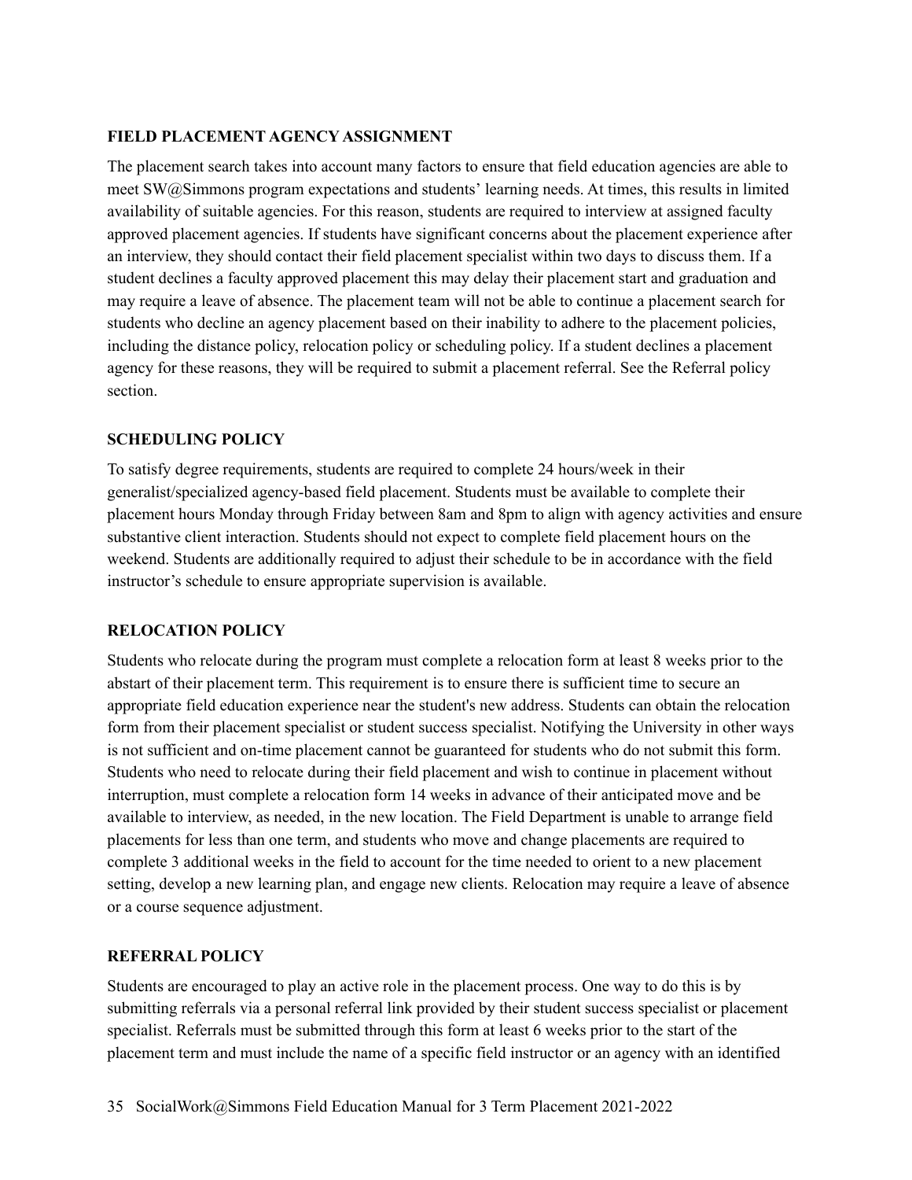### FIELD PLACEMENT AGENCY ASSIGNMENT

The placement search takes into account many factors to ensure that field education agencies are able to meet SW@Simmons program expectations and students' learning needs. At times, this results in limited availability of suitable agencies. For this reason, students are required to interview at assigned faculty approved placement agencies. If students have significant concerns about the placement experience after an interview, they should contact their field placement specialist within two days to discuss them. If a student declines a faculty approved placement this may delay their placement start and graduation and may require a leave of absence. The placement team will not be able to continue a placement search for students who decline an agency placement based on their inability to adhere to the placement policies, including the distance policy, relocation policy or scheduling policy. If a student declines a placement agency for these reasons, they will be required to submit a placement referral. See the Referral policy section.

### SCHEDULING POLICY

To satisfy degree requirements, students are required to complete 24 hours/week in their generalist/specialized agency-based field placement. Students must be available to complete their placement hours Monday through Friday between 8am and 8pm to align with agency activities and ensure substantive client interaction. Students should not expect to complete field placement hours on the weekend. Students are additionally required to adjust their schedule to be in accordance with the field instructor's schedule to ensure appropriate supervision is available.

### RELOCATION POLICY

Students who relocate during the program must complete a relocation form at least 8 weeks prior to the abstart of their placement term. This requirement is to ensure there is sufficient time to secure an appropriate field education experience near the student's new address. Students can obtain the relocation form from their placement specialist or student success specialist. Notifying the University in other ways is not sufficient and on-time placement cannot be guaranteed for students who do not submit this form. Students who need to relocate during their field placement and wish to continue in placement without interruption, must complete a relocation form 14 weeks in advance of their anticipated move and be available to interview, as needed, in the new location. The Field Department is unable to arrange field placements for less than one term, and students who move and change placements are required to complete 3 additional weeks in the field to account for the time needed to orient to a new placement setting, develop a new learning plan, and engage new clients. Relocation may require a leave of absence or a course sequence adjustment.

### REFERRAL POLICY

Students are encouraged to play an active role in the placement process. One way to do this is by submitting referrals via a personal referral link provided by their student success specialist or placement specialist. Referrals must be submitted through this form at least 6 weeks prior to the start of the placement term and must include the name of a specific field instructor or an agency with an identified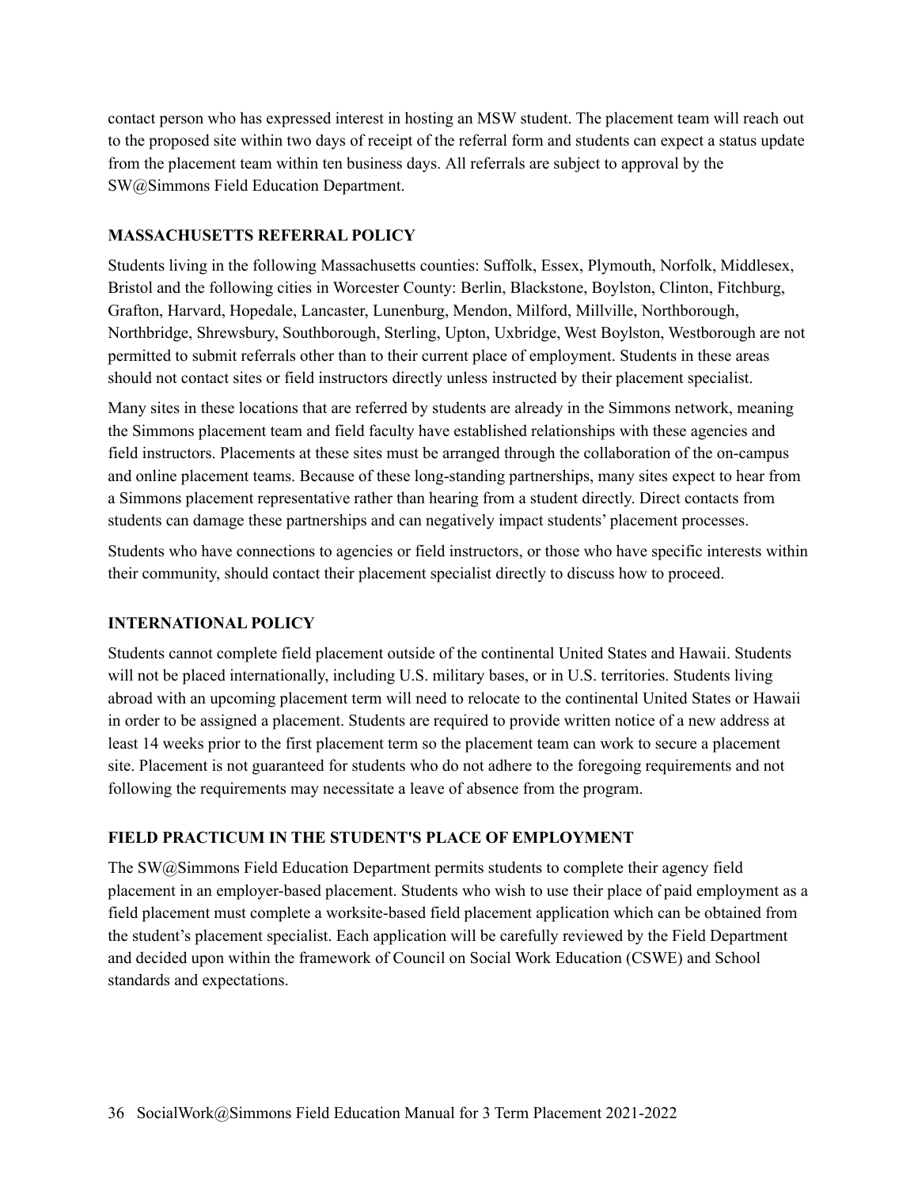contact person who has expressed interest in hosting an MSW student. The placement team will reach out to the proposed site within two days of receipt of the referral form and students can expect a status update from the placement team within ten business days. All referrals are subject to approval by the SW@Simmons Field Education Department.

### MASSACHUSETTS REFERRAL POLICY

Students living in the following Massachusetts counties: Suffolk, Essex, Plymouth, Norfolk, Middlesex, Bristol and the following cities in Worcester County: Berlin, Blackstone, Boylston, Clinton, Fitchburg, Grafton, Harvard, Hopedale, Lancaster, Lunenburg, Mendon, Milford, Millville, Northborough, Northbridge, Shrewsbury, Southborough, Sterling, Upton, Uxbridge, West Boylston, Westborough are not permitted to submit referrals other than to their current place of employment. Students in these areas should not contact sites or field instructors directly unless instructed by their placement specialist.

Many sites in these locations that are referred by students are already in the Simmons network, meaning the Simmons placement team and field faculty have established relationships with these agencies and field instructors. Placements at these sites must be arranged through the collaboration of the on-campus and online placement teams. Because of these long-standing partnerships, many sites expect to hear from a Simmons placement representative rather than hearing from a student directly. Direct contacts from students can damage these partnerships and can negatively impact students' placement processes.

Students who have connections to agencies or field instructors, or those who have specific interests within their community, should contact their placement specialist directly to discuss how to proceed.

### INTERNATIONAL POLICY

Students cannot complete field placement outside of the continental United States and Hawaii. Students will not be placed internationally, including U.S. military bases, or in U.S. territories. Students living abroad with an upcoming placement term will need to relocate to the continental United States or Hawaii in order to be assigned a placement. Students are required to provide written notice of a new address at least 14 weeks prior to the first placement term so the placement team can work to secure a placement site. Placement is not guaranteed for students who do not adhere to the foregoing requirements and not following the requirements may necessitate a leave of absence from the program.

### FIELD PRACTICUM IN THE STUDENT'S PLACE OF EMPLOYMENT

The SW@Simmons Field Education Department permits students to complete their agency field placement in an employer-based placement. Students who wish to use their place of paid employment as a field placement must complete a worksite-based field placement application which can be obtained from the student's placement specialist. Each application will be carefully reviewed by the Field Department and decided upon within the framework of Council on Social Work Education (CSWE) and School standards and expectations.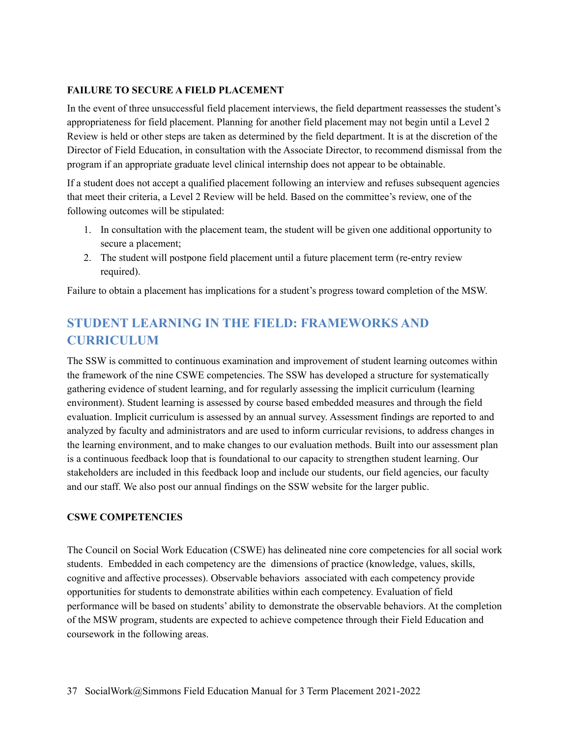### FAILURE TO SECURE A FIELD PLACEMENT

In the event of three unsuccessful field placement interviews, the field department reassesses the student's appropriateness for field placement. Planning for another field placement may not begin until a Level 2 Review is held or other steps are taken as determined by the field department. It is at the discretion of the Director of Field Education, in consultation with the Associate Director, to recommend dismissal from the program if an appropriate graduate level clinical internship does not appear to be obtainable.

If a student does not accept a qualified placement following an interview and refuses subsequent agencies that meet their criteria, a Level 2 Review will be held. Based on the committee's review, one of the following outcomes will be stipulated:

1. In consultation with the placement team, the student will be given one additional opportunity to secure a placement;
2. The student will postpone field placement until a future placement term (re-entry review required).

Failure to obtain a placement has implications for a student's progress toward completion of the MSW.

## STUDENT LEARNING IN THE FIELD: FRAMEWORKS AND CURRICULUM

The SSW is committed to continuous examination and improvement of student learning outcomes within the framework of the nine CSWE competencies. The SSW has developed a structure for systematically gathering evidence of student learning, and for regularly assessing the implicit curriculum (learning environment). Student learning is assessed by course based embedded measures and through the field evaluation. Implicit curriculum is assessed by an annual survey. Assessment findings are reported to and analyzed by faculty and administrators and are used to inform curricular revisions, to address changes in the learning environment, and to make changes to our evaluation methods. Built into our assessment plan is a continuous feedback loop that is foundational to our capacity to strengthen student learning. Our stakeholders are included in this feedback loop and include our students, our field agencies, our faculty and our staff. We also post our annual findings on the SSW website for the larger public.

### CSWE COMPETENCIES

The Council on Social Work Education (CSWE) has delineated nine core competencies for all social work students. Embedded in each competency are the dimensions of practice (knowledge, values, skills, cognitive and affective processes). Observable behaviors associated with each competency provide opportunities for students to demonstrate abilities within each competency. Evaluation of field performance will be based on students' ability to demonstrate the observable behaviors. At the completion of the MSW program, students are expected to achieve competence through their Field Education and coursework in the following areas.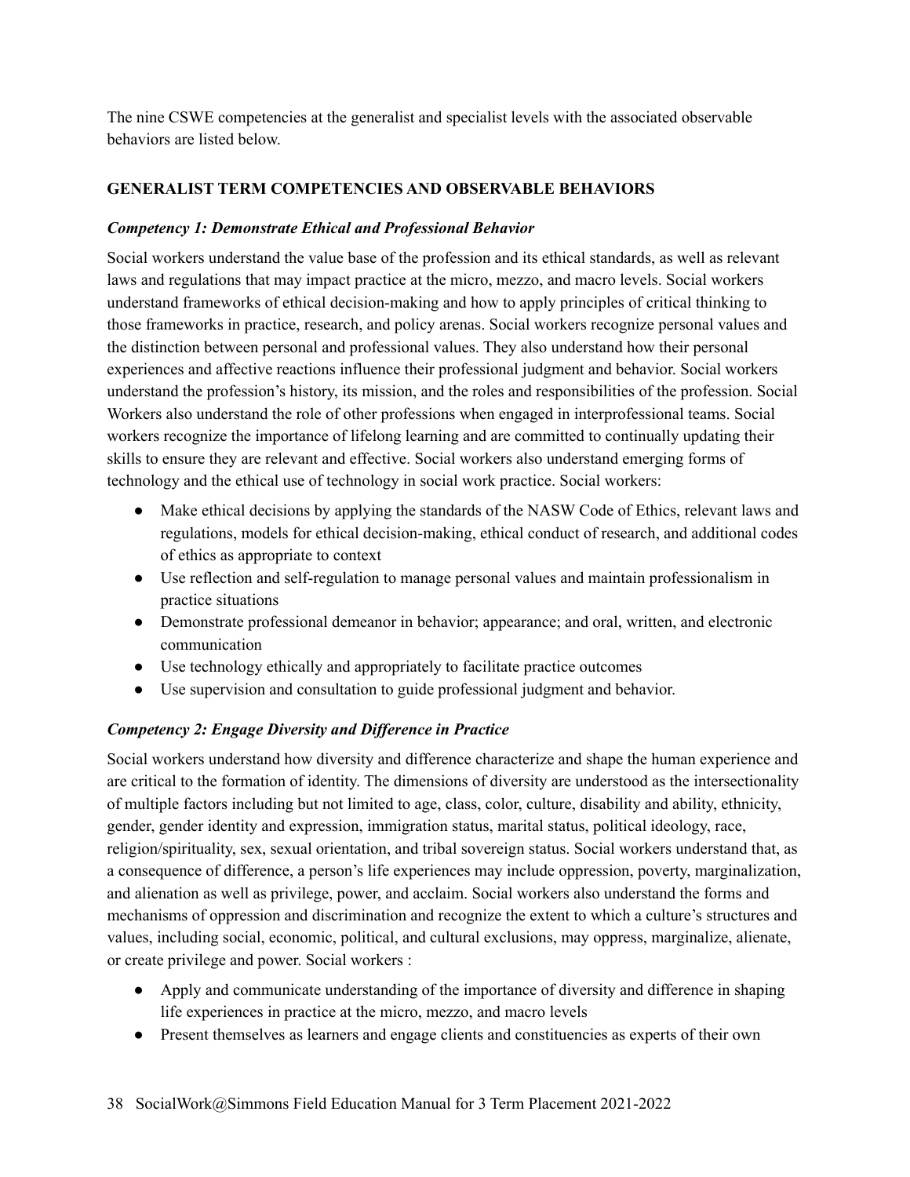The nine CSWE competencies at the generalist and specialist levels with the associated observable behaviors are listed below.

## GENERALIST TERM COMPETENCIES AND OBSERVABLE BEHAVIORS

### *Competency 1: Demonstrate Ethical and Professional Behavior*

Social workers understand the value base of the profession and its ethical standards, as well as relevant laws and regulations that may impact practice at the micro, mezzo, and macro levels. Social workers understand frameworks of ethical decision-making and how to apply principles of critical thinking to those frameworks in practice, research, and policy arenas. Social workers recognize personal values and the distinction between personal and professional values. They also understand how their personal experiences and affective reactions influence their professional judgment and behavior. Social workers understand the profession's history, its mission, and the roles and responsibilities of the profession. Social Workers also understand the role of other professions when engaged in interprofessional teams. Social workers recognize the importance of lifelong learning and are committed to continually updating their skills to ensure they are relevant and effective. Social workers also understand emerging forms of technology and the ethical use of technology in social work practice. Social workers:

- Make ethical decisions by applying the standards of the NASW Code of Ethics, relevant laws and regulations, models for ethical decision-making, ethical conduct of research, and additional codes of ethics as appropriate to context
- Use reflection and self-regulation to manage personal values and maintain professionalism in practice situations
- Demonstrate professional demeanor in behavior; appearance; and oral, written, and electronic communication
- Use technology ethically and appropriately to facilitate practice outcomes
- Use supervision and consultation to guide professional judgment and behavior.

### *Competency 2: Engage Diversity and Difference in Practice*

Social workers understand how diversity and difference characterize and shape the human experience and are critical to the formation of identity. The dimensions of diversity are understood as the intersectionality of multiple factors including but not limited to age, class, color, culture, disability and ability, ethnicity, gender, gender identity and expression, immigration status, marital status, political ideology, race, religion/spirituality, sex, sexual orientation, and tribal sovereign status. Social workers understand that, as a consequence of difference, a person's life experiences may include oppression, poverty, marginalization, and alienation as well as privilege, power, and acclaim. Social workers also understand the forms and mechanisms of oppression and discrimination and recognize the extent to which a culture's structures and values, including social, economic, political, and cultural exclusions, may oppress, marginalize, alienate, or create privilege and power. Social workers :

- Apply and communicate understanding of the importance of diversity and difference in shaping life experiences in practice at the micro, mezzo, and macro levels
- Present themselves as learners and engage clients and constituencies as experts of their own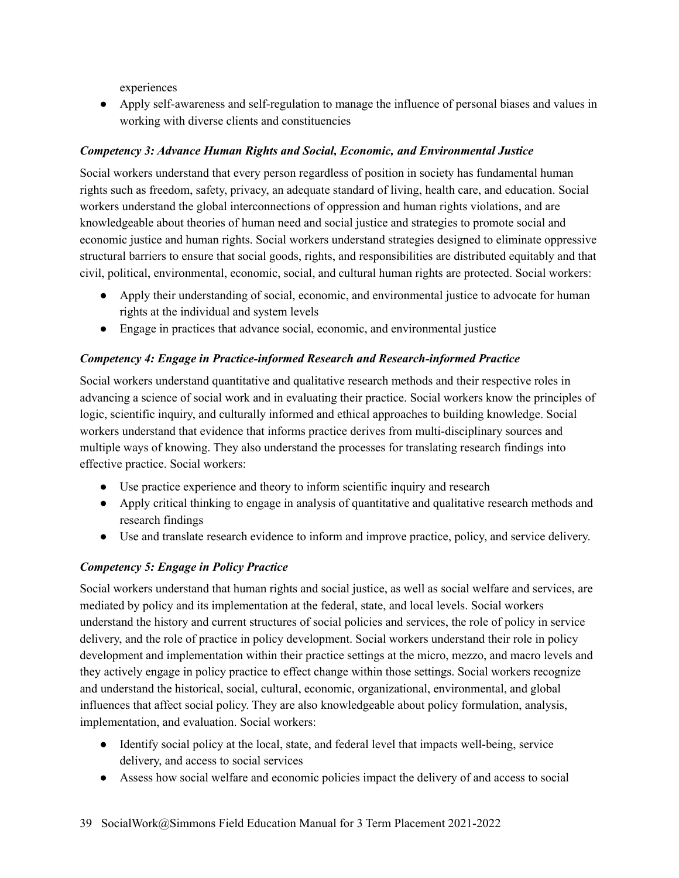experiences

- Apply self-awareness and self-regulation to manage the influence of personal biases and values in working with diverse clients and constituencies

### *Competency 3: Advance Human Rights and Social, Economic, and Environmental Justice*

Social workers understand that every person regardless of position in society has fundamental human rights such as freedom, safety, privacy, an adequate standard of living, health care, and education. Social workers understand the global interconnections of oppression and human rights violations, and are knowledgeable about theories of human need and social justice and strategies to promote social and economic justice and human rights. Social workers understand strategies designed to eliminate oppressive structural barriers to ensure that social goods, rights, and responsibilities are distributed equitably and that civil, political, environmental, economic, social, and cultural human rights are protected. Social workers:

- Apply their understanding of social, economic, and environmental justice to advocate for human rights at the individual and system levels
- Engage in practices that advance social, economic, and environmental justice

### *Competency 4: Engage in Practice-informed Research and Research-informed Practice*

Social workers understand quantitative and qualitative research methods and their respective roles in advancing a science of social work and in evaluating their practice. Social workers know the principles of logic, scientific inquiry, and culturally informed and ethical approaches to building knowledge. Social workers understand that evidence that informs practice derives from multi-disciplinary sources and multiple ways of knowing. They also understand the processes for translating research findings into effective practice. Social workers:

- Use practice experience and theory to inform scientific inquiry and research
- Apply critical thinking to engage in analysis of quantitative and qualitative research methods and research findings
- Use and translate research evidence to inform and improve practice, policy, and service delivery.

### *Competency 5: Engage in Policy Practice*

Social workers understand that human rights and social justice, as well as social welfare and services, are mediated by policy and its implementation at the federal, state, and local levels. Social workers understand the history and current structures of social policies and services, the role of policy in service delivery, and the role of practice in policy development. Social workers understand their role in policy development and implementation within their practice settings at the micro, mezzo, and macro levels and they actively engage in policy practice to effect change within those settings. Social workers recognize and understand the historical, social, cultural, economic, organizational, environmental, and global influences that affect social policy. They are also knowledgeable about policy formulation, analysis, implementation, and evaluation. Social workers:

- Identify social policy at the local, state, and federal level that impacts well-being, service delivery, and access to social services
- Assess how social welfare and economic policies impact the delivery of and access to social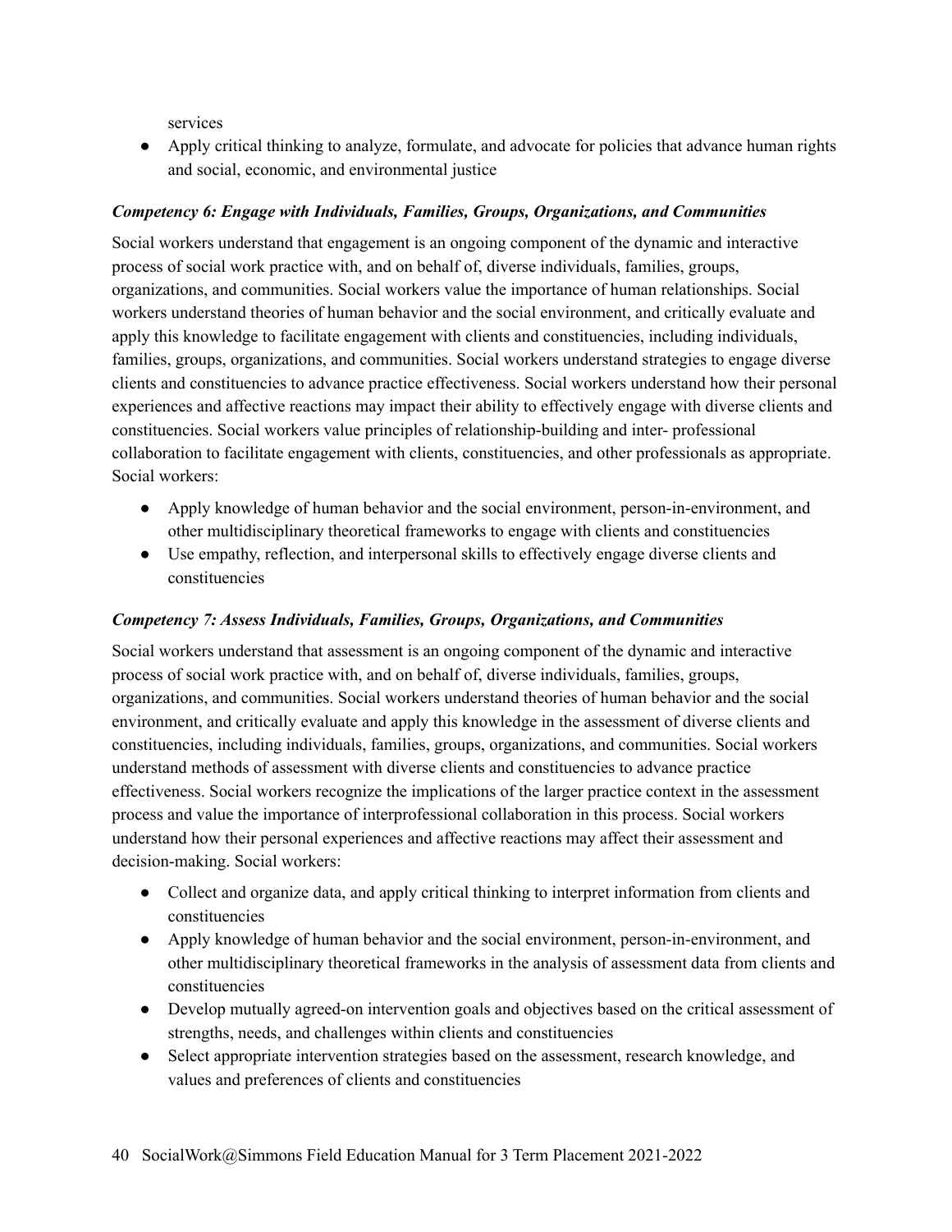services

- Apply critical thinking to analyze, formulate, and advocate for policies that advance human rights and social, economic, and environmental justice

### *Competency 6: Engage with Individuals, Families, Groups, Organizations, and Communities*

Social workers understand that engagement is an ongoing component of the dynamic and interactive process of social work practice with, and on behalf of, diverse individuals, families, groups, organizations, and communities. Social workers value the importance of human relationships. Social workers understand theories of human behavior and the social environment, and critically evaluate and apply this knowledge to facilitate engagement with clients and constituencies, including individuals, families, groups, organizations, and communities. Social workers understand strategies to engage diverse clients and constituencies to advance practice effectiveness. Social workers understand how their personal experiences and affective reactions may impact their ability to effectively engage with diverse clients and constituencies. Social workers value principles of relationship-building and inter- professional collaboration to facilitate engagement with clients, constituencies, and other professionals as appropriate. Social workers:

- Apply knowledge of human behavior and the social environment, person-in-environment, and other multidisciplinary theoretical frameworks to engage with clients and constituencies
- Use empathy, reflection, and interpersonal skills to effectively engage diverse clients and constituencies

### *Competency 7: Assess Individuals, Families, Groups, Organizations, and Communities*

Social workers understand that assessment is an ongoing component of the dynamic and interactive process of social work practice with, and on behalf of, diverse individuals, families, groups, organizations, and communities. Social workers understand theories of human behavior and the social environment, and critically evaluate and apply this knowledge in the assessment of diverse clients and constituencies, including individuals, families, groups, organizations, and communities. Social workers understand methods of assessment with diverse clients and constituencies to advance practice effectiveness. Social workers recognize the implications of the larger practice context in the assessment process and value the importance of interprofessional collaboration in this process. Social workers understand how their personal experiences and affective reactions may affect their assessment and decision-making. Social workers:

- Collect and organize data, and apply critical thinking to interpret information from clients and constituencies
- Apply knowledge of human behavior and the social environment, person-in-environment, and other multidisciplinary theoretical frameworks in the analysis of assessment data from clients and constituencies
- Develop mutually agreed-on intervention goals and objectives based on the critical assessment of strengths, needs, and challenges within clients and constituencies
- Select appropriate intervention strategies based on the assessment, research knowledge, and values and preferences of clients and constituencies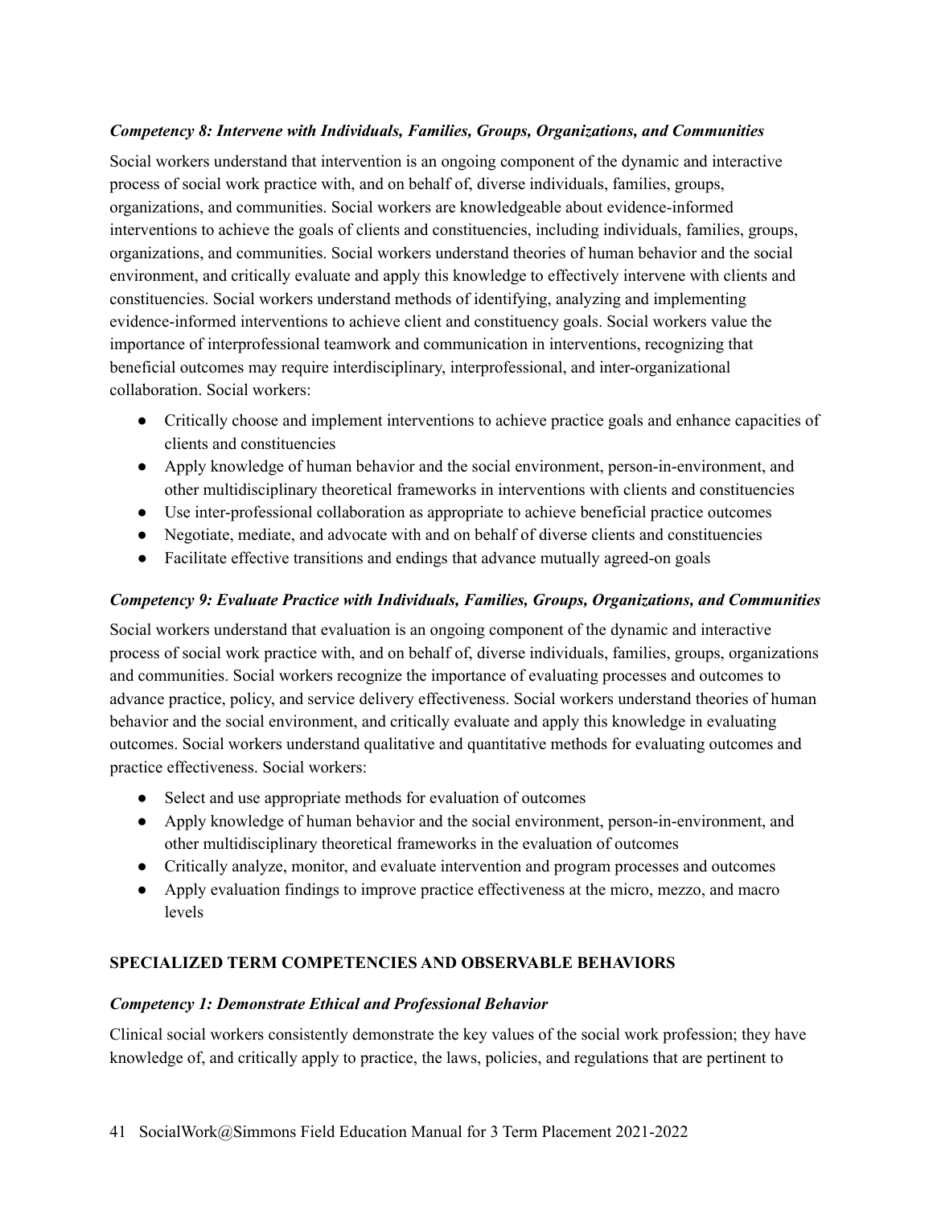***Competency 8: Intervene with Individuals, Families, Groups, Organizations, and Communities***

Social workers understand that intervention is an ongoing component of the dynamic and interactive process of social work practice with, and on behalf of, diverse individuals, families, groups, organizations, and communities. Social workers are knowledgeable about evidence-informed interventions to achieve the goals of clients and constituencies, including individuals, families, groups, organizations, and communities. Social workers understand theories of human behavior and the social environment, and critically evaluate and apply this knowledge to effectively intervene with clients and constituencies. Social workers understand methods of identifying, analyzing and implementing evidence-informed interventions to achieve client and constituency goals. Social workers value the importance of interprofessional teamwork and communication in interventions, recognizing that beneficial outcomes may require interdisciplinary, interprofessional, and inter-organizational collaboration. Social workers:

- Critically choose and implement interventions to achieve practice goals and enhance capacities of clients and constituencies
- Apply knowledge of human behavior and the social environment, person-in-environment, and other multidisciplinary theoretical frameworks in interventions with clients and constituencies
- Use inter-professional collaboration as appropriate to achieve beneficial practice outcomes
- Negotiate, mediate, and advocate with and on behalf of diverse clients and constituencies
- Facilitate effective transitions and endings that advance mutually agreed-on goals

***Competency 9: Evaluate Practice with Individuals, Families, Groups, Organizations, and Communities***

Social workers understand that evaluation is an ongoing component of the dynamic and interactive process of social work practice with, and on behalf of, diverse individuals, families, groups, organizations and communities. Social workers recognize the importance of evaluating processes and outcomes to advance practice, policy, and service delivery effectiveness. Social workers understand theories of human behavior and the social environment, and critically evaluate and apply this knowledge in evaluating outcomes. Social workers understand qualitative and quantitative methods for evaluating outcomes and practice effectiveness. Social workers:

- Select and use appropriate methods for evaluation of outcomes
- Apply knowledge of human behavior and the social environment, person-in-environment, and other multidisciplinary theoretical frameworks in the evaluation of outcomes
- Critically analyze, monitor, and evaluate intervention and program processes and outcomes
- Apply evaluation findings to improve practice effectiveness at the micro, mezzo, and macro levels

## SPECIALIZED TERM COMPETENCIES AND OBSERVABLE BEHAVIORS

***Competency 1: Demonstrate Ethical and Professional Behavior***

Clinical social workers consistently demonstrate the key values of the social work profession; they have knowledge of, and critically apply to practice, the laws, policies, and regulations that are pertinent to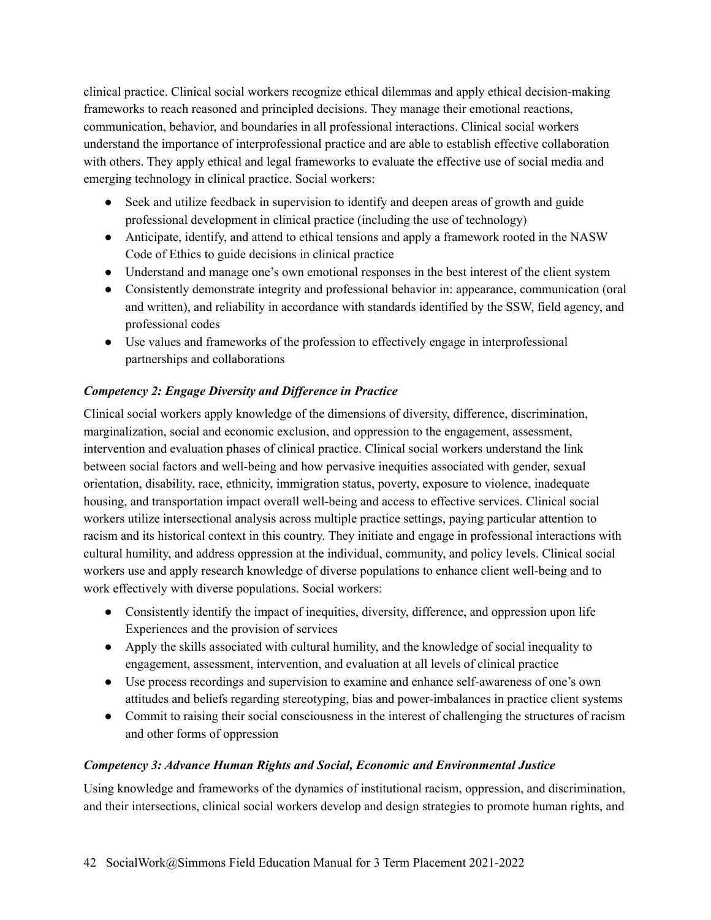clinical practice. Clinical social workers recognize ethical dilemmas and apply ethical decision-making frameworks to reach reasoned and principled decisions. They manage their emotional reactions, communication, behavior, and boundaries in all professional interactions. Clinical social workers understand the importance of interprofessional practice and are able to establish effective collaboration with others. They apply ethical and legal frameworks to evaluate the effective use of social media and emerging technology in clinical practice. Social workers:

- Seek and utilize feedback in supervision to identify and deepen areas of growth and guide professional development in clinical practice (including the use of technology)
- Anticipate, identify, and attend to ethical tensions and apply a framework rooted in the NASW Code of Ethics to guide decisions in clinical practice
- Understand and manage one's own emotional responses in the best interest of the client system
- Consistently demonstrate integrity and professional behavior in: appearance, communication (oral and written), and reliability in accordance with standards identified by the SSW, field agency, and professional codes
- Use values and frameworks of the profession to effectively engage in interprofessional partnerships and collaborations

***Competency 2: Engage Diversity and Difference in Practice***

Clinical social workers apply knowledge of the dimensions of diversity, difference, discrimination, marginalization, social and economic exclusion, and oppression to the engagement, assessment, intervention and evaluation phases of clinical practice. Clinical social workers understand the link between social factors and well-being and how pervasive inequities associated with gender, sexual orientation, disability, race, ethnicity, immigration status, poverty, exposure to violence, inadequate housing, and transportation impact overall well-being and access to effective services. Clinical social workers utilize intersectional analysis across multiple practice settings, paying particular attention to racism and its historical context in this country. They initiate and engage in professional interactions with cultural humility, and address oppression at the individual, community, and policy levels. Clinical social workers use and apply research knowledge of diverse populations to enhance client well-being and to work effectively with diverse populations. Social workers:

- Consistently identify the impact of inequities, diversity, difference, and oppression upon life Experiences and the provision of services
- Apply the skills associated with cultural humility, and the knowledge of social inequality to engagement, assessment, intervention, and evaluation at all levels of clinical practice
- Use process recordings and supervision to examine and enhance self-awareness of one's own attitudes and beliefs regarding stereotyping, bias and power-imbalances in practice client systems
- Commit to raising their social consciousness in the interest of challenging the structures of racism and other forms of oppression

***Competency 3: Advance Human Rights and Social, Economic and Environmental Justice***

Using knowledge and frameworks of the dynamics of institutional racism, oppression, and discrimination, and their intersections, clinical social workers develop and design strategies to promote human rights, and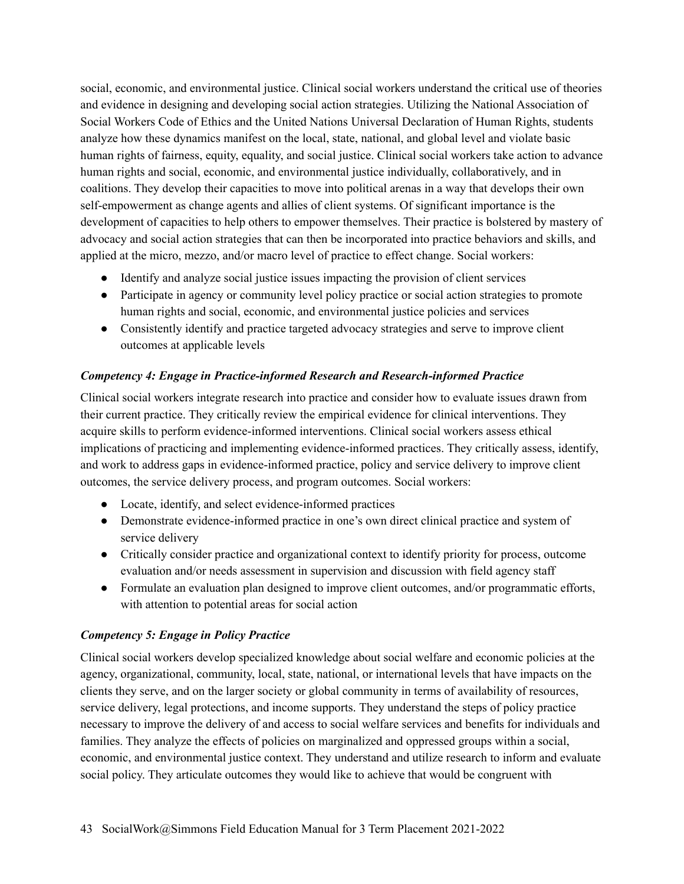social, economic, and environmental justice. Clinical social workers understand the critical use of theories and evidence in designing and developing social action strategies. Utilizing the National Association of Social Workers Code of Ethics and the United Nations Universal Declaration of Human Rights, students analyze how these dynamics manifest on the local, state, national, and global level and violate basic human rights of fairness, equity, equality, and social justice. Clinical social workers take action to advance human rights and social, economic, and environmental justice individually, collaboratively, and in coalitions. They develop their capacities to move into political arenas in a way that develops their own self-empowerment as change agents and allies of client systems. Of significant importance is the development of capacities to help others to empower themselves. Their practice is bolstered by mastery of advocacy and social action strategies that can then be incorporated into practice behaviors and skills, and applied at the micro, mezzo, and/or macro level of practice to effect change. Social workers:

- Identify and analyze social justice issues impacting the provision of client services
- Participate in agency or community level policy practice or social action strategies to promote human rights and social, economic, and environmental justice policies and services
- Consistently identify and practice targeted advocacy strategies and serve to improve client outcomes at applicable levels

### *Competency 4: Engage in Practice-informed Research and Research-informed Practice*

Clinical social workers integrate research into practice and consider how to evaluate issues drawn from their current practice. They critically review the empirical evidence for clinical interventions. They acquire skills to perform evidence-informed interventions. Clinical social workers assess ethical implications of practicing and implementing evidence-informed practices. They critically assess, identify, and work to address gaps in evidence-informed practice, policy and service delivery to improve client outcomes, the service delivery process, and program outcomes. Social workers:

- Locate, identify, and select evidence-informed practices
- Demonstrate evidence-informed practice in one's own direct clinical practice and system of service delivery
- Critically consider practice and organizational context to identify priority for process, outcome evaluation and/or needs assessment in supervision and discussion with field agency staff
- Formulate an evaluation plan designed to improve client outcomes, and/or programmatic efforts, with attention to potential areas for social action

### *Competency 5: Engage in Policy Practice*

Clinical social workers develop specialized knowledge about social welfare and economic policies at the agency, organizational, community, local, state, national, or international levels that have impacts on the clients they serve, and on the larger society or global community in terms of availability of resources, service delivery, legal protections, and income supports. They understand the steps of policy practice necessary to improve the delivery of and access to social welfare services and benefits for individuals and families. They analyze the effects of policies on marginalized and oppressed groups within a social, economic, and environmental justice context. They understand and utilize research to inform and evaluate social policy. They articulate outcomes they would like to achieve that would be congruent with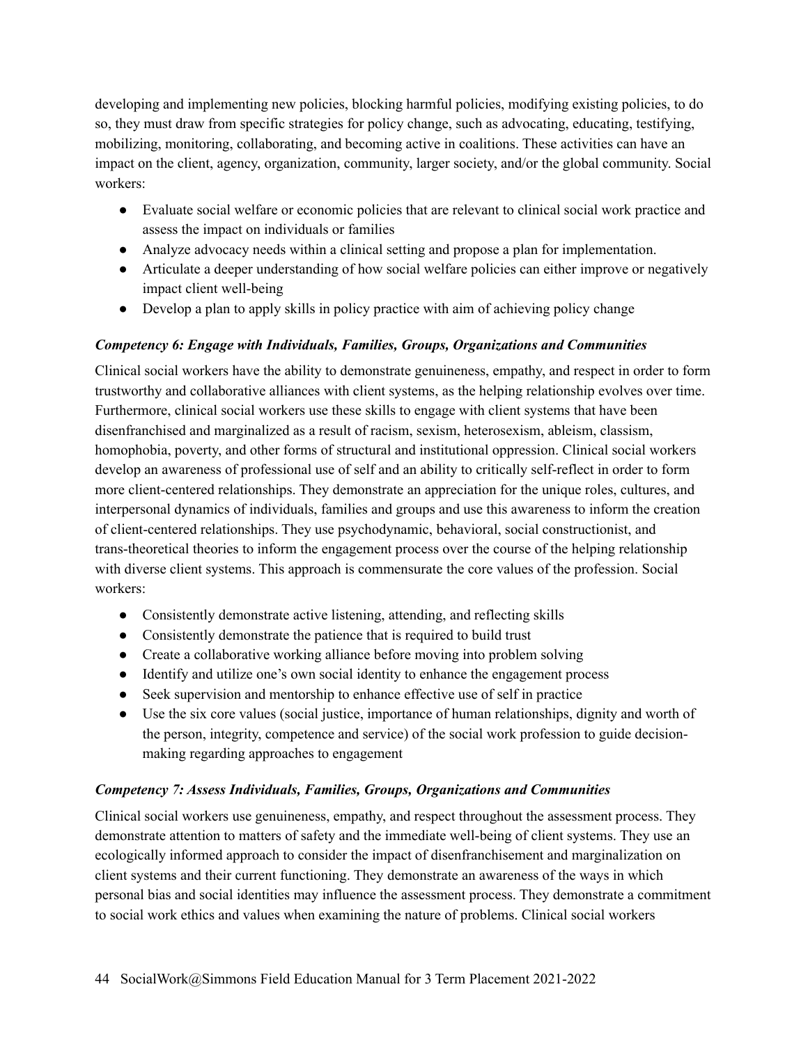developing and implementing new policies, blocking harmful policies, modifying existing policies, to do so, they must draw from specific strategies for policy change, such as advocating, educating, testifying, mobilizing, monitoring, collaborating, and becoming active in coalitions. These activities can have an impact on the client, agency, organization, community, larger society, and/or the global community. Social workers:

- Evaluate social welfare or economic policies that are relevant to clinical social work practice and assess the impact on individuals or families
- Analyze advocacy needs within a clinical setting and propose a plan for implementation.
- Articulate a deeper understanding of how social welfare policies can either improve or negatively impact client well-being
- Develop a plan to apply skills in policy practice with aim of achieving policy change

### *Competency 6: Engage with Individuals, Families, Groups, Organizations and Communities*

Clinical social workers have the ability to demonstrate genuineness, empathy, and respect in order to form trustworthy and collaborative alliances with client systems, as the helping relationship evolves over time. Furthermore, clinical social workers use these skills to engage with client systems that have been disenfranchised and marginalized as a result of racism, sexism, heterosexism, ableism, classism, homophobia, poverty, and other forms of structural and institutional oppression. Clinical social workers develop an awareness of professional use of self and an ability to critically self-reflect in order to form more client-centered relationships. They demonstrate an appreciation for the unique roles, cultures, and interpersonal dynamics of individuals, families and groups and use this awareness to inform the creation of client-centered relationships. They use psychodynamic, behavioral, social constructionist, and trans-theoretical theories to inform the engagement process over the course of the helping relationship with diverse client systems. This approach is commensurate the core values of the profession. Social workers:

- Consistently demonstrate active listening, attending, and reflecting skills
- Consistently demonstrate the patience that is required to build trust
- Create a collaborative working alliance before moving into problem solving
- Identify and utilize one's own social identity to enhance the engagement process
- Seek supervision and mentorship to enhance effective use of self in practice
- Use the six core values (social justice, importance of human relationships, dignity and worth of the person, integrity, competence and service) of the social work profession to guide decision-making regarding approaches to engagement

### *Competency 7: Assess Individuals, Families, Groups, Organizations and Communities*

Clinical social workers use genuineness, empathy, and respect throughout the assessment process. They demonstrate attention to matters of safety and the immediate well-being of client systems. They use an ecologically informed approach to consider the impact of disenfranchisement and marginalization on client systems and their current functioning. They demonstrate an awareness of the ways in which personal bias and social identities may influence the assessment process. They demonstrate a commitment to social work ethics and values when examining the nature of problems. Clinical social workers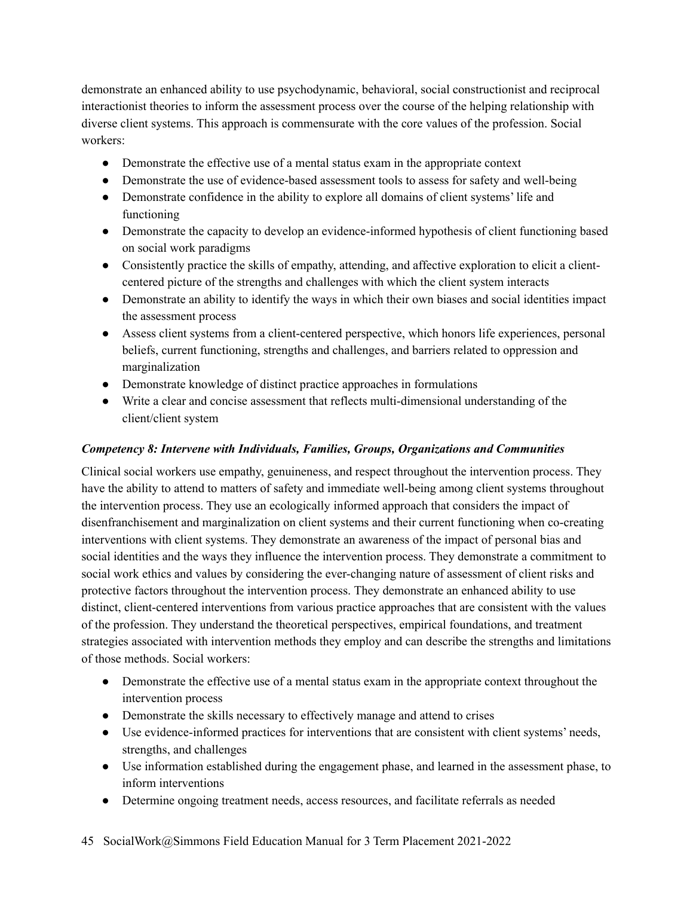demonstrate an enhanced ability to use psychodynamic, behavioral, social constructionist and reciprocal interactionist theories to inform the assessment process over the course of the helping relationship with diverse client systems. This approach is commensurate with the core values of the profession. Social workers:

- Demonstrate the effective use of a mental status exam in the appropriate context
- Demonstrate the use of evidence-based assessment tools to assess for safety and well-being
- Demonstrate confidence in the ability to explore all domains of client systems' life and functioning
- Demonstrate the capacity to develop an evidence-informed hypothesis of client functioning based on social work paradigms
- Consistently practice the skills of empathy, attending, and affective exploration to elicit a client-centered picture of the strengths and challenges with which the client system interacts
- Demonstrate an ability to identify the ways in which their own biases and social identities impact the assessment process
- Assess client systems from a client-centered perspective, which honors life experiences, personal beliefs, current functioning, strengths and challenges, and barriers related to oppression and marginalization
- Demonstrate knowledge of distinct practice approaches in formulations
- Write a clear and concise assessment that reflects multi-dimensional understanding of the client/client system

***Competency 8: Intervene with Individuals, Families, Groups, Organizations and Communities***

Clinical social workers use empathy, genuineness, and respect throughout the intervention process. They have the ability to attend to matters of safety and immediate well-being among client systems throughout the intervention process. They use an ecologically informed approach that considers the impact of disenfranchisement and marginalization on client systems and their current functioning when co-creating interventions with client systems. They demonstrate an awareness of the impact of personal bias and social identities and the ways they influence the intervention process. They demonstrate a commitment to social work ethics and values by considering the ever-changing nature of assessment of client risks and protective factors throughout the intervention process. They demonstrate an enhanced ability to use distinct, client-centered interventions from various practice approaches that are consistent with the values of the profession. They understand the theoretical perspectives, empirical foundations, and treatment strategies associated with intervention methods they employ and can describe the strengths and limitations of those methods. Social workers:

- Demonstrate the effective use of a mental status exam in the appropriate context throughout the intervention process
- Demonstrate the skills necessary to effectively manage and attend to crises
- Use evidence-informed practices for interventions that are consistent with client systems' needs, strengths, and challenges
- Use information established during the engagement phase, and learned in the assessment phase, to inform interventions
- Determine ongoing treatment needs, access resources, and facilitate referrals as needed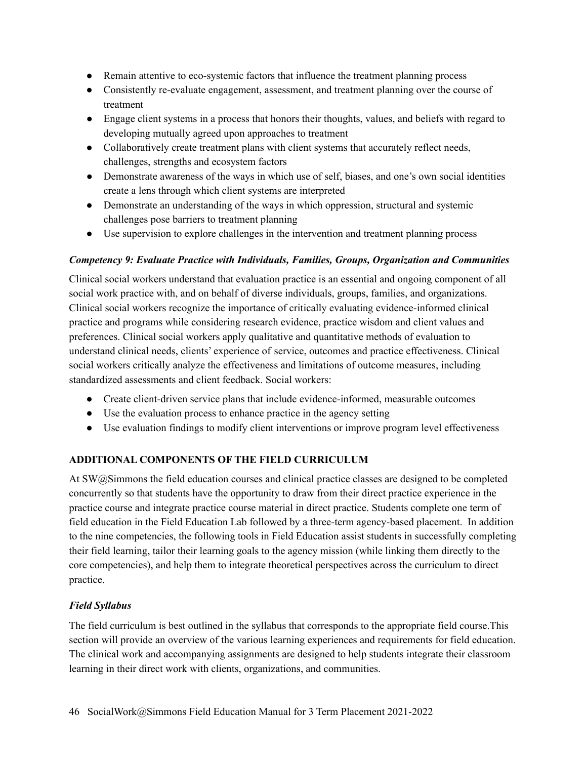- Remain attentive to eco-systemic factors that influence the treatment planning process
- Consistently re-evaluate engagement, assessment, and treatment planning over the course of treatment
- Engage client systems in a process that honors their thoughts, values, and beliefs with regard to developing mutually agreed upon approaches to treatment
- Collaboratively create treatment plans with client systems that accurately reflect needs, challenges, strengths and ecosystem factors
- Demonstrate awareness of the ways in which use of self, biases, and one's own social identities create a lens through which client systems are interpreted
- Demonstrate an understanding of the ways in which oppression, structural and systemic challenges pose barriers to treatment planning
- Use supervision to explore challenges in the intervention and treatment planning process

***Competency 9: Evaluate Practice with Individuals, Families, Groups, Organization and Communities***

Clinical social workers understand that evaluation practice is an essential and ongoing component of all social work practice with, and on behalf of diverse individuals, groups, families, and organizations. Clinical social workers recognize the importance of critically evaluating evidence-informed clinical practice and programs while considering research evidence, practice wisdom and client values and preferences. Clinical social workers apply qualitative and quantitative methods of evaluation to understand clinical needs, clients' experience of service, outcomes and practice effectiveness. Clinical social workers critically analyze the effectiveness and limitations of outcome measures, including standardized assessments and client feedback. Social workers:

- Create client-driven service plans that include evidence-informed, measurable outcomes
- Use the evaluation process to enhance practice in the agency setting
- Use evaluation findings to modify client interventions or improve program level effectiveness

**ADDITIONAL COMPONENTS OF THE FIELD CURRICULUM**

At SW@Simmons the field education courses and clinical practice classes are designed to be completed concurrently so that students have the opportunity to draw from their direct practice experience in the practice course and integrate practice course material in direct practice. Students complete one term of field education in the Field Education Lab followed by a three-term agency-based placement. In addition to the nine competencies, the following tools in Field Education assist students in successfully completing their field learning, tailor their learning goals to the agency mission (while linking them directly to the core competencies), and help them to integrate theoretical perspectives across the curriculum to direct practice.

***Field Syllabus***

The field curriculum is best outlined in the syllabus that corresponds to the appropriate field course.This section will provide an overview of the various learning experiences and requirements for field education. The clinical work and accompanying assignments are designed to help students integrate their classroom learning in their direct work with clients, organizations, and communities.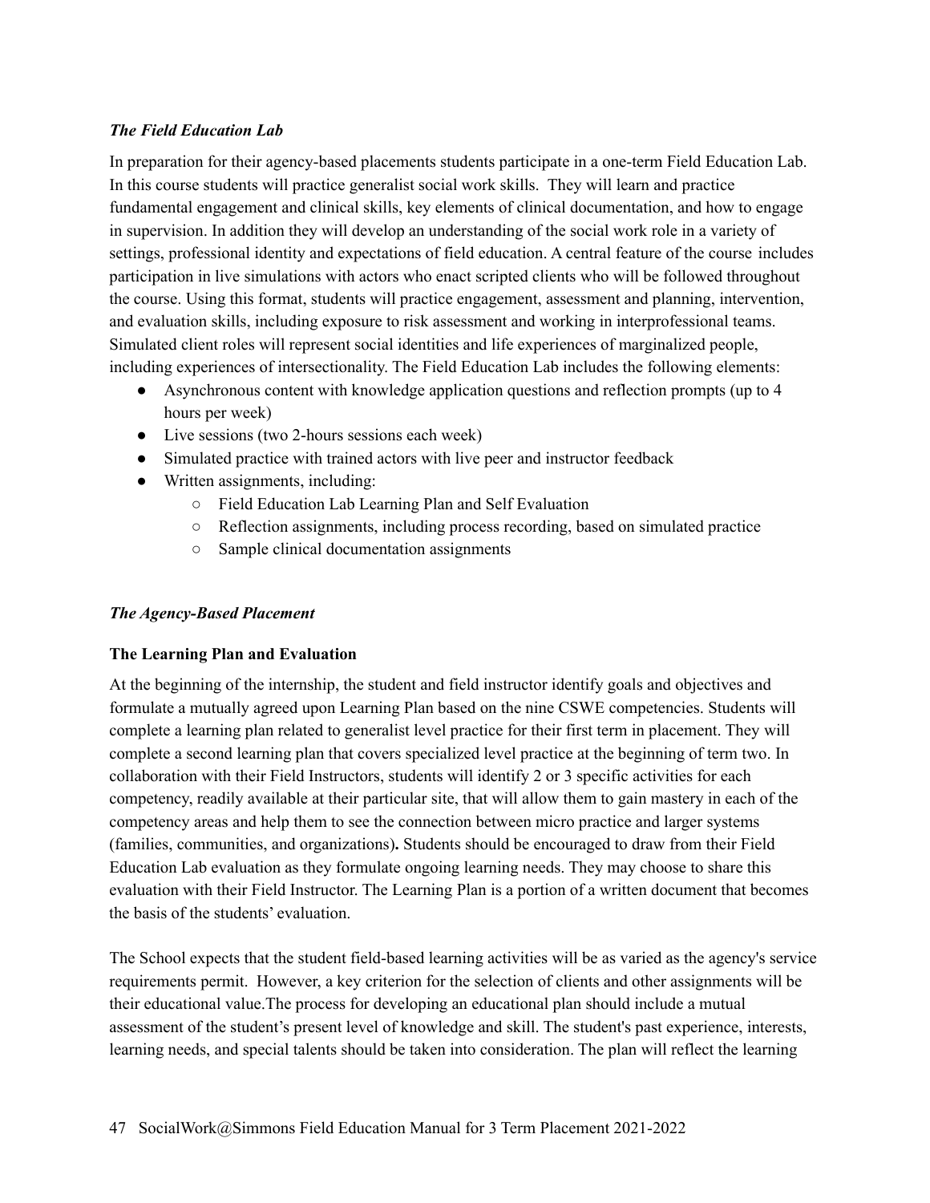*The Field Education Lab*

In preparation for their agency-based placements students participate in a one-term Field Education Lab. In this course students will practice generalist social work skills. They will learn and practice fundamental engagement and clinical skills, key elements of clinical documentation, and how to engage in supervision. In addition they will develop an understanding of the social work role in a variety of settings, professional identity and expectations of field education. A central feature of the course includes participation in live simulations with actors who enact scripted clients who will be followed throughout the course. Using this format, students will practice engagement, assessment and planning, intervention, and evaluation skills, including exposure to risk assessment and working in interprofessional teams. Simulated client roles will represent social identities and life experiences of marginalized people, including experiences of intersectionality. The Field Education Lab includes the following elements:

- Asynchronous content with knowledge application questions and reflection prompts (up to 4 hours per week)
- Live sessions (two 2-hours sessions each week)
- Simulated practice with trained actors with live peer and instructor feedback
- Written assignments, including:
  - Field Education Lab Learning Plan and Self Evaluation
  - Reflection assignments, including process recording, based on simulated practice
  - Sample clinical documentation assignments

*The Agency-Based Placement*

**The Learning Plan and Evaluation**

At the beginning of the internship, the student and field instructor identify goals and objectives and formulate a mutually agreed upon Learning Plan based on the nine CSWE competencies. Students will complete a learning plan related to generalist level practice for their first term in placement. They will complete a second learning plan that covers specialized level practice at the beginning of term two. In collaboration with their Field Instructors, students will identify 2 or 3 specific activities for each competency, readily available at their particular site, that will allow them to gain mastery in each of the competency areas and help them to see the connection between micro practice and larger systems (families, communities, and organizations)**.** Students should be encouraged to draw from their Field Education Lab evaluation as they formulate ongoing learning needs. They may choose to share this evaluation with their Field Instructor. The Learning Plan is a portion of a written document that becomes the basis of the students' evaluation.

The School expects that the student field-based learning activities will be as varied as the agency's service requirements permit. However, a key criterion for the selection of clients and other assignments will be their educational value.The process for developing an educational plan should include a mutual assessment of the student's present level of knowledge and skill. The student's past experience, interests, learning needs, and special talents should be taken into consideration. The plan will reflect the learning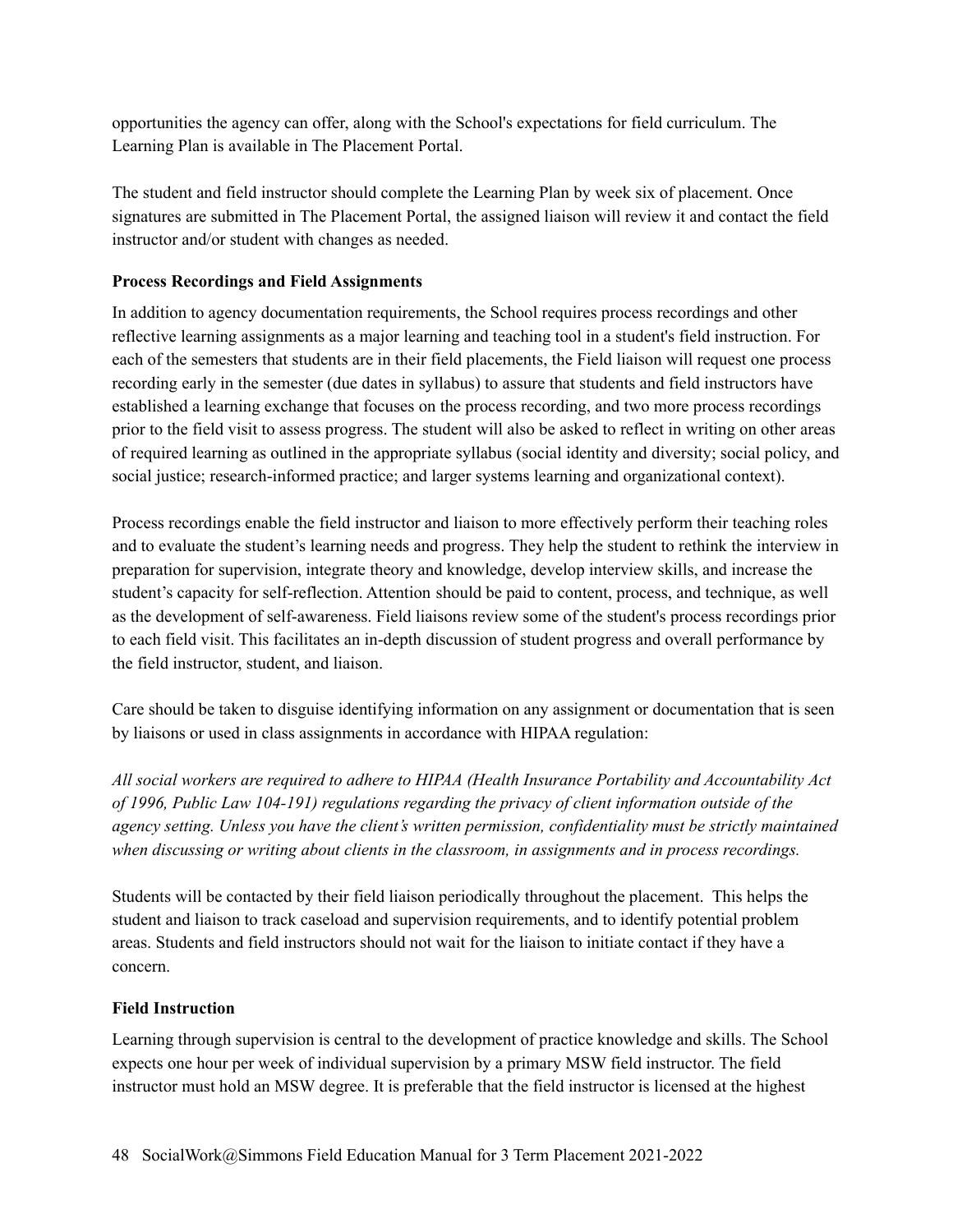opportunities the agency can offer, along with the School's expectations for field curriculum. The Learning Plan is available in The Placement Portal.

The student and field instructor should complete the Learning Plan by week six of placement. Once signatures are submitted in The Placement Portal, the assigned liaison will review it and contact the field instructor and/or student with changes as needed.

**Process Recordings and Field Assignments**

In addition to agency documentation requirements, the School requires process recordings and other reflective learning assignments as a major learning and teaching tool in a student's field instruction. For each of the semesters that students are in their field placements, the Field liaison will request one process recording early in the semester (due dates in syllabus) to assure that students and field instructors have established a learning exchange that focuses on the process recording, and two more process recordings prior to the field visit to assess progress. The student will also be asked to reflect in writing on other areas of required learning as outlined in the appropriate syllabus (social identity and diversity; social policy, and social justice; research-informed practice; and larger systems learning and organizational context).

Process recordings enable the field instructor and liaison to more effectively perform their teaching roles and to evaluate the student's learning needs and progress. They help the student to rethink the interview in preparation for supervision, integrate theory and knowledge, develop interview skills, and increase the student's capacity for self-reflection. Attention should be paid to content, process, and technique, as well as the development of self-awareness. Field liaisons review some of the student's process recordings prior to each field visit. This facilitates an in-depth discussion of student progress and overall performance by the field instructor, student, and liaison.

Care should be taken to disguise identifying information on any assignment or documentation that is seen by liaisons or used in class assignments in accordance with HIPAA regulation:

*All social workers are required to adhere to HIPAA (Health Insurance Portability and Accountability Act of 1996, Public Law 104-191) regulations regarding the privacy of client information outside of the agency setting. Unless you have the client's written permission, confidentiality must be strictly maintained when discussing or writing about clients in the classroom, in assignments and in process recordings.*

Students will be contacted by their field liaison periodically throughout the placement. This helps the student and liaison to track caseload and supervision requirements, and to identify potential problem areas. Students and field instructors should not wait for the liaison to initiate contact if they have a concern.

**Field Instruction**

Learning through supervision is central to the development of practice knowledge and skills. The School expects one hour per week of individual supervision by a primary MSW field instructor. The field instructor must hold an MSW degree. It is preferable that the field instructor is licensed at the highest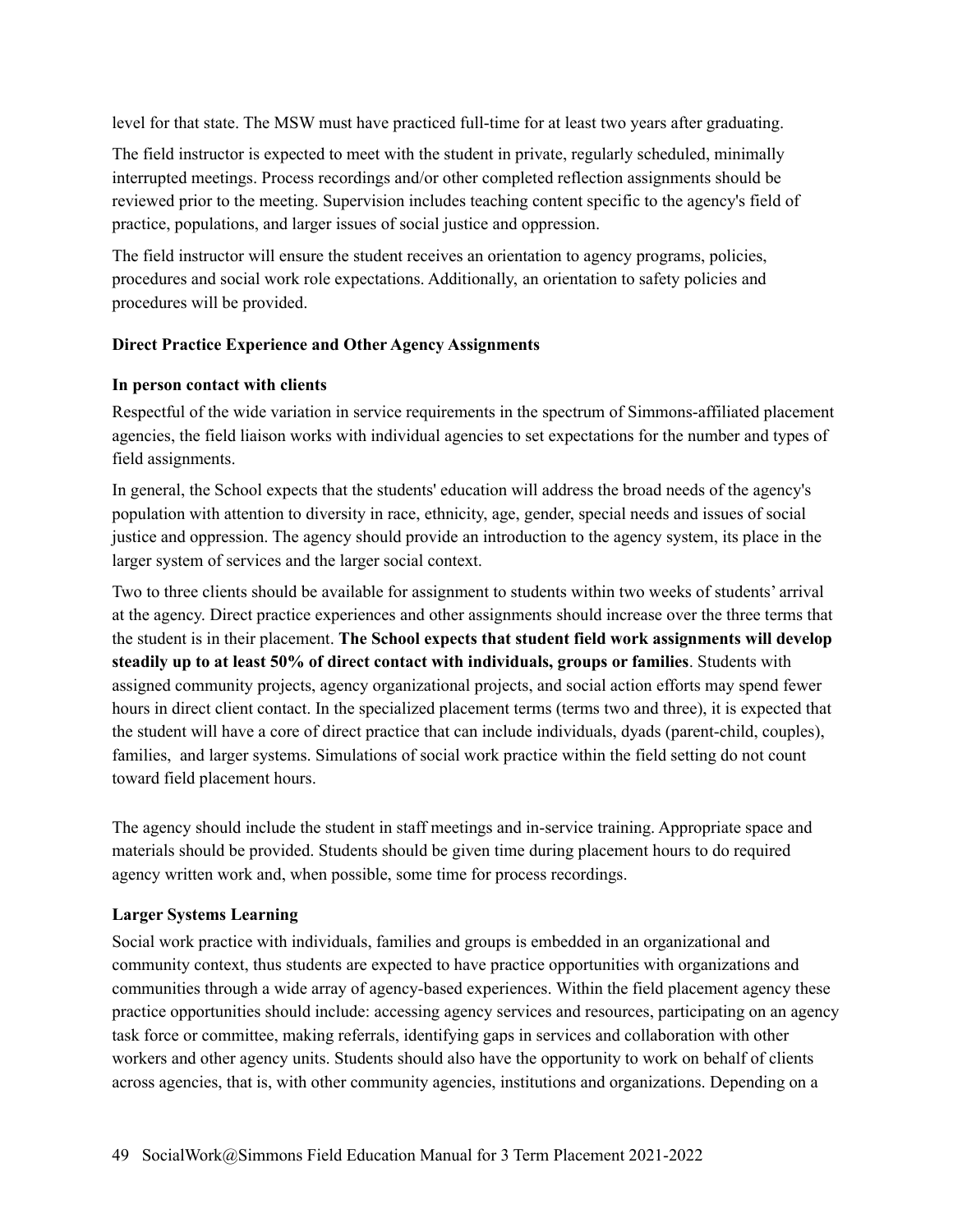level for that state. The MSW must have practiced full-time for at least two years after graduating.

The field instructor is expected to meet with the student in private, regularly scheduled, minimally interrupted meetings. Process recordings and/or other completed reflection assignments should be reviewed prior to the meeting. Supervision includes teaching content specific to the agency's field of practice, populations, and larger issues of social justice and oppression.

The field instructor will ensure the student receives an orientation to agency programs, policies, procedures and social work role expectations. Additionally, an orientation to safety policies and procedures will be provided.

**Direct Practice Experience and Other Agency Assignments**

**In person contact with clients**

Respectful of the wide variation in service requirements in the spectrum of Simmons-affiliated placement agencies, the field liaison works with individual agencies to set expectations for the number and types of field assignments.

In general, the School expects that the students' education will address the broad needs of the agency's population with attention to diversity in race, ethnicity, age, gender, special needs and issues of social justice and oppression. The agency should provide an introduction to the agency system, its place in the larger system of services and the larger social context.

Two to three clients should be available for assignment to students within two weeks of students' arrival at the agency. Direct practice experiences and other assignments should increase over the three terms that the student is in their placement. **The School expects that student field work assignments will develop steadily up to at least 50% of direct contact with individuals, groups or families**. Students with assigned community projects, agency organizational projects, and social action efforts may spend fewer hours in direct client contact. In the specialized placement terms (terms two and three), it is expected that the student will have a core of direct practice that can include individuals, dyads (parent-child, couples), families, and larger systems. Simulations of social work practice within the field setting do not count toward field placement hours.

The agency should include the student in staff meetings and in-service training. Appropriate space and materials should be provided. Students should be given time during placement hours to do required agency written work and, when possible, some time for process recordings.

**Larger Systems Learning**

Social work practice with individuals, families and groups is embedded in an organizational and community context, thus students are expected to have practice opportunities with organizations and communities through a wide array of agency-based experiences. Within the field placement agency these practice opportunities should include: accessing agency services and resources, participating on an agency task force or committee, making referrals, identifying gaps in services and collaboration with other workers and other agency units. Students should also have the opportunity to work on behalf of clients across agencies, that is, with other community agencies, institutions and organizations. Depending on a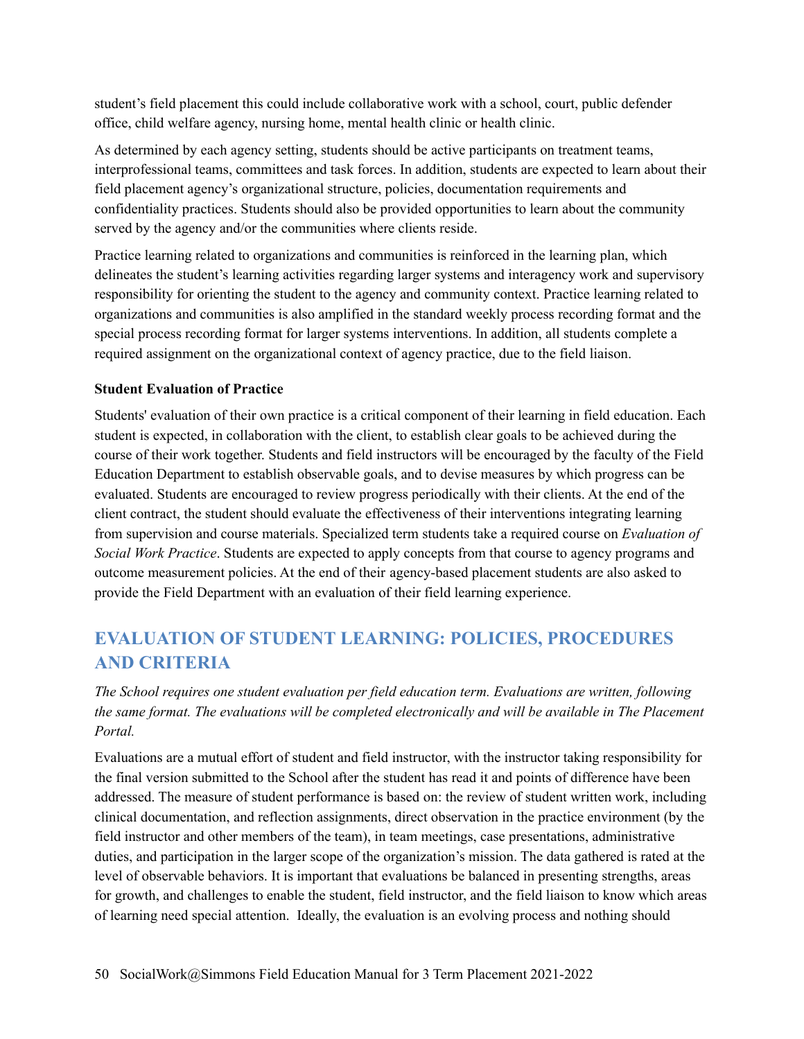student's field placement this could include collaborative work with a school, court, public defender office, child welfare agency, nursing home, mental health clinic or health clinic.

As determined by each agency setting, students should be active participants on treatment teams, interprofessional teams, committees and task forces. In addition, students are expected to learn about their field placement agency's organizational structure, policies, documentation requirements and confidentiality practices. Students should also be provided opportunities to learn about the community served by the agency and/or the communities where clients reside.

Practice learning related to organizations and communities is reinforced in the learning plan, which delineates the student's learning activities regarding larger systems and interagency work and supervisory responsibility for orienting the student to the agency and community context. Practice learning related to organizations and communities is also amplified in the standard weekly process recording format and the special process recording format for larger systems interventions. In addition, all students complete a required assignment on the organizational context of agency practice, due to the field liaison.

**Student Evaluation of Practice**

Students' evaluation of their own practice is a critical component of their learning in field education. Each student is expected, in collaboration with the client, to establish clear goals to be achieved during the course of their work together. Students and field instructors will be encouraged by the faculty of the Field Education Department to establish observable goals, and to devise measures by which progress can be evaluated. Students are encouraged to review progress periodically with their clients. At the end of the client contract, the student should evaluate the effectiveness of their interventions integrating learning from supervision and course materials. Specialized term students take a required course on *Evaluation of Social Work Practice*. Students are expected to apply concepts from that course to agency programs and outcome measurement policies. At the end of their agency-based placement students are also asked to provide the Field Department with an evaluation of their field learning experience.

## EVALUATION OF STUDENT LEARNING: POLICIES, PROCEDURES AND CRITERIA

*The School requires one student evaluation per field education term. Evaluations are written, following the same format. The evaluations will be completed electronically and will be available in The Placement Portal.*

Evaluations are a mutual effort of student and field instructor, with the instructor taking responsibility for the final version submitted to the School after the student has read it and points of difference have been addressed. The measure of student performance is based on: the review of student written work, including clinical documentation, and reflection assignments, direct observation in the practice environment (by the field instructor and other members of the team), in team meetings, case presentations, administrative duties, and participation in the larger scope of the organization's mission. The data gathered is rated at the level of observable behaviors. It is important that evaluations be balanced in presenting strengths, areas for growth, and challenges to enable the student, field instructor, and the field liaison to know which areas of learning need special attention. Ideally, the evaluation is an evolving process and nothing should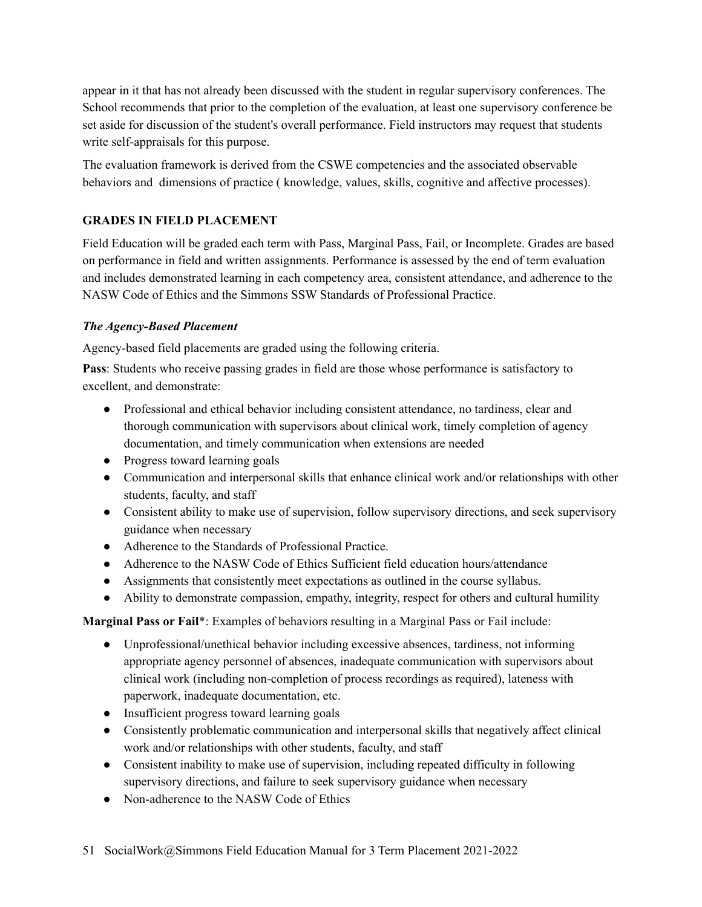appear in it that has not already been discussed with the student in regular supervisory conferences. The School recommends that prior to the completion of the evaluation, at least one supervisory conference be set aside for discussion of the student's overall performance. Field instructors may request that students write self-appraisals for this purpose.

The evaluation framework is derived from the CSWE competencies and the associated observable behaviors and dimensions of practice ( knowledge, values, skills, cognitive and affective processes).

## GRADES IN FIELD PLACEMENT

Field Education will be graded each term with Pass, Marginal Pass, Fail, or Incomplete. Grades are based on performance in field and written assignments. Performance is assessed by the end of term evaluation and includes demonstrated learning in each competency area, consistent attendance, and adherence to the NASW Code of Ethics and the Simmons SSW Standards of Professional Practice.

### *The Agency-Based Placement*

Agency-based field placements are graded using the following criteria.

**Pass**: Students who receive passing grades in field are those whose performance is satisfactory to excellent, and demonstrate:

- Professional and ethical behavior including consistent attendance, no tardiness, clear and thorough communication with supervisors about clinical work, timely completion of agency documentation, and timely communication when extensions are needed
- Progress toward learning goals
- Communication and interpersonal skills that enhance clinical work and/or relationships with other students, faculty, and staff
- Consistent ability to make use of supervision, follow supervisory directions, and seek supervisory guidance when necessary
- Adherence to the Standards of Professional Practice.
- Adherence to the NASW Code of Ethics Sufficient field education hours/attendance
- Assignments that consistently meet expectations as outlined in the course syllabus.
- Ability to demonstrate compassion, empathy, integrity, respect for others and cultural humility

**Marginal Pass or Fail***: Examples of behaviors resulting in a Marginal Pass or Fail include:

- Unprofessional/unethical behavior including excessive absences, tardiness, not informing appropriate agency personnel of absences, inadequate communication with supervisors about clinical work (including non-completion of process recordings as required), lateness with paperwork, inadequate documentation, etc.
- Insufficient progress toward learning goals
- Consistently problematic communication and interpersonal skills that negatively affect clinical work and/or relationships with other students, faculty, and staff
- Consistent inability to make use of supervision, including repeated difficulty in following supervisory directions, and failure to seek supervisory guidance when necessary
- Non-adherence to the NASW Code of Ethics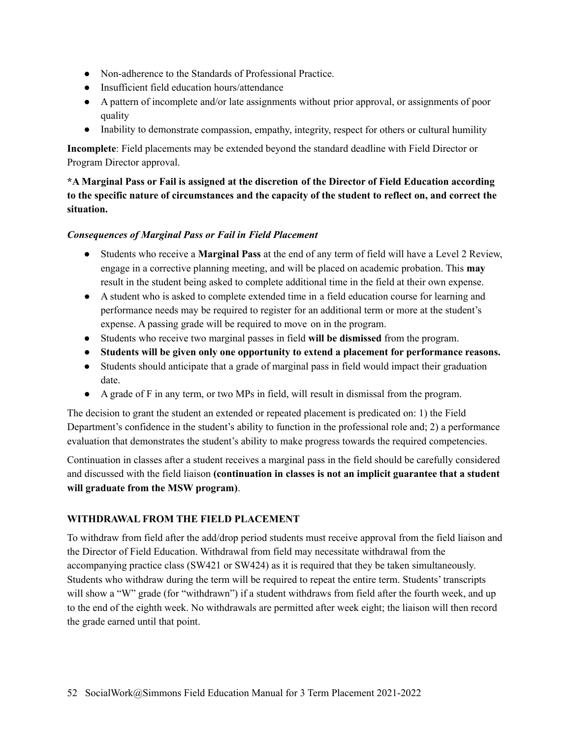- Non-adherence to the Standards of Professional Practice.
- Insufficient field education hours/attendance
- A pattern of incomplete and/or late assignments without prior approval, or assignments of poor quality
- Inability to demonstrate compassion, empathy, integrity, respect for others or cultural humility

**Incomplete**: Field placements may be extended beyond the standard deadline with Field Director or Program Director approval.

**\*A Marginal Pass or Fail is assigned at the discretion of the Director of Field Education according to the specific nature of circumstances and the capacity of the student to reflect on, and correct the situation.**

***Consequences of Marginal Pass or Fail in Field Placement***

- Students who receive a **Marginal Pass** at the end of any term of field will have a Level 2 Review, engage in a corrective planning meeting, and will be placed on academic probation. This **may** result in the student being asked to complete additional time in the field at their own expense.
- A student who is asked to complete extended time in a field education course for learning and performance needs may be required to register for an additional term or more at the student's expense. A passing grade will be required to move on in the program.
- Students who receive two marginal passes in field **will be dismissed** from the program.
- **Students will be given only one opportunity to extend a placement for performance reasons.**
- Students should anticipate that a grade of marginal pass in field would impact their graduation date.
- A grade of F in any term, or two MPs in field, will result in dismissal from the program.

The decision to grant the student an extended or repeated placement is predicated on: 1) the Field Department's confidence in the student's ability to function in the professional role and; 2) a performance evaluation that demonstrates the student's ability to make progress towards the required competencies.

Continuation in classes after a student receives a marginal pass in the field should be carefully considered and discussed with the field liaison **(continuation in classes is not an implicit guarantee that a student will graduate from the MSW program)**.

## WITHDRAWAL FROM THE FIELD PLACEMENT

To withdraw from field after the add/drop period students must receive approval from the field liaison and the Director of Field Education. Withdrawal from field may necessitate withdrawal from the accompanying practice class (SW421 or SW424) as it is required that they be taken simultaneously. Students who withdraw during the term will be required to repeat the entire term. Students' transcripts will show a "W" grade (for "withdrawn") if a student withdraws from field after the fourth week, and up to the end of the eighth week. No withdrawals are permitted after week eight; the liaison will then record the grade earned until that point.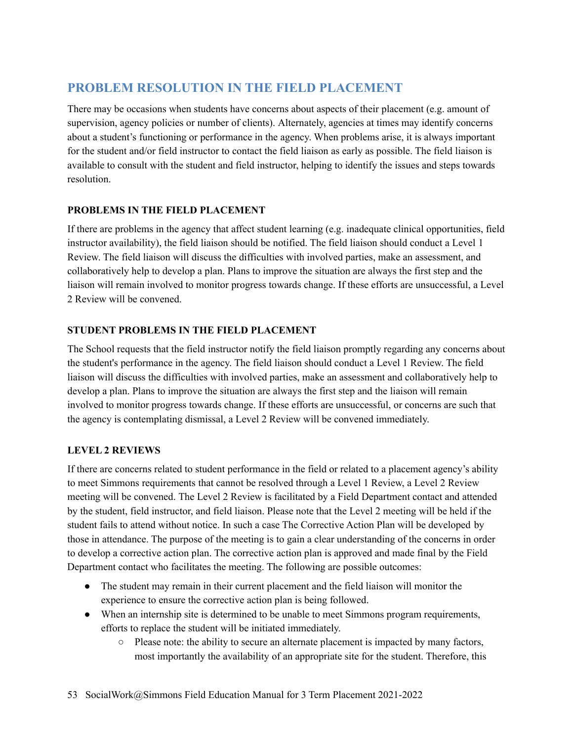## PROBLEM RESOLUTION IN THE FIELD PLACEMENT

There may be occasions when students have concerns about aspects of their placement (e.g. amount of supervision, agency policies or number of clients). Alternately, agencies at times may identify concerns about a student's functioning or performance in the agency. When problems arise, it is always important for the student and/or field instructor to contact the field liaison as early as possible. The field liaison is available to consult with the student and field instructor, helping to identify the issues and steps towards resolution.

### PROBLEMS IN THE FIELD PLACEMENT

If there are problems in the agency that affect student learning (e.g. inadequate clinical opportunities, field instructor availability), the field liaison should be notified. The field liaison should conduct a Level 1 Review. The field liaison will discuss the difficulties with involved parties, make an assessment, and collaboratively help to develop a plan. Plans to improve the situation are always the first step and the liaison will remain involved to monitor progress towards change. If these efforts are unsuccessful, a Level 2 Review will be convened.

### STUDENT PROBLEMS IN THE FIELD PLACEMENT

The School requests that the field instructor notify the field liaison promptly regarding any concerns about the student's performance in the agency. The field liaison should conduct a Level 1 Review. The field liaison will discuss the difficulties with involved parties, make an assessment and collaboratively help to develop a plan. Plans to improve the situation are always the first step and the liaison will remain involved to monitor progress towards change. If these efforts are unsuccessful, or concerns are such that the agency is contemplating dismissal, a Level 2 Review will be convened immediately.

### LEVEL 2 REVIEWS

If there are concerns related to student performance in the field or related to a placement agency's ability to meet Simmons requirements that cannot be resolved through a Level 1 Review, a Level 2 Review meeting will be convened. The Level 2 Review is facilitated by a Field Department contact and attended by the student, field instructor, and field liaison. Please note that the Level 2 meeting will be held if the student fails to attend without notice. In such a case The Corrective Action Plan will be developed by those in attendance. The purpose of the meeting is to gain a clear understanding of the concerns in order to develop a corrective action plan. The corrective action plan is approved and made final by the Field Department contact who facilitates the meeting. The following are possible outcomes:

- The student may remain in their current placement and the field liaison will monitor the experience to ensure the corrective action plan is being followed.
- When an internship site is determined to be unable to meet Simmons program requirements, efforts to replace the student will be initiated immediately.
  - Please note: the ability to secure an alternate placement is impacted by many factors, most importantly the availability of an appropriate site for the student. Therefore, this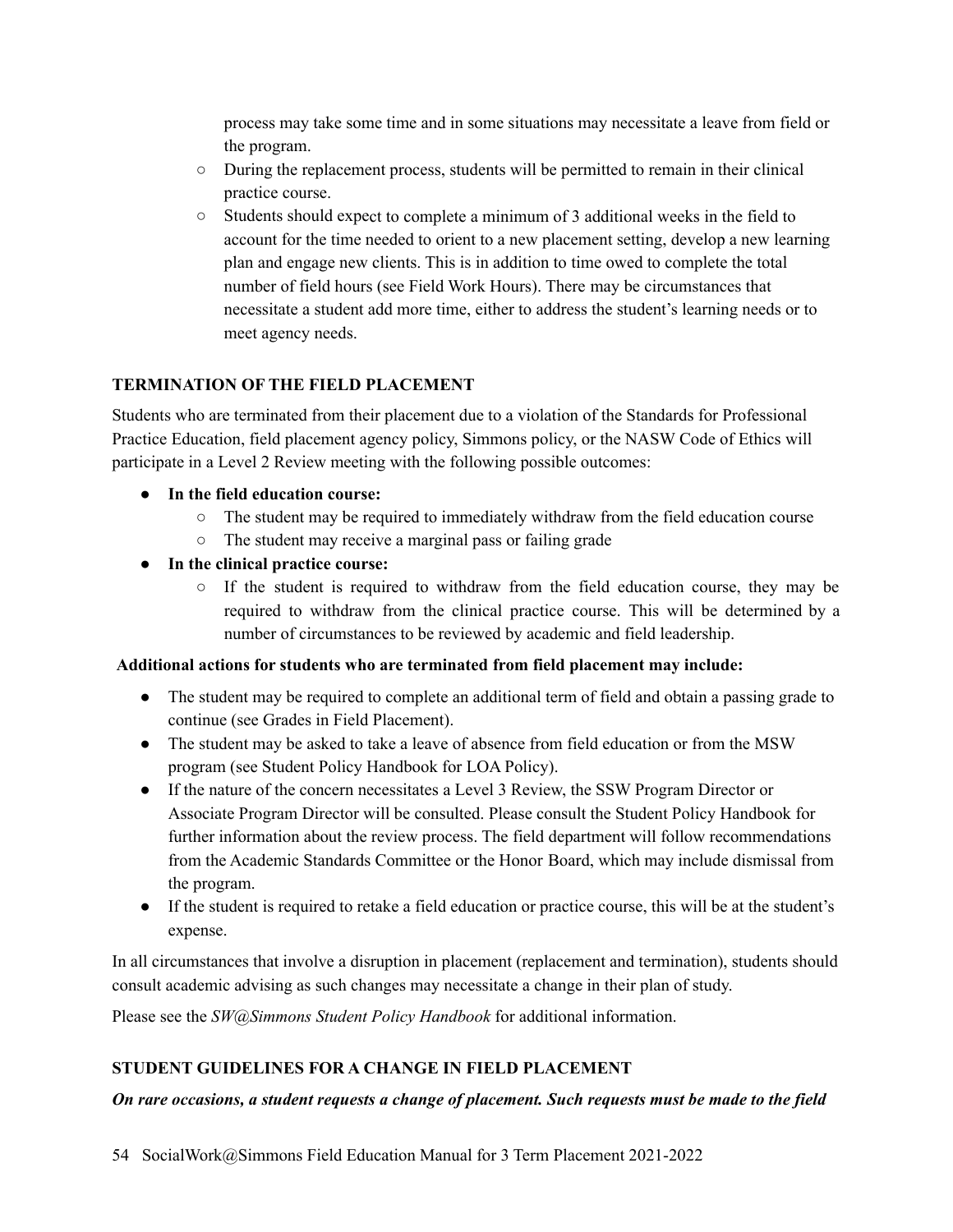- process may take some time and in some situations may necessitate a leave from field or the program.
    - During the replacement process, students will be permitted to remain in their clinical practice course.
    - Students should expect to complete a minimum of 3 additional weeks in the field to account for the time needed to orient to a new placement setting, develop a new learning plan and engage new clients. This is in addition to time owed to complete the total number of field hours (see Field Work Hours). There may be circumstances that necessitate a student add more time, either to address the student's learning needs or to meet agency needs.

## TERMINATION OF THE FIELD PLACEMENT

Students who are terminated from their placement due to a violation of the Standards for Professional Practice Education, field placement agency policy, Simmons policy, or the NASW Code of Ethics will participate in a Level 2 Review meeting with the following possible outcomes:

- **In the field education course:**
    - The student may be required to immediately withdraw from the field education course
    - The student may receive a marginal pass or failing grade
- **In the clinical practice course:**
    - If the student is required to withdraw from the field education course, they may be required to withdraw from the clinical practice course. This will be determined by a number of circumstances to be reviewed by academic and field leadership.

**Additional actions for students who are terminated from field placement may include:**

- The student may be required to complete an additional term of field and obtain a passing grade to continue (see Grades in Field Placement).
- The student may be asked to take a leave of absence from field education or from the MSW program (see Student Policy Handbook for LOA Policy).
- If the nature of the concern necessitates a Level 3 Review, the SSW Program Director or Associate Program Director will be consulted. Please consult the Student Policy Handbook for further information about the review process. The field department will follow recommendations from the Academic Standards Committee or the Honor Board, which may include dismissal from the program.
- If the student is required to retake a field education or practice course, this will be at the student's expense.

In all circumstances that involve a disruption in placement (replacement and termination), students should consult academic advising as such changes may necessitate a change in their plan of study.

Please see the *SW@Simmons Student Policy Handbook* for additional information.

## STUDENT GUIDELINES FOR A CHANGE IN FIELD PLACEMENT

***On rare occasions, a student requests a change of placement. Such requests must be made to the field***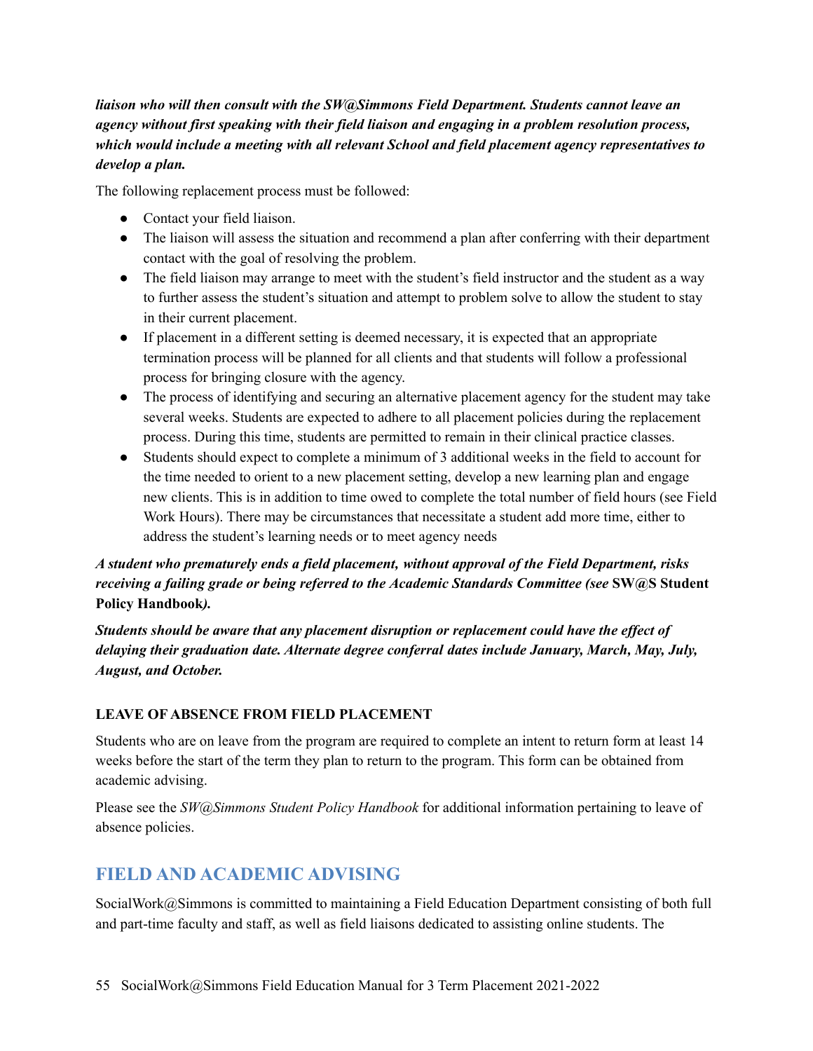***liaison who will then consult with the SW@Simmons Field Department. Students cannot leave an agency without first speaking with their field liaison and engaging in a problem resolution process, which would include a meeting with all relevant School and field placement agency representatives to develop a plan.***

The following replacement process must be followed:

- Contact your field liaison.
- The liaison will assess the situation and recommend a plan after conferring with their department contact with the goal of resolving the problem.
- The field liaison may arrange to meet with the student's field instructor and the student as a way to further assess the student's situation and attempt to problem solve to allow the student to stay in their current placement.
- If placement in a different setting is deemed necessary, it is expected that an appropriate termination process will be planned for all clients and that students will follow a professional process for bringing closure with the agency.
- The process of identifying and securing an alternative placement agency for the student may take several weeks. Students are expected to adhere to all placement policies during the replacement process. During this time, students are permitted to remain in their clinical practice classes.
- Students should expect to complete a minimum of 3 additional weeks in the field to account for the time needed to orient to a new placement setting, develop a new learning plan and engage new clients. This is in addition to time owed to complete the total number of field hours (see Field Work Hours). There may be circumstances that necessitate a student add more time, either to address the student's learning needs or to meet agency needs

***A student who prematurely ends a field placement, without approval of the Field Department, risks receiving a failing grade or being referred to the Academic Standards Committee (see* SW@S Student Policy Handbook*).***

***Students should be aware that any placement disruption or replacement could have the effect of delaying their graduation date. Alternate degree conferral dates include January, March, May, July, August, and October.***

**LEAVE OF ABSENCE FROM FIELD PLACEMENT**

Students who are on leave from the program are required to complete an intent to return form at least 14 weeks before the start of the term they plan to return to the program. This form can be obtained from academic advising.

Please see the *SW@Simmons Student Policy Handbook* for additional information pertaining to leave of absence policies.

## FIELD AND ACADEMIC ADVISING

SocialWork@Simmons is committed to maintaining a Field Education Department consisting of both full and part-time faculty and staff, as well as field liaisons dedicated to assisting online students. The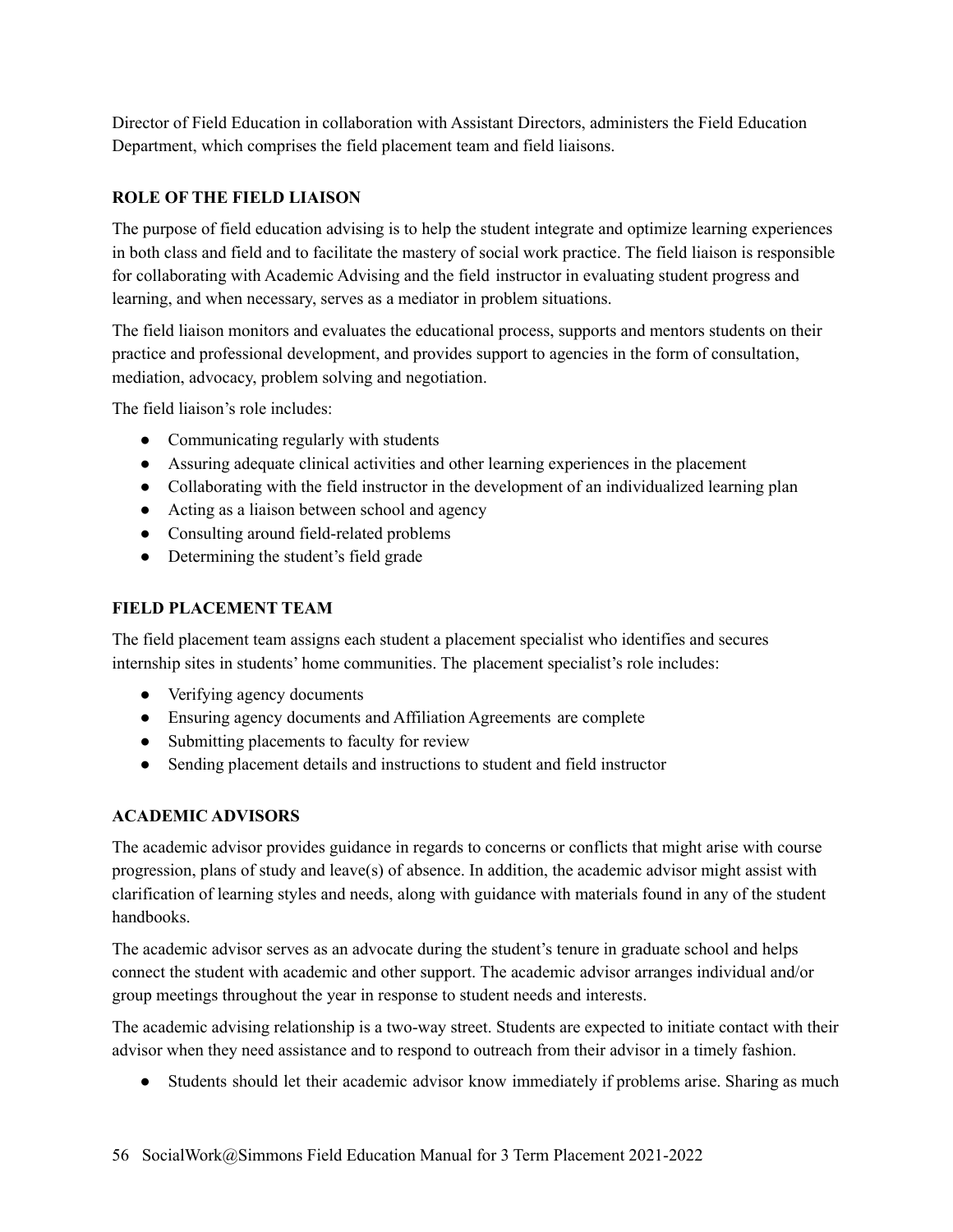Director of Field Education in collaboration with Assistant Directors, administers the Field Education Department, which comprises the field placement team and field liaisons.

### ROLE OF THE FIELD LIAISON

The purpose of field education advising is to help the student integrate and optimize learning experiences in both class and field and to facilitate the mastery of social work practice. The field liaison is responsible for collaborating with Academic Advising and the field instructor in evaluating student progress and learning, and when necessary, serves as a mediator in problem situations.

The field liaison monitors and evaluates the educational process, supports and mentors students on their practice and professional development, and provides support to agencies in the form of consultation, mediation, advocacy, problem solving and negotiation.

The field liaison's role includes:

- Communicating regularly with students
- Assuring adequate clinical activities and other learning experiences in the placement
- Collaborating with the field instructor in the development of an individualized learning plan
- Acting as a liaison between school and agency
- Consulting around field-related problems
- Determining the student's field grade

### FIELD PLACEMENT TEAM

The field placement team assigns each student a placement specialist who identifies and secures internship sites in students' home communities. The placement specialist's role includes:

- Verifying agency documents
- Ensuring agency documents and Affiliation Agreements are complete
- Submitting placements to faculty for review
- Sending placement details and instructions to student and field instructor

### ACADEMIC ADVISORS

The academic advisor provides guidance in regards to concerns or conflicts that might arise with course progression, plans of study and leave(s) of absence. In addition, the academic advisor might assist with clarification of learning styles and needs, along with guidance with materials found in any of the student handbooks.

The academic advisor serves as an advocate during the student's tenure in graduate school and helps connect the student with academic and other support. The academic advisor arranges individual and/or group meetings throughout the year in response to student needs and interests.

The academic advising relationship is a two-way street. Students are expected to initiate contact with their advisor when they need assistance and to respond to outreach from their advisor in a timely fashion.

- Students should let their academic advisor know immediately if problems arise. Sharing as much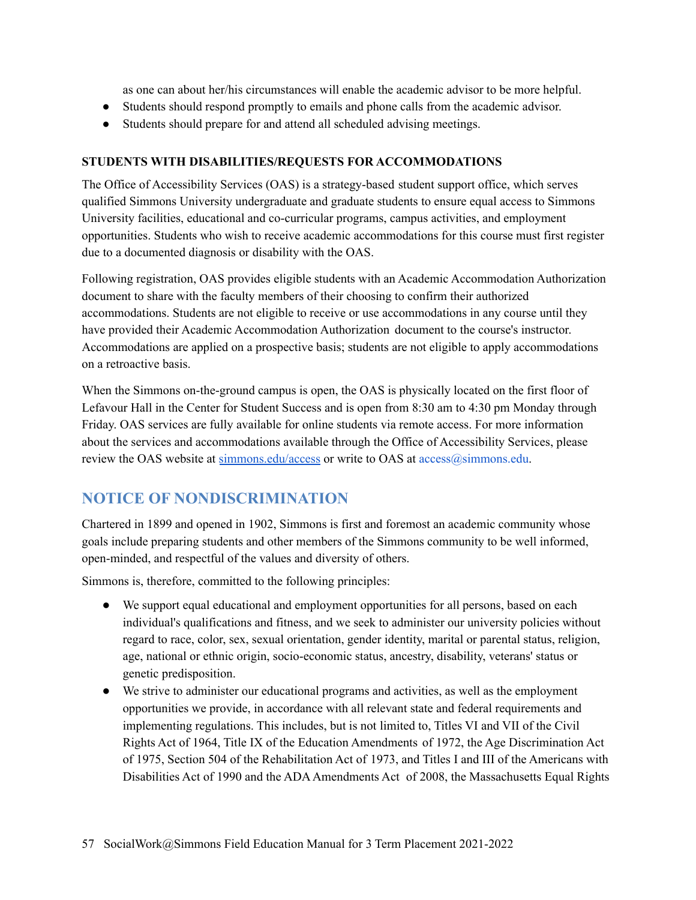as one can about her/his circumstances will enable the academic advisor to be more helpful.

- Students should respond promptly to emails and phone calls from the academic advisor.
- Students should prepare for and attend all scheduled advising meetings.

**STUDENTS WITH DISABILITIES/REQUESTS FOR ACCOMMODATIONS**

The Office of Accessibility Services (OAS) is a strategy-based student support office, which serves qualified Simmons University undergraduate and graduate students to ensure equal access to Simmons University facilities, educational and co-curricular programs, campus activities, and employment opportunities. Students who wish to receive academic accommodations for this course must first register due to a documented diagnosis or disability with the OAS.

Following registration, OAS provides eligible students with an Academic Accommodation Authorization document to share with the faculty members of their choosing to confirm their authorized accommodations. Students are not eligible to receive or use accommodations in any course until they have provided their Academic Accommodation Authorization document to the course's instructor. Accommodations are applied on a prospective basis; students are not eligible to apply accommodations on a retroactive basis.

When the Simmons on-the-ground campus is open, the OAS is physically located on the first floor of Lefavour Hall in the Center for Student Success and is open from 8:30 am to 4:30 pm Monday through Friday. OAS services are fully available for online students via remote access. For more information about the services and accommodations available through the Office of Accessibility Services, please review the OAS website at simmons.edu/access or write to OAS at access@simmons.edu.

## NOTICE OF NONDISCRIMINATION

Chartered in 1899 and opened in 1902, Simmons is first and foremost an academic community whose goals include preparing students and other members of the Simmons community to be well informed, open-minded, and respectful of the values and diversity of others.

Simmons is, therefore, committed to the following principles:

- We support equal educational and employment opportunities for all persons, based on each individual's qualifications and fitness, and we seek to administer our university policies without regard to race, color, sex, sexual orientation, gender identity, marital or parental status, religion, age, national or ethnic origin, socio-economic status, ancestry, disability, veterans' status or genetic predisposition.
- We strive to administer our educational programs and activities, as well as the employment opportunities we provide, in accordance with all relevant state and federal requirements and implementing regulations. This includes, but is not limited to, Titles VI and VII of the Civil Rights Act of 1964, Title IX of the Education Amendments of 1972, the Age Discrimination Act of 1975, Section 504 of the Rehabilitation Act of 1973, and Titles I and III of the Americans with Disabilities Act of 1990 and the ADA Amendments Act of 2008, the Massachusetts Equal Rights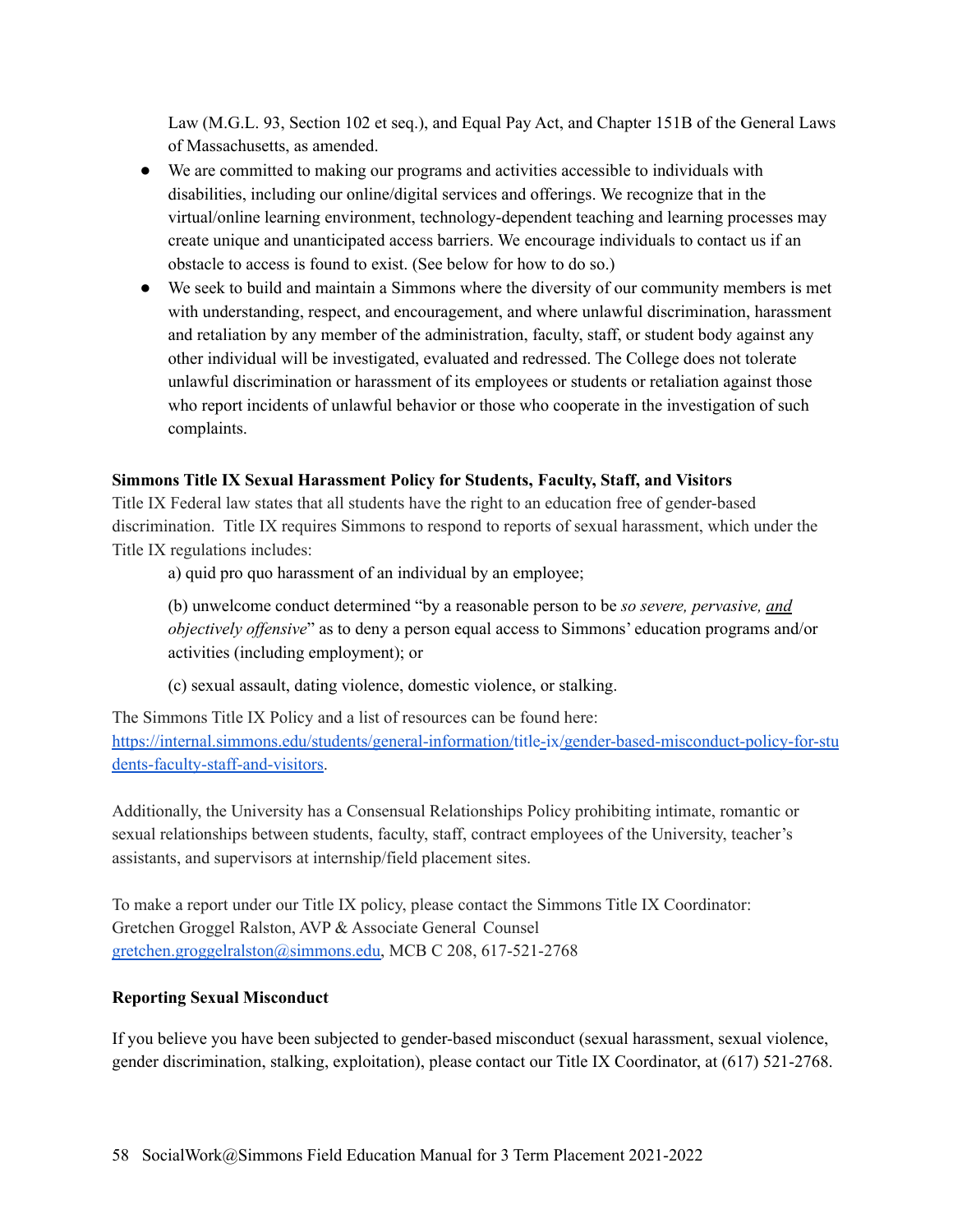Law (M.G.L. 93, Section 102 et seq.), and Equal Pay Act, and Chapter 151B of the General Laws of Massachusetts, as amended.

- We are committed to making our programs and activities accessible to individuals with disabilities, including our online/digital services and offerings. We recognize that in the virtual/online learning environment, technology-dependent teaching and learning processes may create unique and unanticipated access barriers. We encourage individuals to contact us if an obstacle to access is found to exist. (See below for how to do so.)
- We seek to build and maintain a Simmons where the diversity of our community members is met with understanding, respect, and encouragement, and where unlawful discrimination, harassment and retaliation by any member of the administration, faculty, staff, or student body against any other individual will be investigated, evaluated and redressed. The College does not tolerate unlawful discrimination or harassment of its employees or students or retaliation against those who report incidents of unlawful behavior or those who cooperate in the investigation of such complaints.

**Simmons Title IX Sexual Harassment Policy for Students, Faculty, Staff, and Visitors**

Title IX Federal law states that all students have the right to an education free of gender-based discrimination. Title IX requires Simmons to respond to reports of sexual harassment, which under the Title IX regulations includes:

a) quid pro quo harassment of an individual by an employee;

(b) unwelcome conduct determined "by a reasonable person to be *so severe, pervasive, and objectively offensive*" as to deny a person equal access to Simmons' education programs and/or activities (including employment); or

(c) sexual assault, dating violence, domestic violence, or stalking.

The Simmons Title IX Policy and a list of resources can be found here: https://internal.simmons.edu/students/general-information/title-ix/gender-based-misconduct-policy-for-students-faculty-staff-and-visitors.

Additionally, the University has a Consensual Relationships Policy prohibiting intimate, romantic or sexual relationships between students, faculty, staff, contract employees of the University, teacher's assistants, and supervisors at internship/field placement sites.

To make a report under our Title IX policy, please contact the Simmons Title IX Coordinator:
Gretchen Groggel Ralston, AVP & Associate General Counsel
gretchen.groggelralston@simmons.edu, MCB C 208, 617-521-2768

**Reporting Sexual Misconduct**

If you believe you have been subjected to gender-based misconduct (sexual harassment, sexual violence, gender discrimination, stalking, exploitation), please contact our Title IX Coordinator, at (617) 521-2768.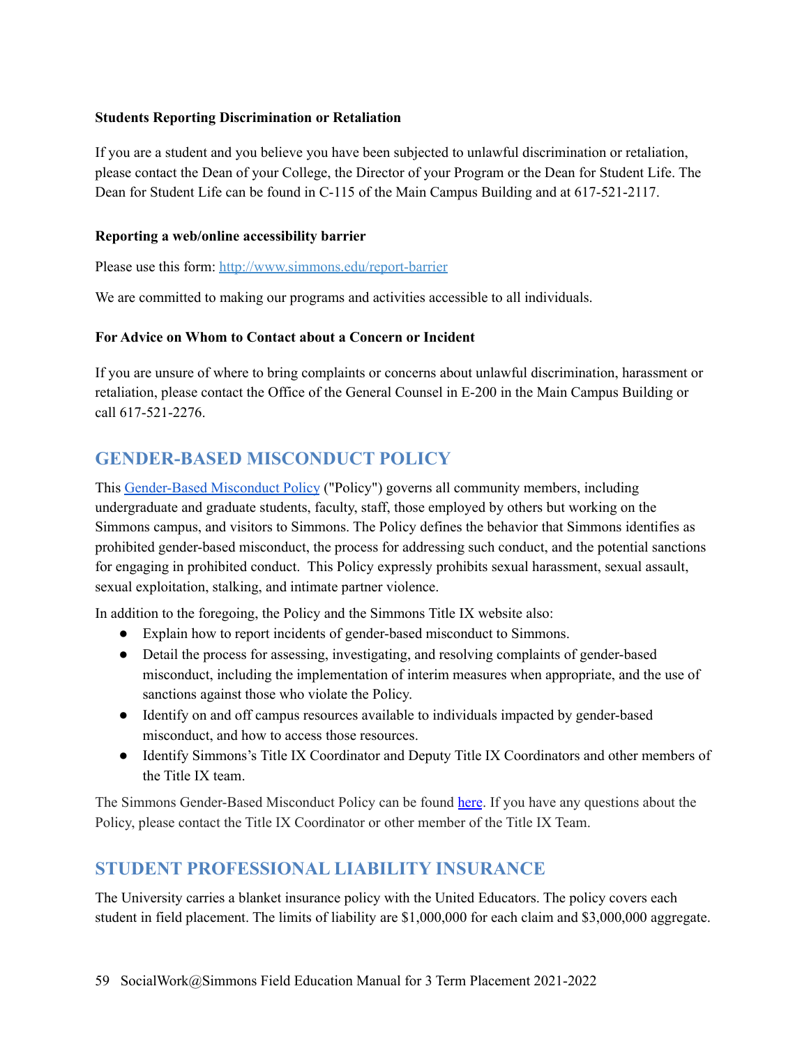**Students Reporting Discrimination or Retaliation**

If you are a student and you believe you have been subjected to unlawful discrimination or retaliation, please contact the Dean of your College, the Director of your Program or the Dean for Student Life. The Dean for Student Life can be found in C-115 of the Main Campus Building and at 617-521-2117.

**Reporting a web/online accessibility barrier**

Please use this form: [http://www.simmons.edu/report-barrier](http://www.simmons.edu/report-barrier)

We are committed to making our programs and activities accessible to all individuals.

**For Advice on Whom to Contact about a Concern or Incident**

If you are unsure of where to bring complaints or concerns about unlawful discrimination, harassment or retaliation, please contact the Office of the General Counsel in E-200 in the Main Campus Building or call 617-521-2276.

## GENDER-BASED MISCONDUCT POLICY

This Gender-Based Misconduct Policy ("Policy") governs all community members, including undergraduate and graduate students, faculty, staff, those employed by others but working on the Simmons campus, and visitors to Simmons. The Policy defines the behavior that Simmons identifies as prohibited gender-based misconduct, the process for addressing such conduct, and the potential sanctions for engaging in prohibited conduct. This Policy expressly prohibits sexual harassment, sexual assault, sexual exploitation, stalking, and intimate partner violence.

In addition to the foregoing, the Policy and the Simmons Title IX website also:

- Explain how to report incidents of gender-based misconduct to Simmons.
- Detail the process for assessing, investigating, and resolving complaints of gender-based misconduct, including the implementation of interim measures when appropriate, and the use of sanctions against those who violate the Policy.
- Identify on and off campus resources available to individuals impacted by gender-based misconduct, and how to access those resources.
- Identify Simmons's Title IX Coordinator and Deputy Title IX Coordinators and other members of the Title IX team.

The Simmons Gender-Based Misconduct Policy can be found here. If you have any questions about the Policy, please contact the Title IX Coordinator or other member of the Title IX Team.

## STUDENT PROFESSIONAL LIABILITY INSURANCE

The University carries a blanket insurance policy with the United Educators. The policy covers each student in field placement. The limits of liability are $1,000,000 for each claim and $3,000,000 aggregate.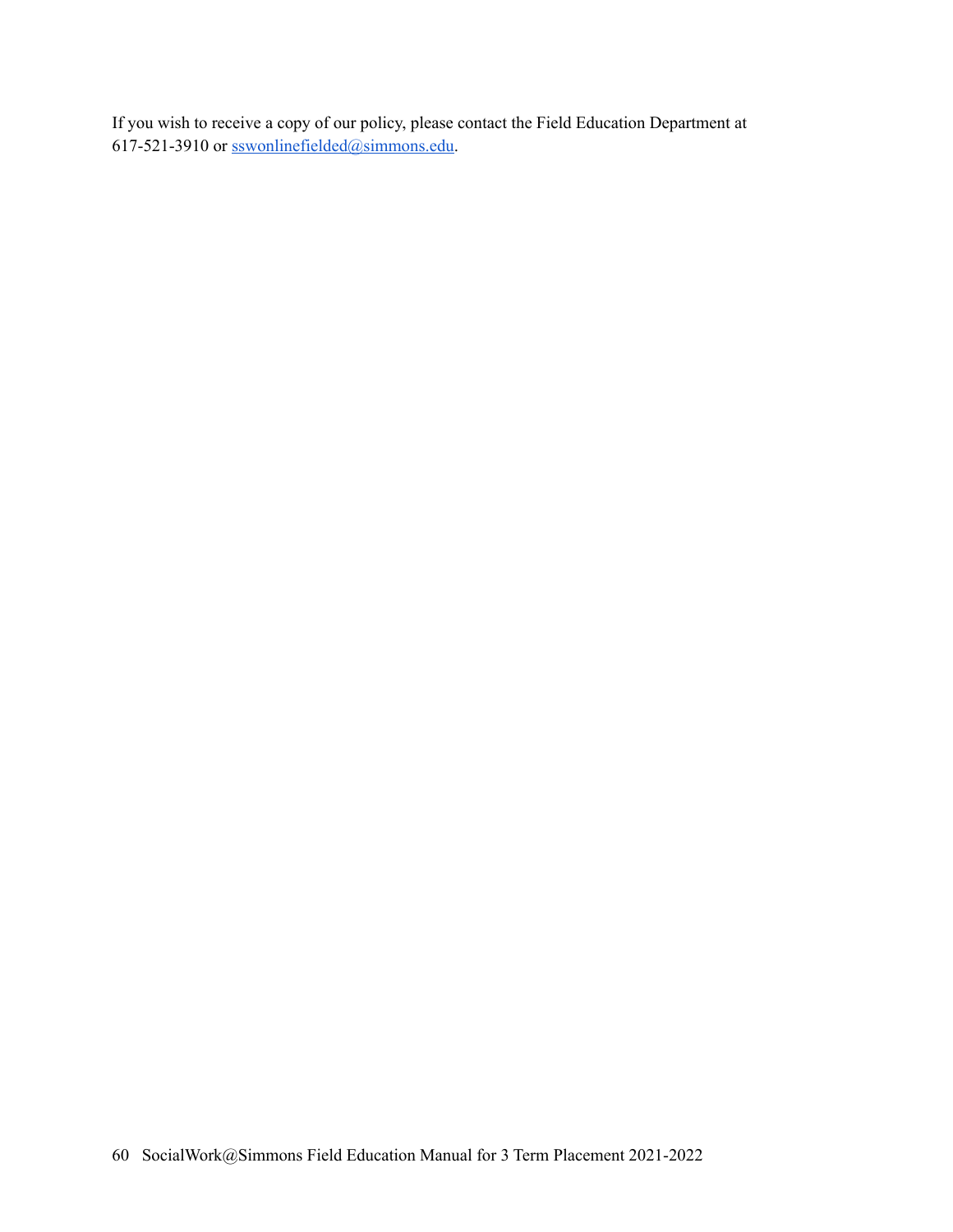If you wish to receive a copy of our policy, please contact the Field Education Department at 617-521-3910 or [sswonlinefielded@simmons.edu](mailto:sswonlinefielded@simmons.edu).